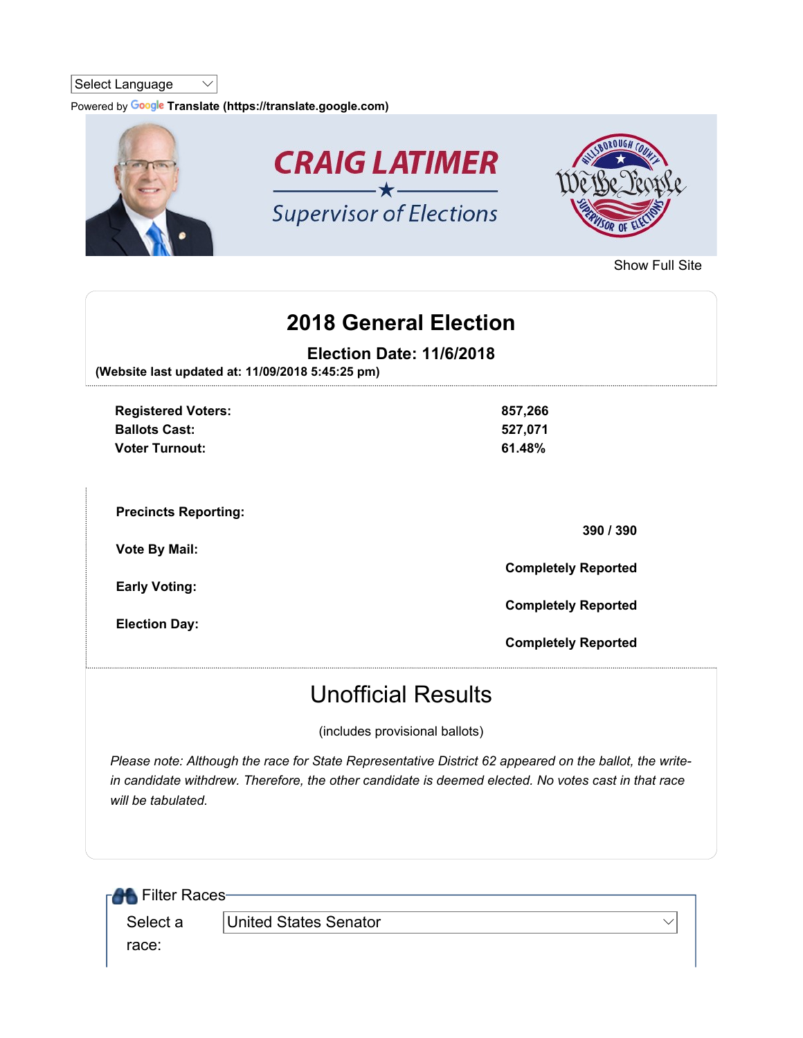Select Language

Powered by Google Translate (https://translate.google.com)

**CRAIG LATIMER**

*Supervisor of Elections*

Hillsborough County We the People Supervisor of Elections

Show Full Site

# 2018 General Election

### Election Date: 11/6/2018

**(Website last updated at: 11/09/2018 5:45:25 pm)**

| | |
|---|---|
| **Registered Voters:** | **857,266** |
| **Ballots Cast:** | **527,071** |
| **Voter Turnout:** | **61.48%** |

| | |
|---|---|
| **Precincts Reporting:** | **390 / 390** |
| **Vote By Mail:** | **Completely Reported** |
| **Early Voting:** | **Completely Reported** |
| **Election Day:** | **Completely Reported** |

## Unofficial Results

(includes provisional ballots)

*Please note: Although the race for State Representative District 62 appeared on the ballot, the write-in candidate withdrew. Therefore, the other candidate is deemed elected. No votes cast in that race will be tabulated.*

Filter Races

Select a race: United States Senator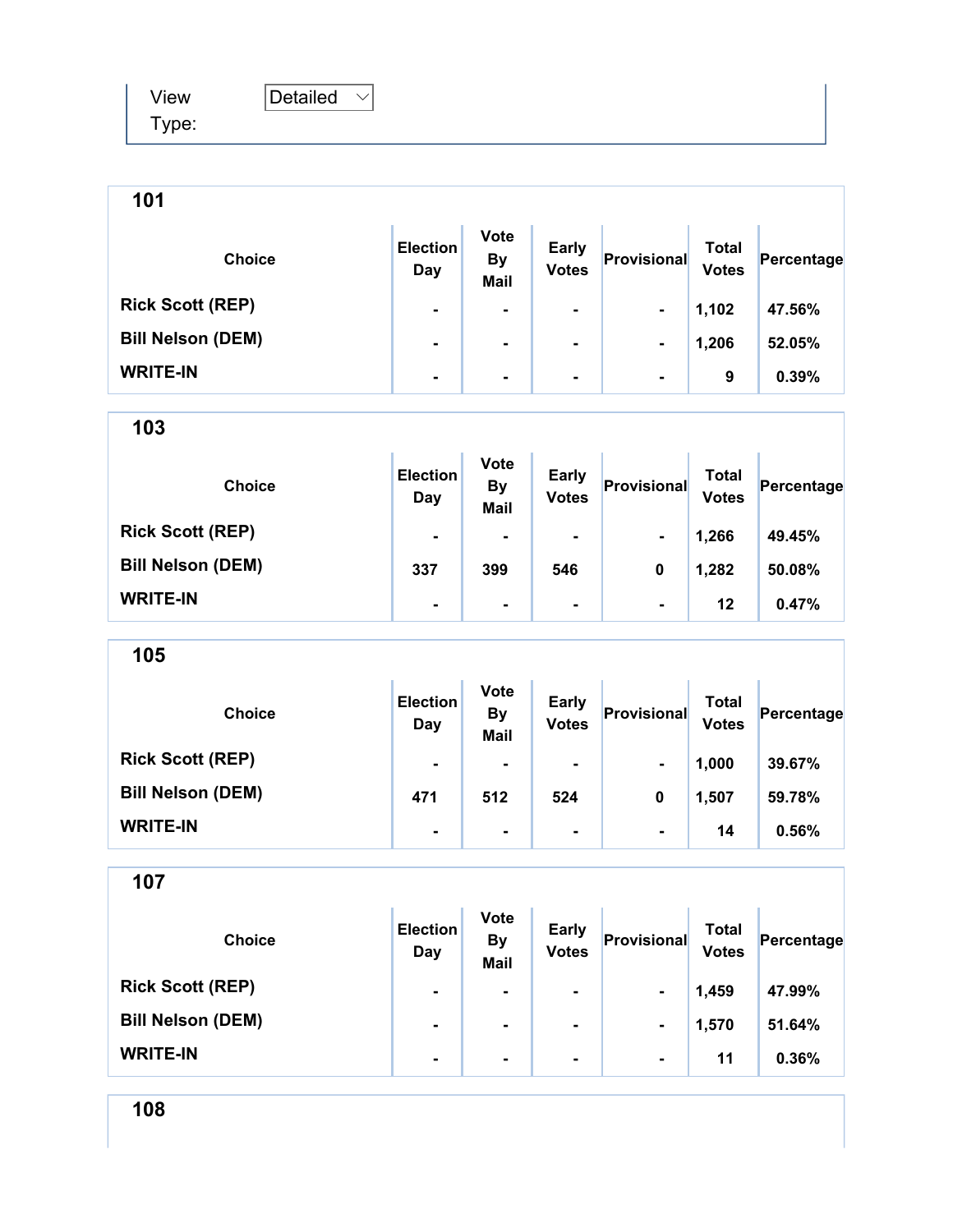View Type: Detailed

## 101

| Choice | Election Day | Vote By Mail | Early Votes | Provisional | Total Votes | Percentage |
|---|---|---|---|---|---|---|
| Rick Scott (REP) | - | - | - | - | 1,102 | 47.56% |
| Bill Nelson (DEM) | - | - | - | - | 1,206 | 52.05% |
| WRITE-IN | - | - | - | - | 9 | 0.39% |

## 103

| Choice | Election Day | Vote By Mail | Early Votes | Provisional | Total Votes | Percentage |
|---|---|---|---|---|---|---|
| Rick Scott (REP) | - | - | - | - | 1,266 | 49.45% |
| Bill Nelson (DEM) | 337 | 399 | 546 | 0 | 1,282 | 50.08% |
| WRITE-IN | - | - | - | - | 12 | 0.47% |

## 105

| Choice | Election Day | Vote By Mail | Early Votes | Provisional | Total Votes | Percentage |
|---|---|---|---|---|---|---|
| Rick Scott (REP) | - | - | - | - | 1,000 | 39.67% |
| Bill Nelson (DEM) | 471 | 512 | 524 | 0 | 1,507 | 59.78% |
| WRITE-IN | - | - | - | - | 14 | 0.56% |

## 107

| Choice | Election Day | Vote By Mail | Early Votes | Provisional | Total Votes | Percentage |
|---|---|---|---|---|---|---|
| Rick Scott (REP) | - | - | - | - | 1,459 | 47.99% |
| Bill Nelson (DEM) | - | - | - | - | 1,570 | 51.64% |
| WRITE-IN | - | - | - | - | 11 | 0.36% |

## 108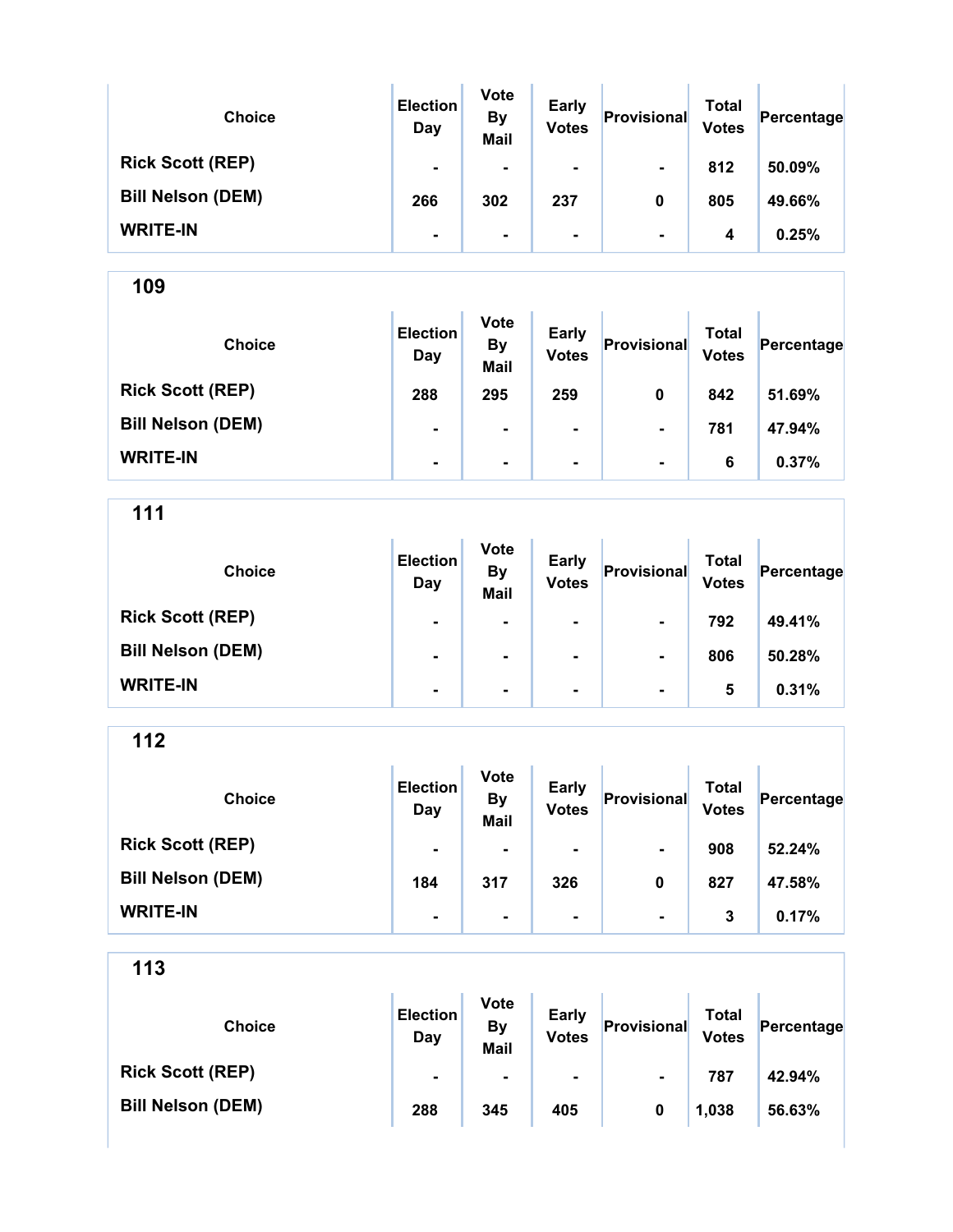| Choice | Election Day | Vote By Mail | Early Votes | Provisional | Total Votes | Percentage |
|---|---|---|---|---|---|---|
| Rick Scott (REP) | - | - | - | - | 812 | 50.09% |
| Bill Nelson (DEM) | 266 | 302 | 237 | 0 | 805 | 49.66% |
| WRITE-IN | - | - | - | - | 4 | 0.25% |

## 109

| Choice | Election Day | Vote By Mail | Early Votes | Provisional | Total Votes | Percentage |
|---|---|---|---|---|---|---|
| Rick Scott (REP) | 288 | 295 | 259 | 0 | 842 | 51.69% |
| Bill Nelson (DEM) | - | - | - | - | 781 | 47.94% |
| WRITE-IN | - | - | - | - | 6 | 0.37% |

## 111

| Choice | Election Day | Vote By Mail | Early Votes | Provisional | Total Votes | Percentage |
|---|---|---|---|---|---|---|
| Rick Scott (REP) | - | - | - | - | 792 | 49.41% |
| Bill Nelson (DEM) | - | - | - | - | 806 | 50.28% |
| WRITE-IN | - | - | - | - | 5 | 0.31% |

## 112

| Choice | Election Day | Vote By Mail | Early Votes | Provisional | Total Votes | Percentage |
|---|---|---|---|---|---|---|
| Rick Scott (REP) | - | - | - | - | 908 | 52.24% |
| Bill Nelson (DEM) | 184 | 317 | 326 | 0 | 827 | 47.58% |
| WRITE-IN | - | - | - | - | 3 | 0.17% |

## 113

| Choice | Election Day | Vote By Mail | Early Votes | Provisional | Total Votes | Percentage |
|---|---|---|---|---|---|---|
| Rick Scott (REP) | - | - | - | - | 787 | 42.94% |
| Bill Nelson (DEM) | 288 | 345 | 405 | 0 | 1,038 | 56.63% |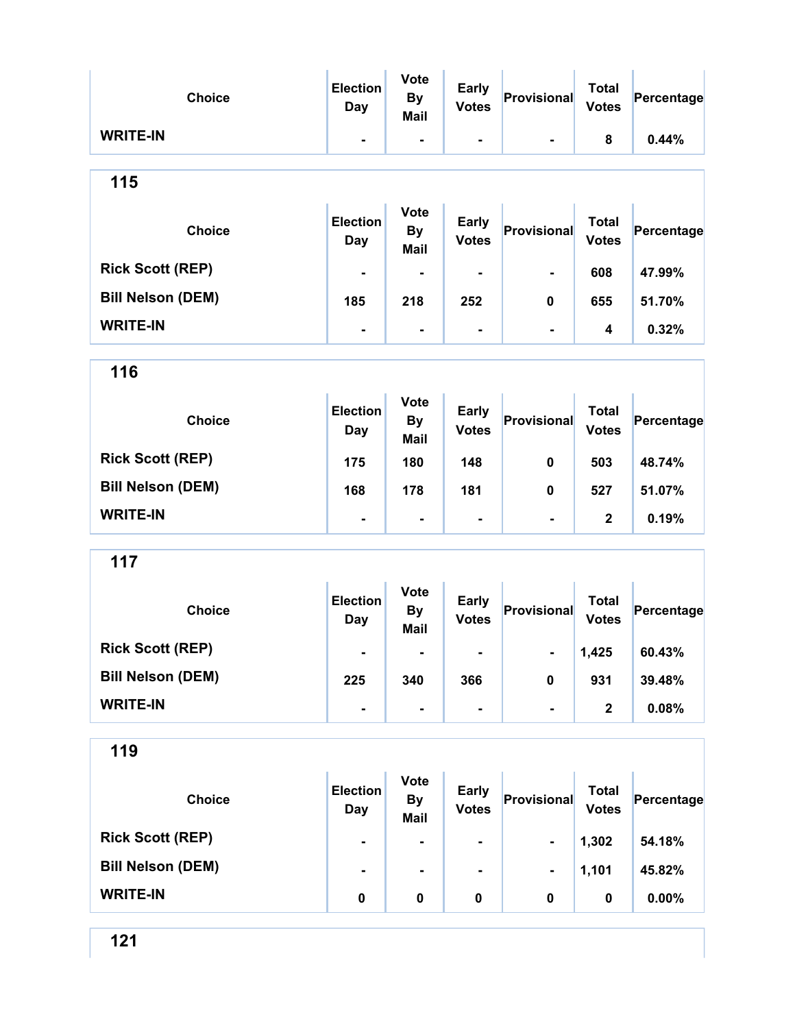| Choice | Election Day | Vote By Mail | Early Votes | Provisional | Total Votes | Percentage |
|---|---|---|---|---|---|---|
| WRITE-IN | - | - | - | - | 8 | 0.44% |

## 115

| Choice | Election Day | Vote By Mail | Early Votes | Provisional | Total Votes | Percentage |
|---|---|---|---|---|---|---|
| Rick Scott (REP) | - | - | - | - | 608 | 47.99% |
| Bill Nelson (DEM) | 185 | 218 | 252 | 0 | 655 | 51.70% |
| WRITE-IN | - | - | - | - | 4 | 0.32% |

## 116

| Choice | Election Day | Vote By Mail | Early Votes | Provisional | Total Votes | Percentage |
|---|---|---|---|---|---|---|
| Rick Scott (REP) | 175 | 180 | 148 | 0 | 503 | 48.74% |
| Bill Nelson (DEM) | 168 | 178 | 181 | 0 | 527 | 51.07% |
| WRITE-IN | - | - | - | - | 2 | 0.19% |

## 117

| Choice | Election Day | Vote By Mail | Early Votes | Provisional | Total Votes | Percentage |
|---|---|---|---|---|---|---|
| Rick Scott (REP) | - | - | - | - | 1,425 | 60.43% |
| Bill Nelson (DEM) | 225 | 340 | 366 | 0 | 931 | 39.48% |
| WRITE-IN | - | - | - | - | 2 | 0.08% |

## 119

| Choice | Election Day | Vote By Mail | Early Votes | Provisional | Total Votes | Percentage |
|---|---|---|---|---|---|---|
| Rick Scott (REP) | - | - | - | - | 1,302 | 54.18% |
| Bill Nelson (DEM) | - | - | - | - | 1,101 | 45.82% |
| WRITE-IN | 0 | 0 | 0 | 0 | 0 | 0.00% |

## 121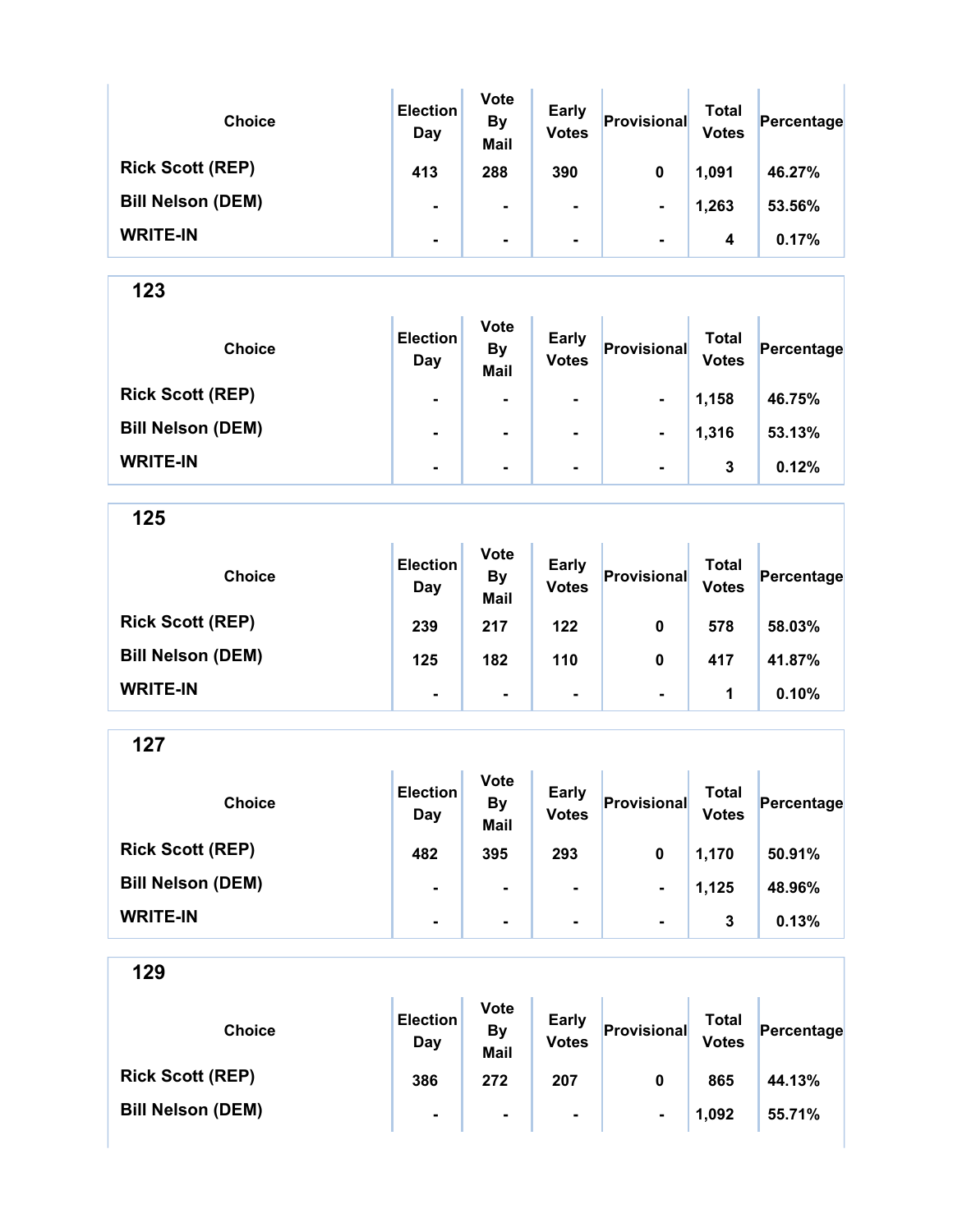| Choice | Election Day | Vote By Mail | Early Votes | Provisional | Total Votes | Percentage |
|---|---|---|---|---|---|---|
| Rick Scott (REP) | 413 | 288 | 390 | 0 | 1,091 | 46.27% |
| Bill Nelson (DEM) | - | - | - | - | 1,263 | 53.56% |
| WRITE-IN | - | - | - | - | 4 | 0.17% |

## 123

| Choice | Election Day | Vote By Mail | Early Votes | Provisional | Total Votes | Percentage |
|---|---|---|---|---|---|---|
| Rick Scott (REP) | - | - | - | - | 1,158 | 46.75% |
| Bill Nelson (DEM) | - | - | - | - | 1,316 | 53.13% |
| WRITE-IN | - | - | - | - | 3 | 0.12% |

## 125

| Choice | Election Day | Vote By Mail | Early Votes | Provisional | Total Votes | Percentage |
|---|---|---|---|---|---|---|
| Rick Scott (REP) | 239 | 217 | 122 | 0 | 578 | 58.03% |
| Bill Nelson (DEM) | 125 | 182 | 110 | 0 | 417 | 41.87% |
| WRITE-IN | - | - | - | - | 1 | 0.10% |

## 127

| Choice | Election Day | Vote By Mail | Early Votes | Provisional | Total Votes | Percentage |
|---|---|---|---|---|---|---|
| Rick Scott (REP) | 482 | 395 | 293 | 0 | 1,170 | 50.91% |
| Bill Nelson (DEM) | - | - | - | - | 1,125 | 48.96% |
| WRITE-IN | - | - | - | - | 3 | 0.13% |

## 129

| Choice | Election Day | Vote By Mail | Early Votes | Provisional | Total Votes | Percentage |
|---|---|---|---|---|---|---|
| Rick Scott (REP) | 386 | 272 | 207 | 0 | 865 | 44.13% |
| Bill Nelson (DEM) | - | - | - | - | 1,092 | 55.71% |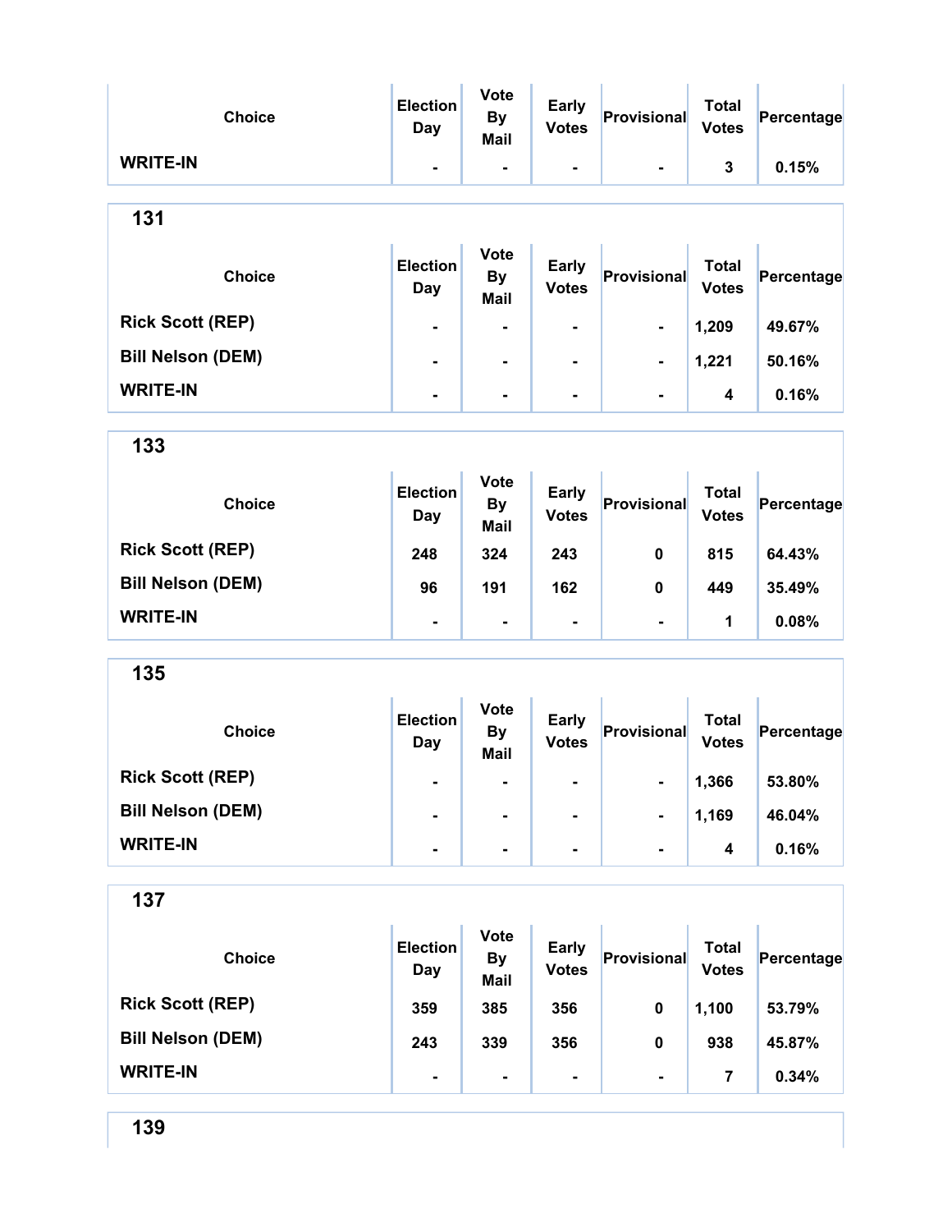| Choice | Election Day | Vote By Mail | Early Votes | Provisional | Total Votes | Percentage |
|---|---|---|---|---|---|---|
| WRITE-IN | - | - | - | - | 3 | 0.15% |

## 131

| Choice | Election Day | Vote By Mail | Early Votes | Provisional | Total Votes | Percentage |
|---|---|---|---|---|---|---|
| Rick Scott (REP) | - | - | - | - | 1,209 | 49.67% |
| Bill Nelson (DEM) | - | - | - | - | 1,221 | 50.16% |
| WRITE-IN | - | - | - | - | 4 | 0.16% |

## 133

| Choice | Election Day | Vote By Mail | Early Votes | Provisional | Total Votes | Percentage |
|---|---|---|---|---|---|---|
| Rick Scott (REP) | 248 | 324 | 243 | 0 | 815 | 64.43% |
| Bill Nelson (DEM) | 96 | 191 | 162 | 0 | 449 | 35.49% |
| WRITE-IN | - | - | - | - | 1 | 0.08% |

## 135

| Choice | Election Day | Vote By Mail | Early Votes | Provisional | Total Votes | Percentage |
|---|---|---|---|---|---|---|
| Rick Scott (REP) | - | - | - | - | 1,366 | 53.80% |
| Bill Nelson (DEM) | - | - | - | - | 1,169 | 46.04% |
| WRITE-IN | - | - | - | - | 4 | 0.16% |

## 137

| Choice | Election Day | Vote By Mail | Early Votes | Provisional | Total Votes | Percentage |
|---|---|---|---|---|---|---|
| Rick Scott (REP) | 359 | 385 | 356 | 0 | 1,100 | 53.79% |
| Bill Nelson (DEM) | 243 | 339 | 356 | 0 | 938 | 45.87% |
| WRITE-IN | - | - | - | - | 7 | 0.34% |

## 139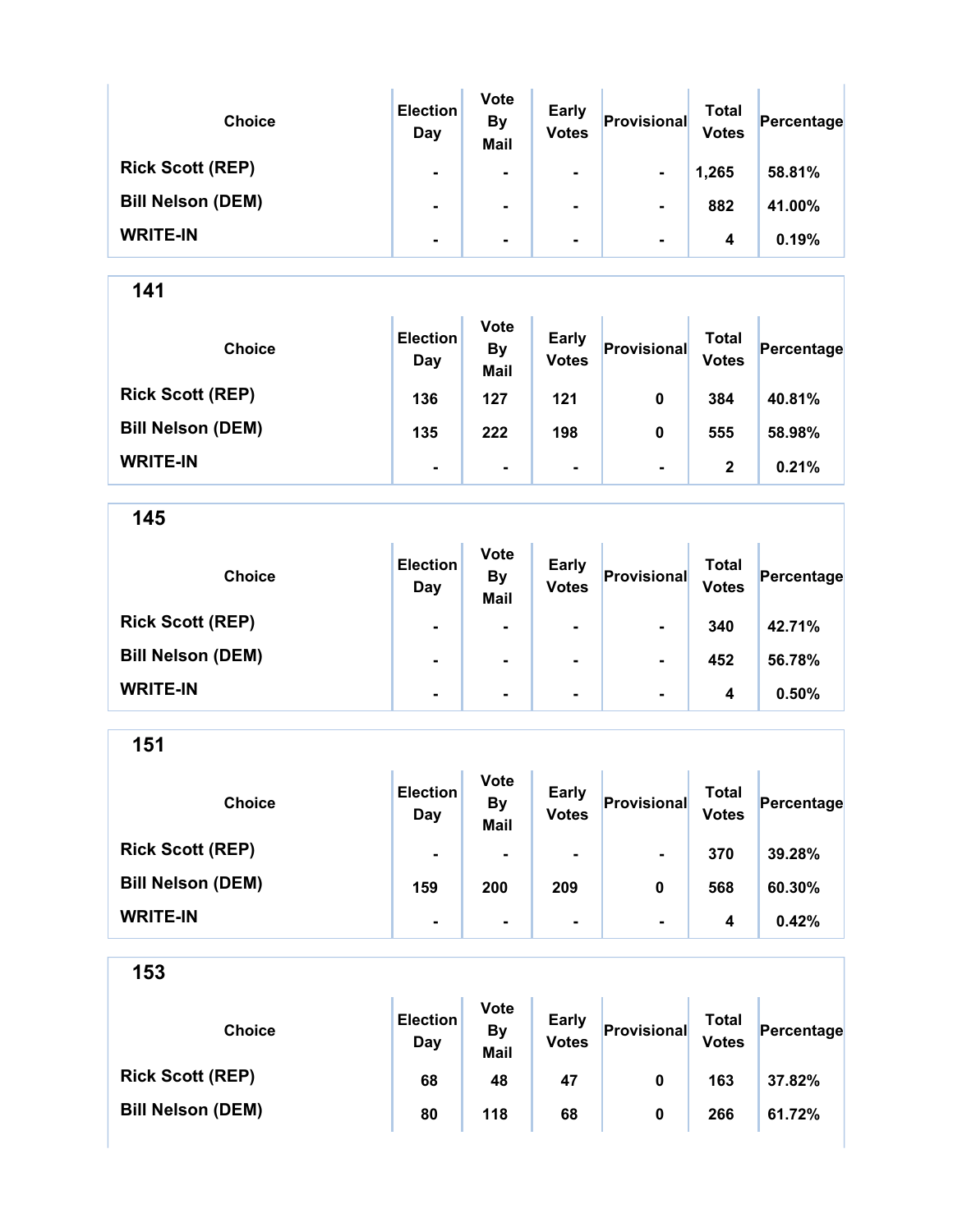| Choice | Election Day | Vote By Mail | Early Votes | Provisional | Total Votes | Percentage |
|---|---|---|---|---|---|---|
| Rick Scott (REP) | - | - | - | - | 1,265 | 58.81% |
| Bill Nelson (DEM) | - | - | - | - | 882 | 41.00% |
| WRITE-IN | - | - | - | - | 4 | 0.19% |

## 141

| Choice | Election Day | Vote By Mail | Early Votes | Provisional | Total Votes | Percentage |
|---|---|---|---|---|---|---|
| Rick Scott (REP) | 136 | 127 | 121 | 0 | 384 | 40.81% |
| Bill Nelson (DEM) | 135 | 222 | 198 | 0 | 555 | 58.98% |
| WRITE-IN | - | - | - | - | 2 | 0.21% |

## 145

| Choice | Election Day | Vote By Mail | Early Votes | Provisional | Total Votes | Percentage |
|---|---|---|---|---|---|---|
| Rick Scott (REP) | - | - | - | - | 340 | 42.71% |
| Bill Nelson (DEM) | - | - | - | - | 452 | 56.78% |
| WRITE-IN | - | - | - | - | 4 | 0.50% |

## 151

| Choice | Election Day | Vote By Mail | Early Votes | Provisional | Total Votes | Percentage |
|---|---|---|---|---|---|---|
| Rick Scott (REP) | - | - | - | - | 370 | 39.28% |
| Bill Nelson (DEM) | 159 | 200 | 209 | 0 | 568 | 60.30% |
| WRITE-IN | - | - | - | - | 4 | 0.42% |

## 153

| Choice | Election Day | Vote By Mail | Early Votes | Provisional | Total Votes | Percentage |
|---|---|---|---|---|---|---|
| Rick Scott (REP) | 68 | 48 | 47 | 0 | 163 | 37.82% |
| Bill Nelson (DEM) | 80 | 118 | 68 | 0 | 266 | 61.72% |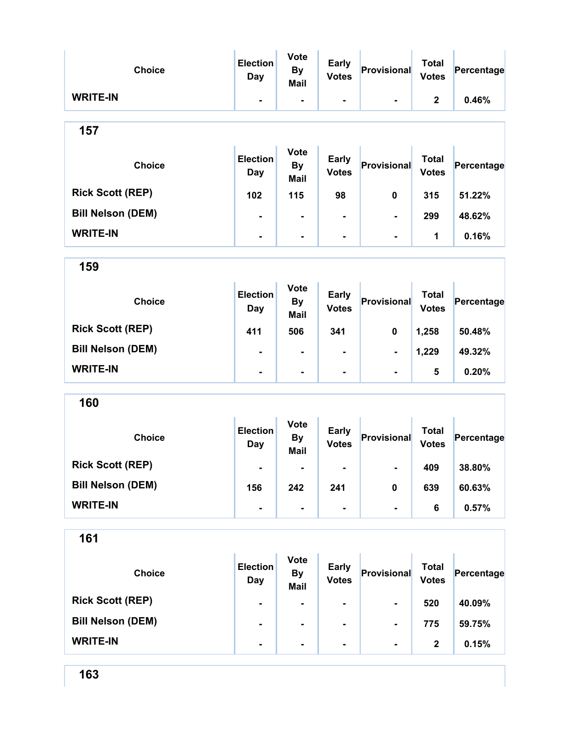| Choice | Election Day | Vote By Mail | Early Votes | Provisional | Total Votes | Percentage |
|---|---|---|---|---|---|---|
| WRITE-IN | - | - | - | - | 2 | 0.46% |

## 157

| Choice | Election Day | Vote By Mail | Early Votes | Provisional | Total Votes | Percentage |
|---|---|---|---|---|---|---|
| Rick Scott (REP) | 102 | 115 | 98 | 0 | 315 | 51.22% |
| Bill Nelson (DEM) | - | - | - | - | 299 | 48.62% |
| WRITE-IN | - | - | - | - | 1 | 0.16% |

## 159

| Choice | Election Day | Vote By Mail | Early Votes | Provisional | Total Votes | Percentage |
|---|---|---|---|---|---|---|
| Rick Scott (REP) | 411 | 506 | 341 | 0 | 1,258 | 50.48% |
| Bill Nelson (DEM) | - | - | - | - | 1,229 | 49.32% |
| WRITE-IN | - | - | - | - | 5 | 0.20% |

## 160

| Choice | Election Day | Vote By Mail | Early Votes | Provisional | Total Votes | Percentage |
|---|---|---|---|---|---|---|
| Rick Scott (REP) | - | - | - | - | 409 | 38.80% |
| Bill Nelson (DEM) | 156 | 242 | 241 | 0 | 639 | 60.63% |
| WRITE-IN | - | - | - | - | 6 | 0.57% |

## 161

| Choice | Election Day | Vote By Mail | Early Votes | Provisional | Total Votes | Percentage |
|---|---|---|---|---|---|---|
| Rick Scott (REP) | - | - | - | - | 520 | 40.09% |
| Bill Nelson (DEM) | - | - | - | - | 775 | 59.75% |
| WRITE-IN | - | - | - | - | 2 | 0.15% |

## 163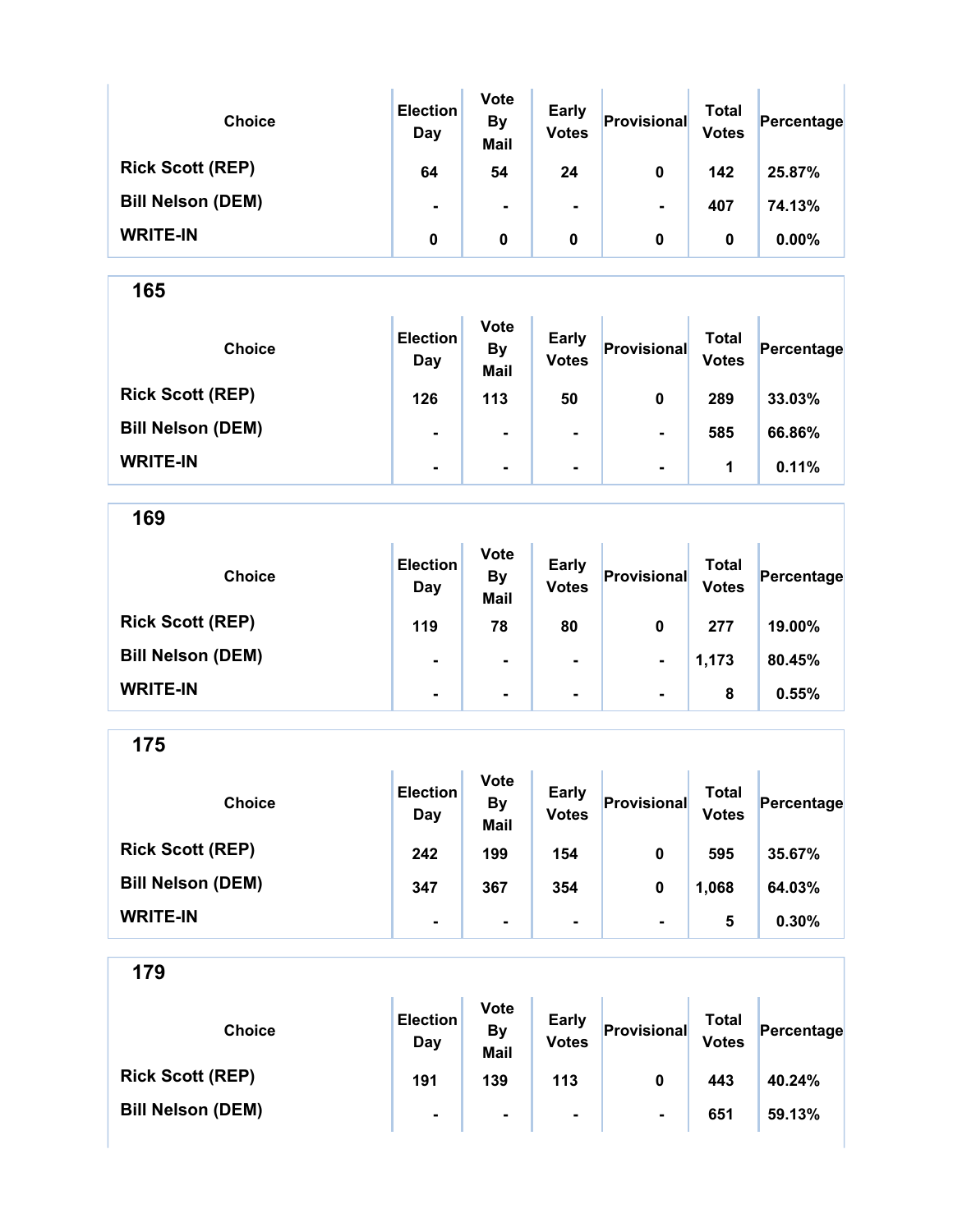| Choice | Election Day | Vote By Mail | Early Votes | Provisional | Total Votes | Percentage |
|---|---|---|---|---|---|---|
| Rick Scott (REP) | 64 | 54 | 24 | 0 | 142 | 25.87% |
| Bill Nelson (DEM) | - | - | - | - | 407 | 74.13% |
| WRITE-IN | 0 | 0 | 0 | 0 | 0 | 0.00% |

## 165

| Choice | Election Day | Vote By Mail | Early Votes | Provisional | Total Votes | Percentage |
|---|---|---|---|---|---|---|
| Rick Scott (REP) | 126 | 113 | 50 | 0 | 289 | 33.03% |
| Bill Nelson (DEM) | - | - | - | - | 585 | 66.86% |
| WRITE-IN | - | - | - | - | 1 | 0.11% |

## 169

| Choice | Election Day | Vote By Mail | Early Votes | Provisional | Total Votes | Percentage |
|---|---|---|---|---|---|---|
| Rick Scott (REP) | 119 | 78 | 80 | 0 | 277 | 19.00% |
| Bill Nelson (DEM) | - | - | - | - | 1,173 | 80.45% |
| WRITE-IN | - | - | - | - | 8 | 0.55% |

## 175

| Choice | Election Day | Vote By Mail | Early Votes | Provisional | Total Votes | Percentage |
|---|---|---|---|---|---|---|
| Rick Scott (REP) | 242 | 199 | 154 | 0 | 595 | 35.67% |
| Bill Nelson (DEM) | 347 | 367 | 354 | 0 | 1,068 | 64.03% |
| WRITE-IN | - | - | - | - | 5 | 0.30% |

## 179

| Choice | Election Day | Vote By Mail | Early Votes | Provisional | Total Votes | Percentage |
|---|---|---|---|---|---|---|
| Rick Scott (REP) | 191 | 139 | 113 | 0 | 443 | 40.24% |
| Bill Nelson (DEM) | - | - | - | - | 651 | 59.13% |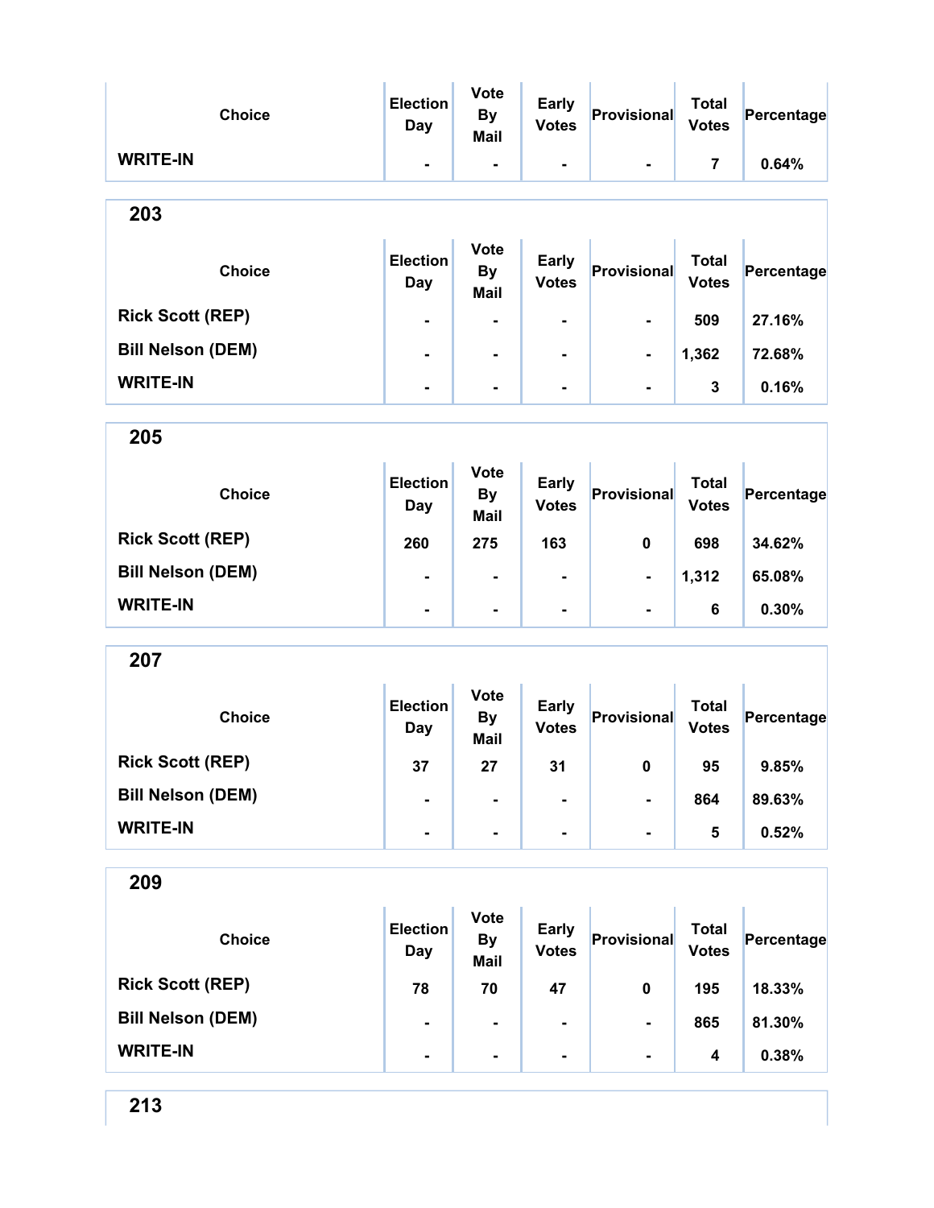| Choice | Election Day | Vote By Mail | Early Votes | Provisional | Total Votes | Percentage |
|---|---|---|---|---|---|---|
| WRITE-IN | - | - | - | - | 7 | 0.64% |

## 203

| Choice | Election Day | Vote By Mail | Early Votes | Provisional | Total Votes | Percentage |
|---|---|---|---|---|---|---|
| Rick Scott (REP) | - | - | - | - | 509 | 27.16% |
| Bill Nelson (DEM) | - | - | - | - | 1,362 | 72.68% |
| WRITE-IN | - | - | - | - | 3 | 0.16% |

## 205

| Choice | Election Day | Vote By Mail | Early Votes | Provisional | Total Votes | Percentage |
|---|---|---|---|---|---|---|
| Rick Scott (REP) | 260 | 275 | 163 | 0 | 698 | 34.62% |
| Bill Nelson (DEM) | - | - | - | - | 1,312 | 65.08% |
| WRITE-IN | - | - | - | - | 6 | 0.30% |

## 207

| Choice | Election Day | Vote By Mail | Early Votes | Provisional | Total Votes | Percentage |
|---|---|---|---|---|---|---|
| Rick Scott (REP) | 37 | 27 | 31 | 0 | 95 | 9.85% |
| Bill Nelson (DEM) | - | - | - | - | 864 | 89.63% |
| WRITE-IN | - | - | - | - | 5 | 0.52% |

## 209

| Choice | Election Day | Vote By Mail | Early Votes | Provisional | Total Votes | Percentage |
|---|---|---|---|---|---|---|
| Rick Scott (REP) | 78 | 70 | 47 | 0 | 195 | 18.33% |
| Bill Nelson (DEM) | - | - | - | - | 865 | 81.30% |
| WRITE-IN | - | - | - | - | 4 | 0.38% |

## 213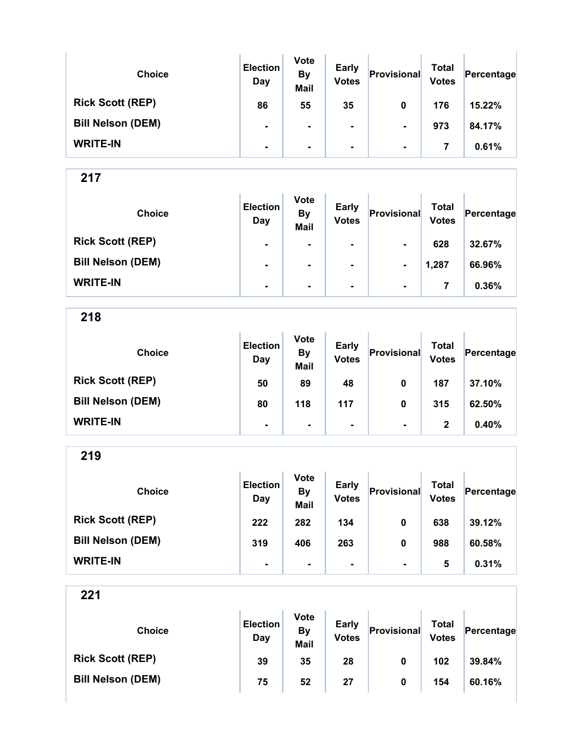| Choice | Election Day | Vote By Mail | Early Votes | Provisional | Total Votes | Percentage |
|---|---|---|---|---|---|---|
| Rick Scott (REP) | 86 | 55 | 35 | 0 | 176 | 15.22% |
| Bill Nelson (DEM) | - | - | - | - | 973 | 84.17% |
| WRITE-IN | - | - | - | - | 7 | 0.61% |

## 217

| Choice | Election Day | Vote By Mail | Early Votes | Provisional | Total Votes | Percentage |
|---|---|---|---|---|---|---|
| Rick Scott (REP) | - | - | - | - | 628 | 32.67% |
| Bill Nelson (DEM) | - | - | - | - | 1,287 | 66.96% |
| WRITE-IN | - | - | - | - | 7 | 0.36% |

## 218

| Choice | Election Day | Vote By Mail | Early Votes | Provisional | Total Votes | Percentage |
|---|---|---|---|---|---|---|
| Rick Scott (REP) | 50 | 89 | 48 | 0 | 187 | 37.10% |
| Bill Nelson (DEM) | 80 | 118 | 117 | 0 | 315 | 62.50% |
| WRITE-IN | - | - | - | - | 2 | 0.40% |

## 219

| Choice | Election Day | Vote By Mail | Early Votes | Provisional | Total Votes | Percentage |
|---|---|---|---|---|---|---|
| Rick Scott (REP) | 222 | 282 | 134 | 0 | 638 | 39.12% |
| Bill Nelson (DEM) | 319 | 406 | 263 | 0 | 988 | 60.58% |
| WRITE-IN | - | - | - | - | 5 | 0.31% |

## 221

| Choice | Election Day | Vote By Mail | Early Votes | Provisional | Total Votes | Percentage |
|---|---|---|---|---|---|---|
| Rick Scott (REP) | 39 | 35 | 28 | 0 | 102 | 39.84% |
| Bill Nelson (DEM) | 75 | 52 | 27 | 0 | 154 | 60.16% |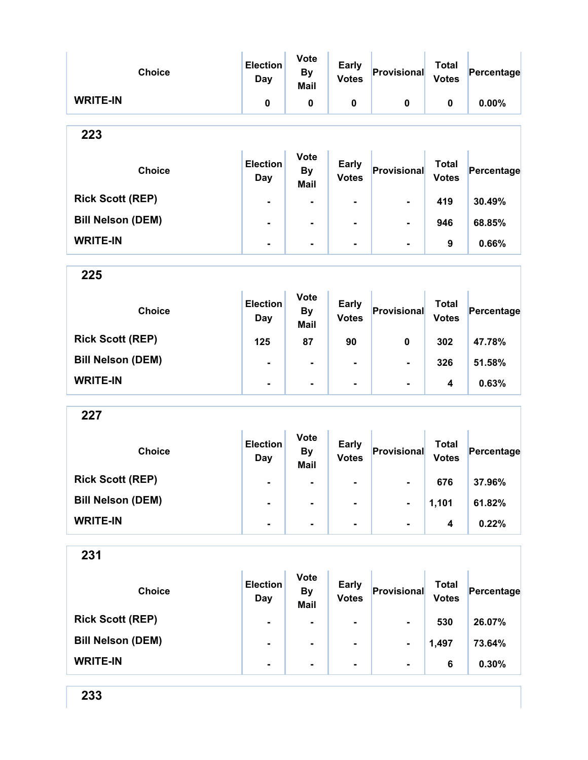| Choice | Election Day | Vote By Mail | Early Votes | Provisional | Total Votes | Percentage |
|---|---|---|---|---|---|---|
| **WRITE-IN** | 0 | 0 | 0 | 0 | 0 | 0.00% |

## 223

| Choice | Election Day | Vote By Mail | Early Votes | Provisional | Total Votes | Percentage |
|---|---|---|---|---|---|---|
| **Rick Scott (REP)** | - | - | - | - | 419 | 30.49% |
| **Bill Nelson (DEM)** | - | - | - | - | 946 | 68.85% |
| **WRITE-IN** | - | - | - | - | 9 | 0.66% |

## 225

| Choice | Election Day | Vote By Mail | Early Votes | Provisional | Total Votes | Percentage |
|---|---|---|---|---|---|---|
| **Rick Scott (REP)** | 125 | 87 | 90 | 0 | 302 | 47.78% |
| **Bill Nelson (DEM)** | - | - | - | - | 326 | 51.58% |
| **WRITE-IN** | - | - | - | - | 4 | 0.63% |

## 227

| Choice | Election Day | Vote By Mail | Early Votes | Provisional | Total Votes | Percentage |
|---|---|---|---|---|---|---|
| **Rick Scott (REP)** | - | - | - | - | 676 | 37.96% |
| **Bill Nelson (DEM)** | - | - | - | - | 1,101 | 61.82% |
| **WRITE-IN** | - | - | - | - | 4 | 0.22% |

## 231

| Choice | Election Day | Vote By Mail | Early Votes | Provisional | Total Votes | Percentage |
|---|---|---|---|---|---|---|
| **Rick Scott (REP)** | - | - | - | - | 530 | 26.07% |
| **Bill Nelson (DEM)** | - | - | - | - | 1,497 | 73.64% |
| **WRITE-IN** | - | - | - | - | 6 | 0.30% |

## 233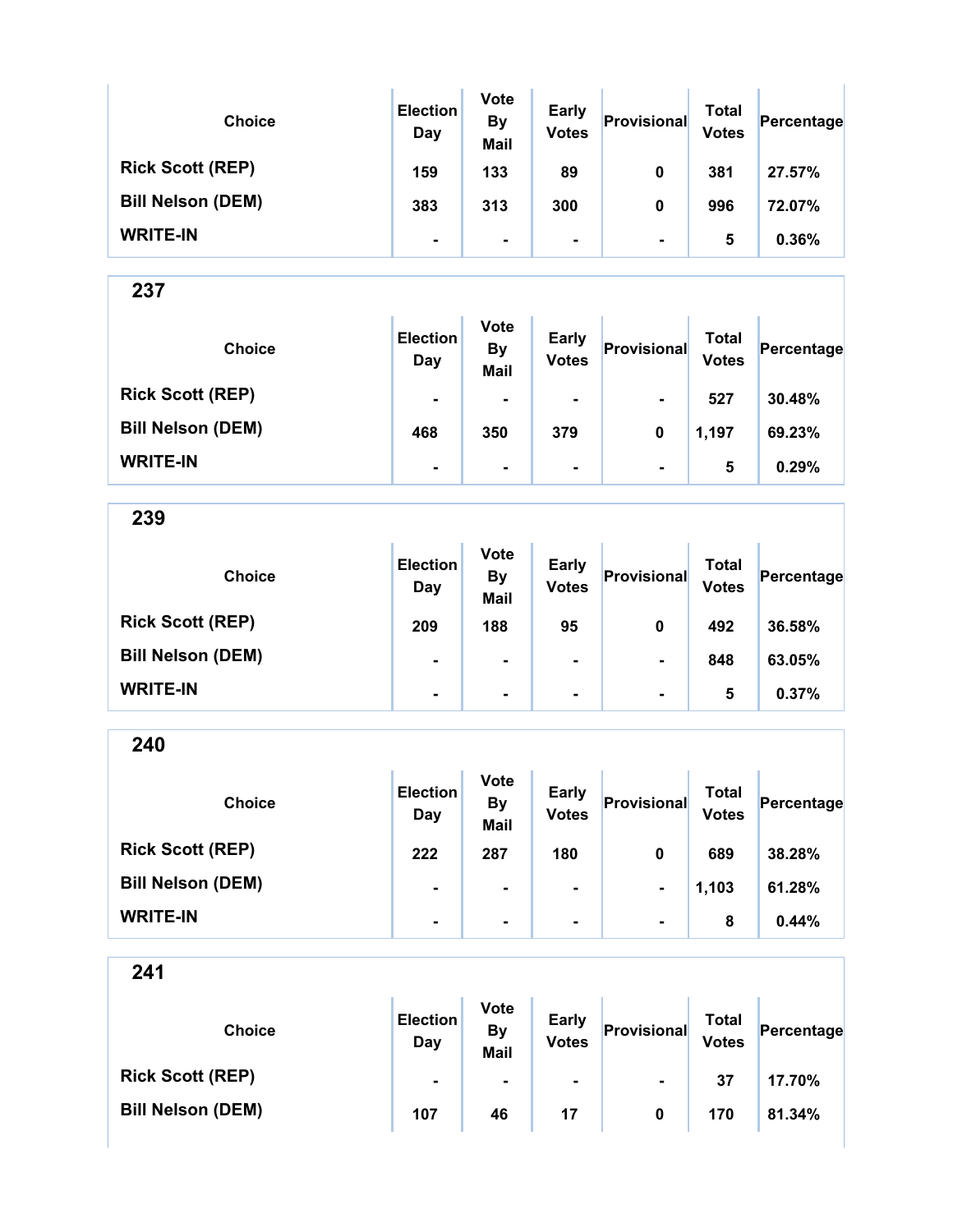| Choice | Election Day | Vote By Mail | Early Votes | Provisional | Total Votes | Percentage |
|---|---|---|---|---|---|---|
| Rick Scott (REP) | 159 | 133 | 89 | 0 | 381 | 27.57% |
| Bill Nelson (DEM) | 383 | 313 | 300 | 0 | 996 | 72.07% |
| WRITE-IN | - | - | - | - | 5 | 0.36% |

## 237

| Choice | Election Day | Vote By Mail | Early Votes | Provisional | Total Votes | Percentage |
|---|---|---|---|---|---|---|
| Rick Scott (REP) | - | - | - | - | 527 | 30.48% |
| Bill Nelson (DEM) | 468 | 350 | 379 | 0 | 1,197 | 69.23% |
| WRITE-IN | - | - | - | - | 5 | 0.29% |

## 239

| Choice | Election Day | Vote By Mail | Early Votes | Provisional | Total Votes | Percentage |
|---|---|---|---|---|---|---|
| Rick Scott (REP) | 209 | 188 | 95 | 0 | 492 | 36.58% |
| Bill Nelson (DEM) | - | - | - | - | 848 | 63.05% |
| WRITE-IN | - | - | - | - | 5 | 0.37% |

## 240

| Choice | Election Day | Vote By Mail | Early Votes | Provisional | Total Votes | Percentage |
|---|---|---|---|---|---|---|
| Rick Scott (REP) | 222 | 287 | 180 | 0 | 689 | 38.28% |
| Bill Nelson (DEM) | - | - | - | - | 1,103 | 61.28% |
| WRITE-IN | - | - | - | - | 8 | 0.44% |

## 241

| Choice | Election Day | Vote By Mail | Early Votes | Provisional | Total Votes | Percentage |
|---|---|---|---|---|---|---|
| Rick Scott (REP) | - | - | - | - | 37 | 17.70% |
| Bill Nelson (DEM) | 107 | 46 | 17 | 0 | 170 | 81.34% |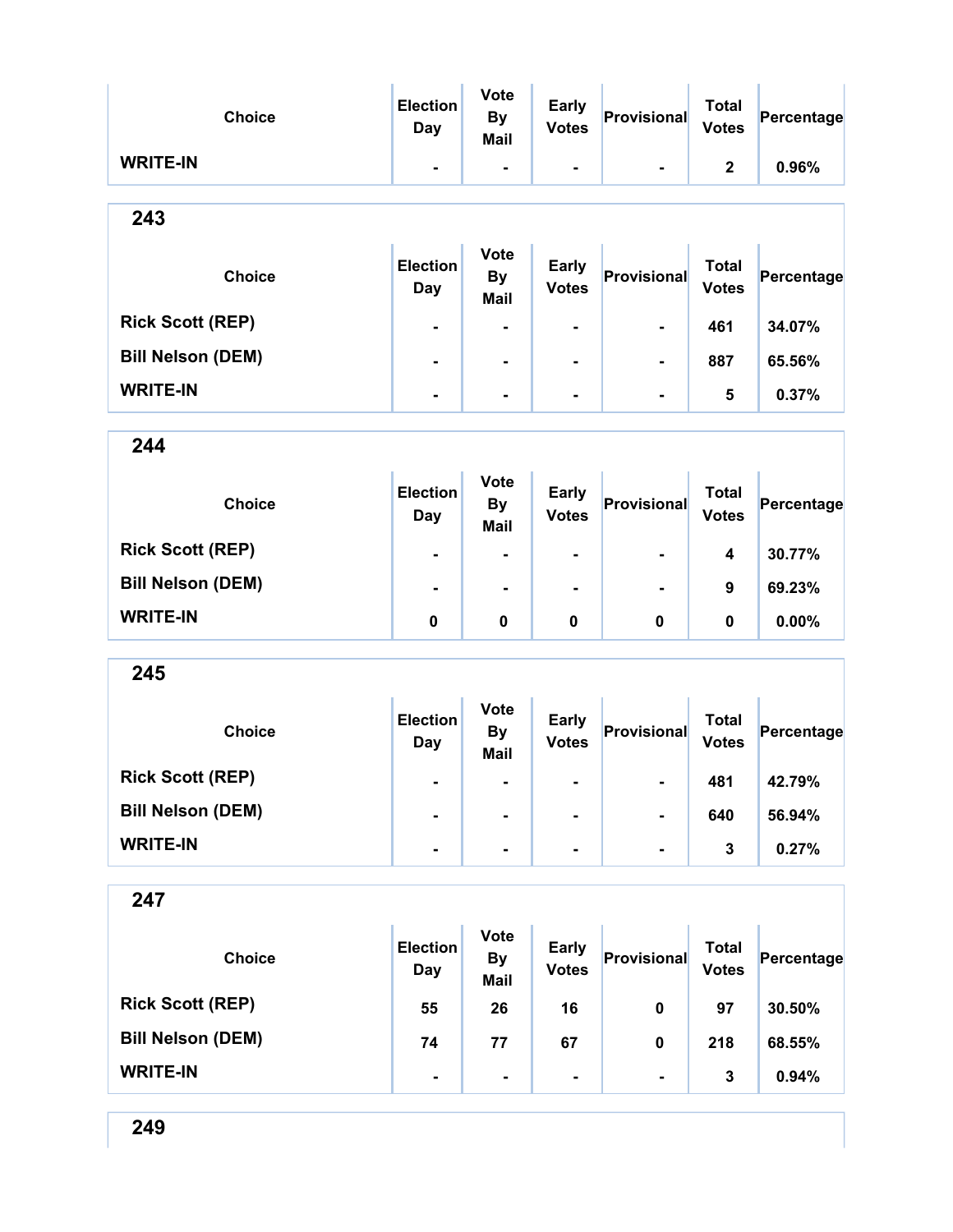| Choice | Election Day | Vote By Mail | Early Votes | Provisional | Total Votes | Percentage |
|---|---|---|---|---|---|---|
| WRITE-IN | - | - | - | - | 2 | 0.96% |

## 243

| Choice | Election Day | Vote By Mail | Early Votes | Provisional | Total Votes | Percentage |
|---|---|---|---|---|---|---|
| Rick Scott (REP) | - | - | - | - | 461 | 34.07% |
| Bill Nelson (DEM) | - | - | - | - | 887 | 65.56% |
| WRITE-IN | - | - | - | - | 5 | 0.37% |

## 244

| Choice | Election Day | Vote By Mail | Early Votes | Provisional | Total Votes | Percentage |
|---|---|---|---|---|---|---|
| Rick Scott (REP) | - | - | - | - | 4 | 30.77% |
| Bill Nelson (DEM) | - | - | - | - | 9 | 69.23% |
| WRITE-IN | 0 | 0 | 0 | 0 | 0 | 0.00% |

## 245

| Choice | Election Day | Vote By Mail | Early Votes | Provisional | Total Votes | Percentage |
|---|---|---|---|---|---|---|
| Rick Scott (REP) | - | - | - | - | 481 | 42.79% |
| Bill Nelson (DEM) | - | - | - | - | 640 | 56.94% |
| WRITE-IN | - | - | - | - | 3 | 0.27% |

## 247

| Choice | Election Day | Vote By Mail | Early Votes | Provisional | Total Votes | Percentage |
|---|---|---|---|---|---|---|
| Rick Scott (REP) | 55 | 26 | 16 | 0 | 97 | 30.50% |
| Bill Nelson (DEM) | 74 | 77 | 67 | 0 | 218 | 68.55% |
| WRITE-IN | - | - | - | - | 3 | 0.94% |

## 249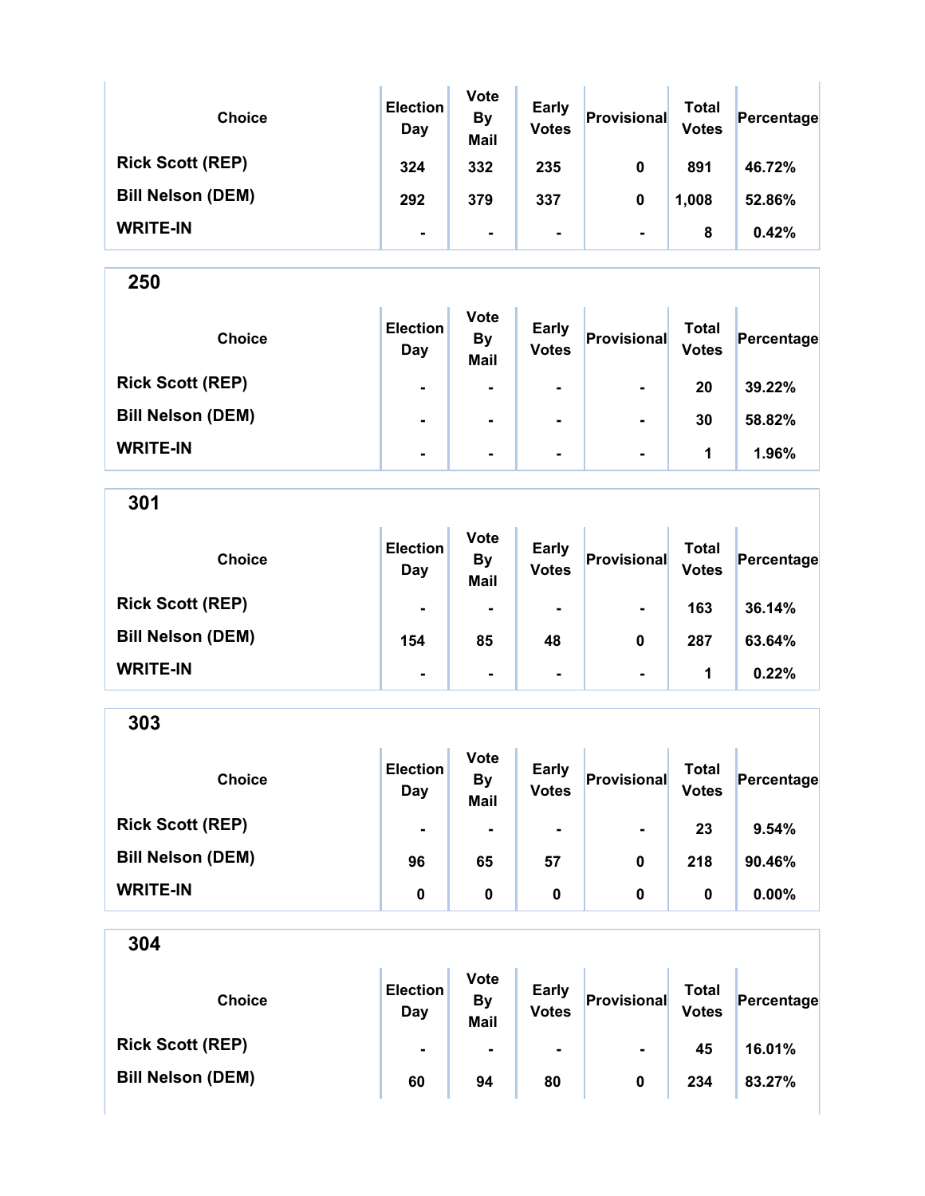| Choice | Election Day | Vote By Mail | Early Votes | Provisional | Total Votes | Percentage |
| --- | --- | --- | --- | --- | --- | --- |
| Rick Scott (REP) | 324 | 332 | 235 | 0 | 891 | 46.72% |
| Bill Nelson (DEM) | 292 | 379 | 337 | 0 | 1,008 | 52.86% |
| WRITE-IN | - | - | - | - | 8 | 0.42% |

## 250

| Choice | Election Day | Vote By Mail | Early Votes | Provisional | Total Votes | Percentage |
| --- | --- | --- | --- | --- | --- | --- |
| Rick Scott (REP) | - | - | - | - | 20 | 39.22% |
| Bill Nelson (DEM) | - | - | - | - | 30 | 58.82% |
| WRITE-IN | - | - | - | - | 1 | 1.96% |

## 301

| Choice | Election Day | Vote By Mail | Early Votes | Provisional | Total Votes | Percentage |
| --- | --- | --- | --- | --- | --- | --- |
| Rick Scott (REP) | - | - | - | - | 163 | 36.14% |
| Bill Nelson (DEM) | 154 | 85 | 48 | 0 | 287 | 63.64% |
| WRITE-IN | - | - | - | - | 1 | 0.22% |

## 303

| Choice | Election Day | Vote By Mail | Early Votes | Provisional | Total Votes | Percentage |
| --- | --- | --- | --- | --- | --- | --- |
| Rick Scott (REP) | - | - | - | - | 23 | 9.54% |
| Bill Nelson (DEM) | 96 | 65 | 57 | 0 | 218 | 90.46% |
| WRITE-IN | 0 | 0 | 0 | 0 | 0 | 0.00% |

## 304

| Choice | Election Day | Vote By Mail | Early Votes | Provisional | Total Votes | Percentage |
| --- | --- | --- | --- | --- | --- | --- |
| Rick Scott (REP) | - | - | - | - | 45 | 16.01% |
| Bill Nelson (DEM) | 60 | 94 | 80 | 0 | 234 | 83.27% |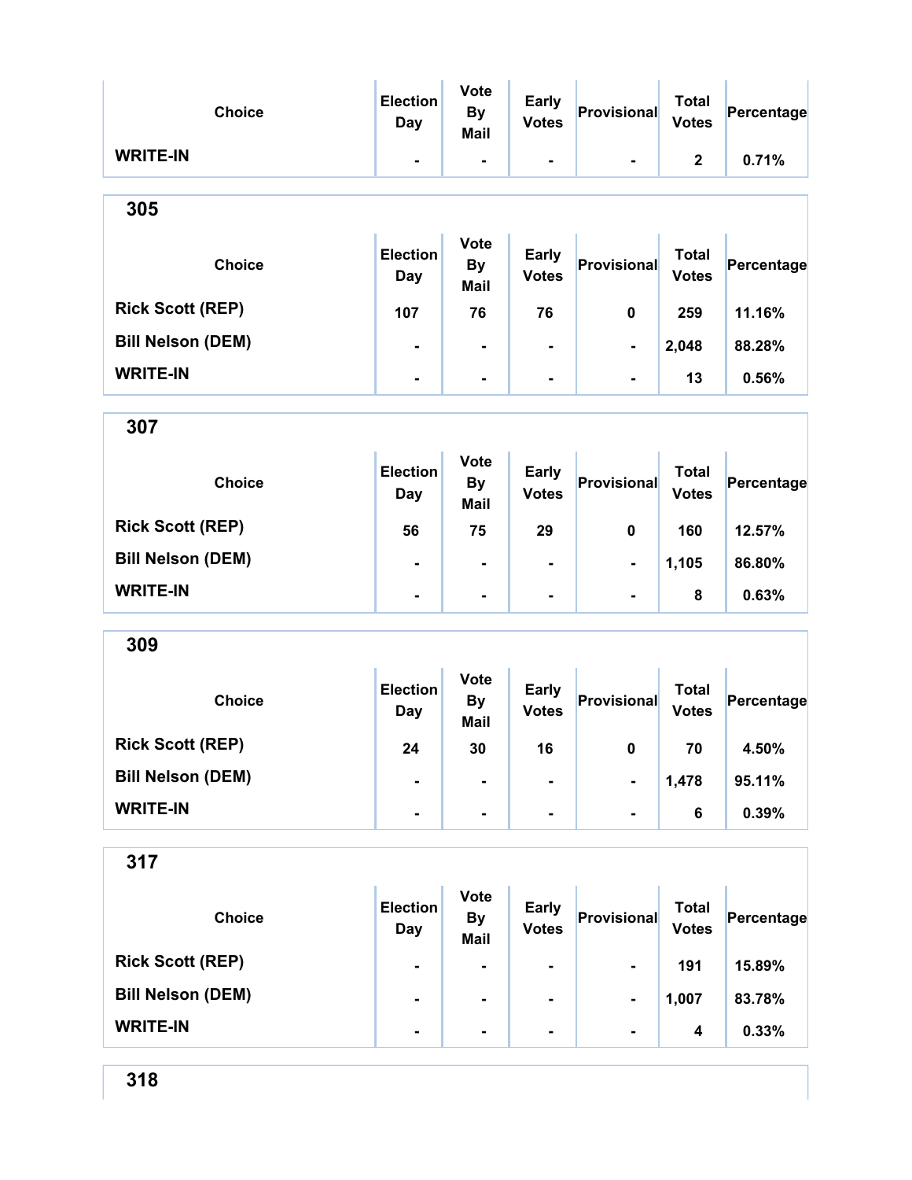| Choice | Election Day | Vote By Mail | Early Votes | Provisional | Total Votes | Percentage |
|---|---|---|---|---|---|---|
| WRITE-IN | - | - | - | - | 2 | 0.71% |

## 305

| Choice | Election Day | Vote By Mail | Early Votes | Provisional | Total Votes | Percentage |
|---|---|---|---|---|---|---|
| Rick Scott (REP) | 107 | 76 | 76 | 0 | 259 | 11.16% |
| Bill Nelson (DEM) | - | - | - | - | 2,048 | 88.28% |
| WRITE-IN | - | - | - | - | 13 | 0.56% |

## 307

| Choice | Election Day | Vote By Mail | Early Votes | Provisional | Total Votes | Percentage |
|---|---|---|---|---|---|---|
| Rick Scott (REP) | 56 | 75 | 29 | 0 | 160 | 12.57% |
| Bill Nelson (DEM) | - | - | - | - | 1,105 | 86.80% |
| WRITE-IN | - | - | - | - | 8 | 0.63% |

## 309

| Choice | Election Day | Vote By Mail | Early Votes | Provisional | Total Votes | Percentage |
|---|---|---|---|---|---|---|
| Rick Scott (REP) | 24 | 30 | 16 | 0 | 70 | 4.50% |
| Bill Nelson (DEM) | - | - | - | - | 1,478 | 95.11% |
| WRITE-IN | - | - | - | - | 6 | 0.39% |

## 317

| Choice | Election Day | Vote By Mail | Early Votes | Provisional | Total Votes | Percentage |
|---|---|---|---|---|---|---|
| Rick Scott (REP) | - | - | - | - | 191 | 15.89% |
| Bill Nelson (DEM) | - | - | - | - | 1,007 | 83.78% |
| WRITE-IN | - | - | - | - | 4 | 0.33% |

## 318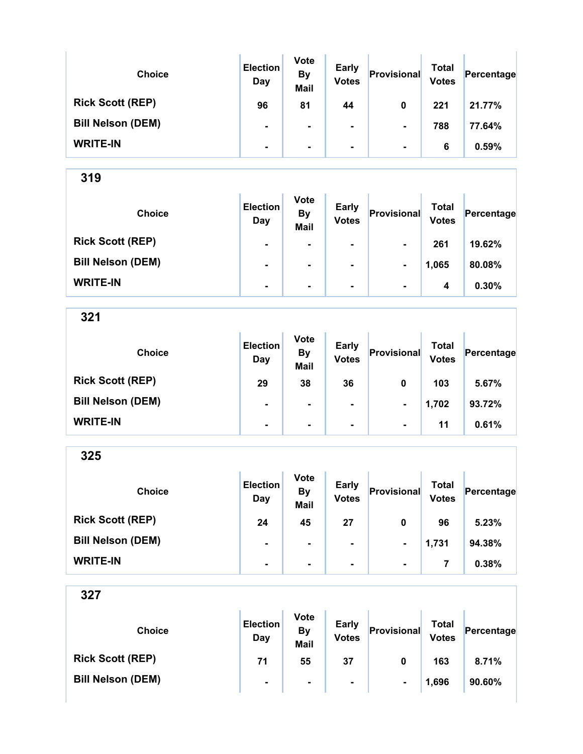| Choice | Election Day | Vote By Mail | Early Votes | Provisional | Total Votes | Percentage |
|---|---|---|---|---|---|---|
| Rick Scott (REP) | 96 | 81 | 44 | 0 | 221 | 21.77% |
| Bill Nelson (DEM) | - | - | - | - | 788 | 77.64% |
| WRITE-IN | - | - | - | - | 6 | 0.59% |

## 319

| Choice | Election Day | Vote By Mail | Early Votes | Provisional | Total Votes | Percentage |
|---|---|---|---|---|---|---|
| Rick Scott (REP) | - | - | - | - | 261 | 19.62% |
| Bill Nelson (DEM) | - | - | - | - | 1,065 | 80.08% |
| WRITE-IN | - | - | - | - | 4 | 0.30% |

## 321

| Choice | Election Day | Vote By Mail | Early Votes | Provisional | Total Votes | Percentage |
|---|---|---|---|---|---|---|
| Rick Scott (REP) | 29 | 38 | 36 | 0 | 103 | 5.67% |
| Bill Nelson (DEM) | - | - | - | - | 1,702 | 93.72% |
| WRITE-IN | - | - | - | - | 11 | 0.61% |

## 325

| Choice | Election Day | Vote By Mail | Early Votes | Provisional | Total Votes | Percentage |
|---|---|---|---|---|---|---|
| Rick Scott (REP) | 24 | 45 | 27 | 0 | 96 | 5.23% |
| Bill Nelson (DEM) | - | - | - | - | 1,731 | 94.38% |
| WRITE-IN | - | - | - | - | 7 | 0.38% |

## 327

| Choice | Election Day | Vote By Mail | Early Votes | Provisional | Total Votes | Percentage |
|---|---|---|---|---|---|---|
| Rick Scott (REP) | 71 | 55 | 37 | 0 | 163 | 8.71% |
| Bill Nelson (DEM) | - | - | - | - | 1,696 | 90.60% |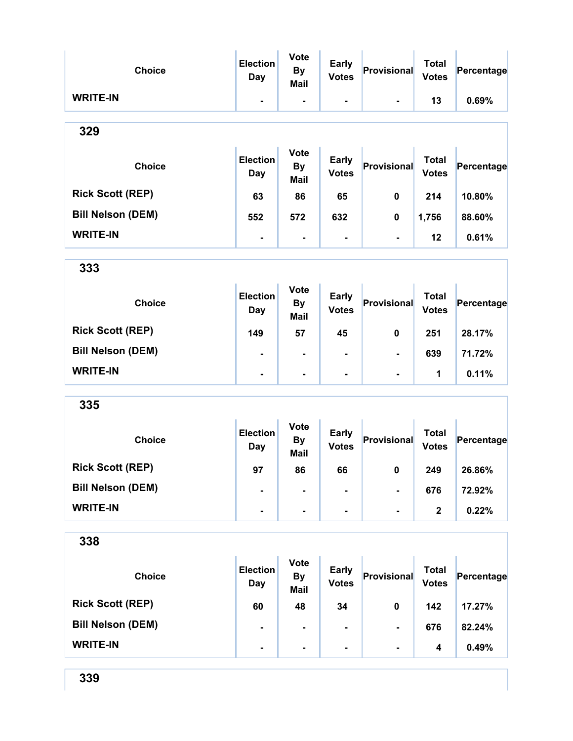| Choice | Election Day | Vote By Mail | Early Votes | Provisional | Total Votes | Percentage |
|---|---|---|---|---|---|---|
| WRITE-IN | - | - | - | - | 13 | 0.69% |

## 329

| Choice | Election Day | Vote By Mail | Early Votes | Provisional | Total Votes | Percentage |
|---|---|---|---|---|---|---|
| Rick Scott (REP) | 63 | 86 | 65 | 0 | 214 | 10.80% |
| Bill Nelson (DEM) | 552 | 572 | 632 | 0 | 1,756 | 88.60% |
| WRITE-IN | - | - | - | - | 12 | 0.61% |

## 333

| Choice | Election Day | Vote By Mail | Early Votes | Provisional | Total Votes | Percentage |
|---|---|---|---|---|---|---|
| Rick Scott (REP) | 149 | 57 | 45 | 0 | 251 | 28.17% |
| Bill Nelson (DEM) | - | - | - | - | 639 | 71.72% |
| WRITE-IN | - | - | - | - | 1 | 0.11% |

## 335

| Choice | Election Day | Vote By Mail | Early Votes | Provisional | Total Votes | Percentage |
|---|---|---|---|---|---|---|
| Rick Scott (REP) | 97 | 86 | 66 | 0 | 249 | 26.86% |
| Bill Nelson (DEM) | - | - | - | - | 676 | 72.92% |
| WRITE-IN | - | - | - | - | 2 | 0.22% |

## 338

| Choice | Election Day | Vote By Mail | Early Votes | Provisional | Total Votes | Percentage |
|---|---|---|---|---|---|---|
| Rick Scott (REP) | 60 | 48 | 34 | 0 | 142 | 17.27% |
| Bill Nelson (DEM) | - | - | - | - | 676 | 82.24% |
| WRITE-IN | - | - | - | - | 4 | 0.49% |

## 339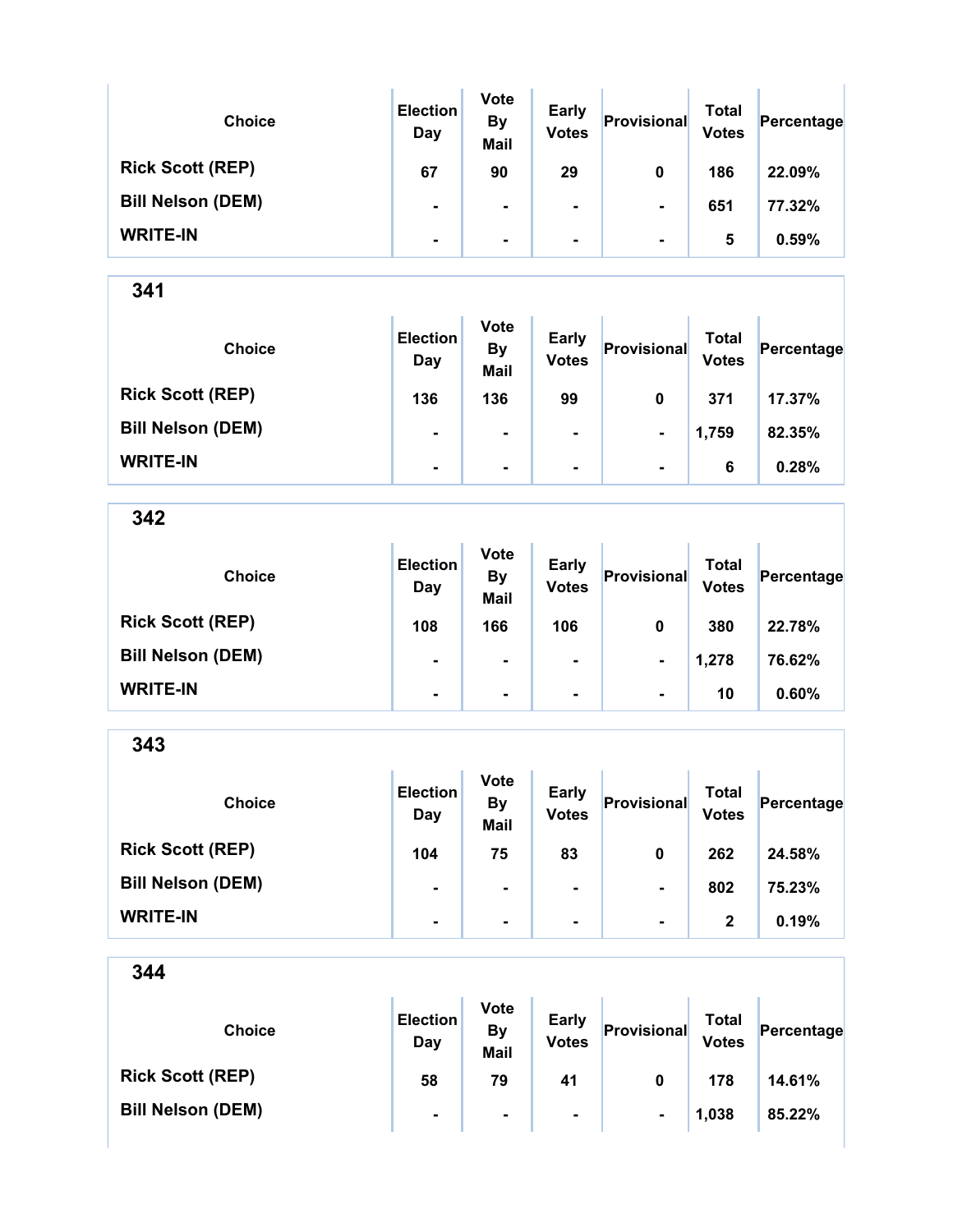| Choice | Election Day | Vote By Mail | Early Votes | Provisional | Total Votes | Percentage |
|---|---|---|---|---|---|---|
| Rick Scott (REP) | 67 | 90 | 29 | 0 | 186 | 22.09% |
| Bill Nelson (DEM) | - | - | - | - | 651 | 77.32% |
| WRITE-IN | - | - | - | - | 5 | 0.59% |

## 341

| Choice | Election Day | Vote By Mail | Early Votes | Provisional | Total Votes | Percentage |
|---|---|---|---|---|---|---|
| Rick Scott (REP) | 136 | 136 | 99 | 0 | 371 | 17.37% |
| Bill Nelson (DEM) | - | - | - | - | 1,759 | 82.35% |
| WRITE-IN | - | - | - | - | 6 | 0.28% |

## 342

| Choice | Election Day | Vote By Mail | Early Votes | Provisional | Total Votes | Percentage |
|---|---|---|---|---|---|---|
| Rick Scott (REP) | 108 | 166 | 106 | 0 | 380 | 22.78% |
| Bill Nelson (DEM) | - | - | - | - | 1,278 | 76.62% |
| WRITE-IN | - | - | - | - | 10 | 0.60% |

## 343

| Choice | Election Day | Vote By Mail | Early Votes | Provisional | Total Votes | Percentage |
|---|---|---|---|---|---|---|
| Rick Scott (REP) | 104 | 75 | 83 | 0 | 262 | 24.58% |
| Bill Nelson (DEM) | - | - | - | - | 802 | 75.23% |
| WRITE-IN | - | - | - | - | 2 | 0.19% |

## 344

| Choice | Election Day | Vote By Mail | Early Votes | Provisional | Total Votes | Percentage |
|---|---|---|---|---|---|---|
| Rick Scott (REP) | 58 | 79 | 41 | 0 | 178 | 14.61% |
| Bill Nelson (DEM) | - | - | - | - | 1,038 | 85.22% |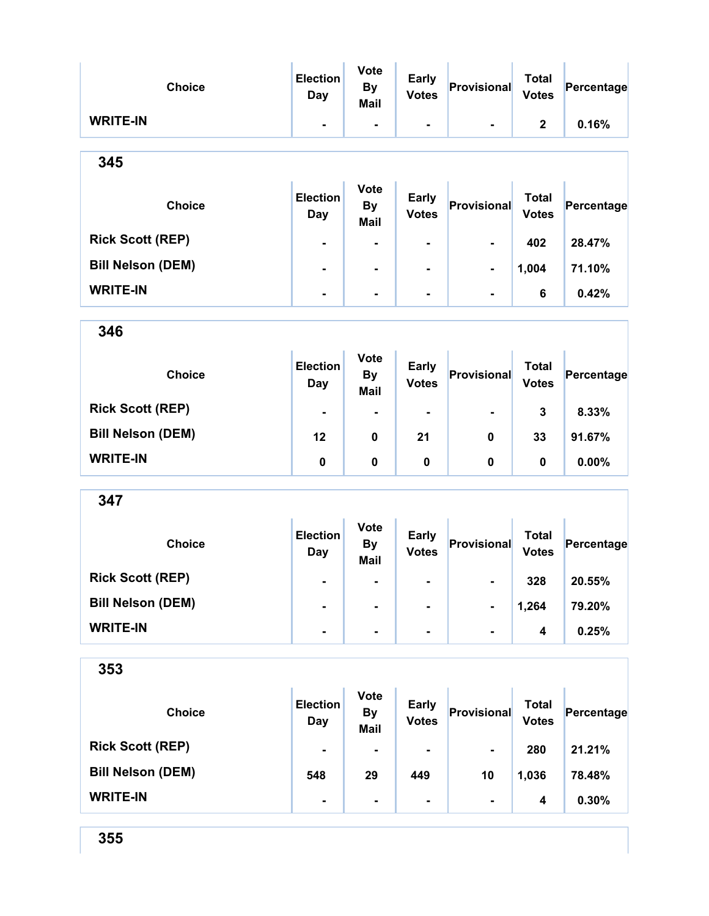| Choice | Election Day | Vote By Mail | Early Votes | Provisional | Total Votes | Percentage |
|---|---|---|---|---|---|---|
| WRITE-IN | - | - | - | - | 2 | 0.16% |

## 345

| Choice | Election Day | Vote By Mail | Early Votes | Provisional | Total Votes | Percentage |
|---|---|---|---|---|---|---|
| Rick Scott (REP) | - | - | - | - | 402 | 28.47% |
| Bill Nelson (DEM) | - | - | - | - | 1,004 | 71.10% |
| WRITE-IN | - | - | - | - | 6 | 0.42% |

## 346

| Choice | Election Day | Vote By Mail | Early Votes | Provisional | Total Votes | Percentage |
|---|---|---|---|---|---|---|
| Rick Scott (REP) | - | - | - | - | 3 | 8.33% |
| Bill Nelson (DEM) | 12 | 0 | 21 | 0 | 33 | 91.67% |
| WRITE-IN | 0 | 0 | 0 | 0 | 0 | 0.00% |

## 347

| Choice | Election Day | Vote By Mail | Early Votes | Provisional | Total Votes | Percentage |
|---|---|---|---|---|---|---|
| Rick Scott (REP) | - | - | - | - | 328 | 20.55% |
| Bill Nelson (DEM) | - | - | - | - | 1,264 | 79.20% |
| WRITE-IN | - | - | - | - | 4 | 0.25% |

## 353

| Choice | Election Day | Vote By Mail | Early Votes | Provisional | Total Votes | Percentage |
|---|---|---|---|---|---|---|
| Rick Scott (REP) | - | - | - | - | 280 | 21.21% |
| Bill Nelson (DEM) | 548 | 29 | 449 | 10 | 1,036 | 78.48% |
| WRITE-IN | - | - | - | - | 4 | 0.30% |

## 355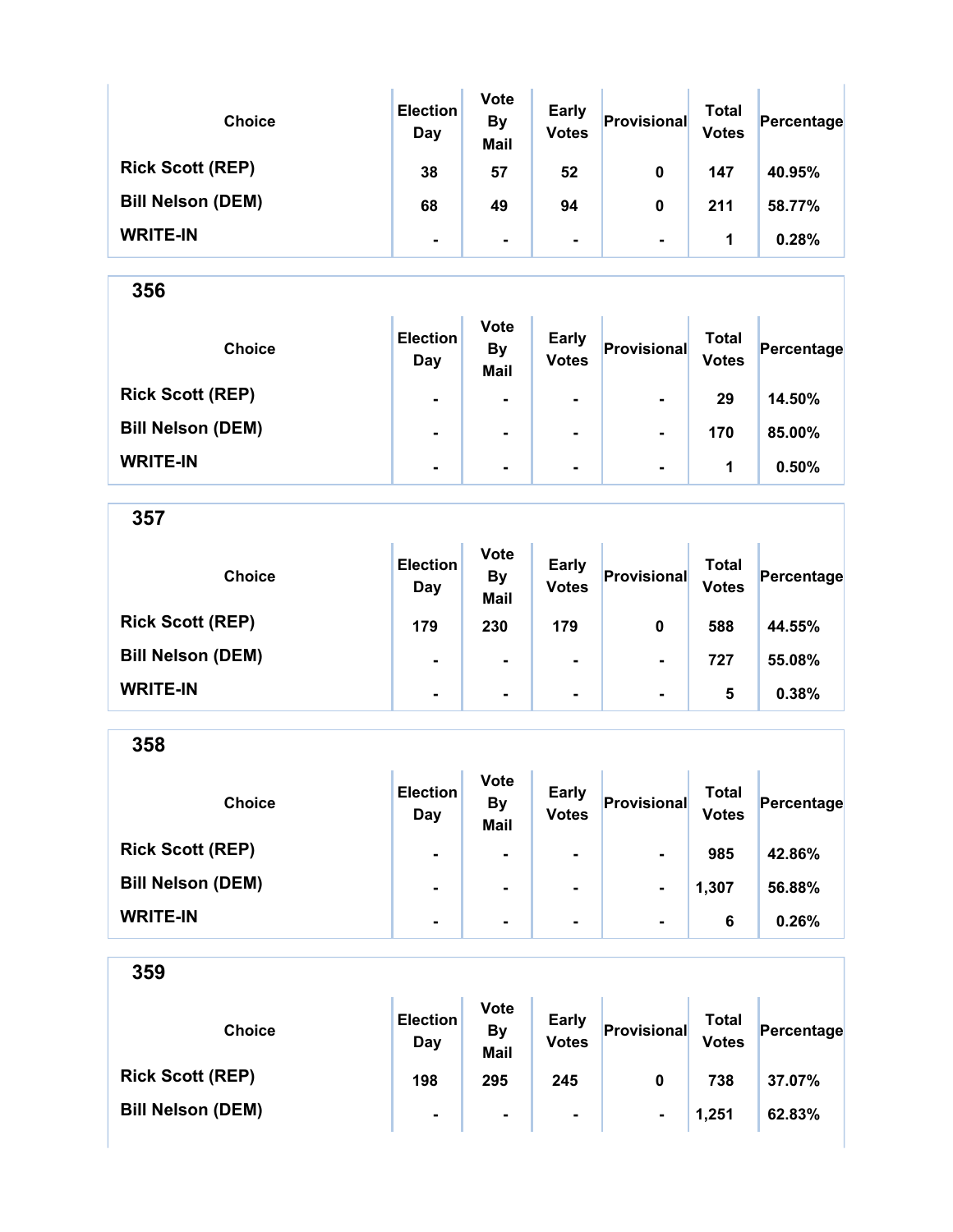| Choice | Election Day | Vote By Mail | Early Votes | Provisional | Total Votes | Percentage |
|---|---|---|---|---|---|---|
| Rick Scott (REP) | 38 | 57 | 52 | 0 | 147 | 40.95% |
| Bill Nelson (DEM) | 68 | 49 | 94 | 0 | 211 | 58.77% |
| WRITE-IN | - | - | - | - | 1 | 0.28% |

## 356

| Choice | Election Day | Vote By Mail | Early Votes | Provisional | Total Votes | Percentage |
|---|---|---|---|---|---|---|
| Rick Scott (REP) | - | - | - | - | 29 | 14.50% |
| Bill Nelson (DEM) | - | - | - | - | 170 | 85.00% |
| WRITE-IN | - | - | - | - | 1 | 0.50% |

## 357

| Choice | Election Day | Vote By Mail | Early Votes | Provisional | Total Votes | Percentage |
|---|---|---|---|---|---|---|
| Rick Scott (REP) | 179 | 230 | 179 | 0 | 588 | 44.55% |
| Bill Nelson (DEM) | - | - | - | - | 727 | 55.08% |
| WRITE-IN | - | - | - | - | 5 | 0.38% |

## 358

| Choice | Election Day | Vote By Mail | Early Votes | Provisional | Total Votes | Percentage |
|---|---|---|---|---|---|---|
| Rick Scott (REP) | - | - | - | - | 985 | 42.86% |
| Bill Nelson (DEM) | - | - | - | - | 1,307 | 56.88% |
| WRITE-IN | - | - | - | - | 6 | 0.26% |

## 359

| Choice | Election Day | Vote By Mail | Early Votes | Provisional | Total Votes | Percentage |
|---|---|---|---|---|---|---|
| Rick Scott (REP) | 198 | 295 | 245 | 0 | 738 | 37.07% |
| Bill Nelson (DEM) | - | - | - | - | 1,251 | 62.83% |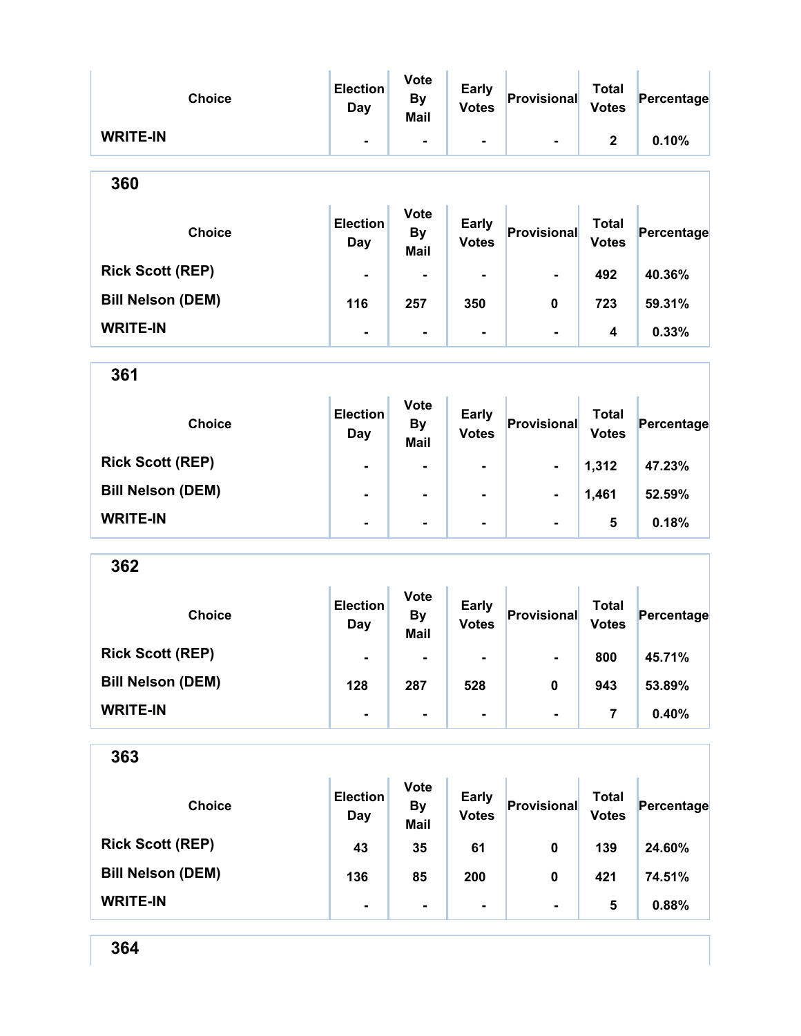| Choice | Election Day | Vote By Mail | Early Votes | Provisional | Total Votes | Percentage |
|---|---|---|---|---|---|---|
| WRITE-IN | - | - | - | - | 2 | 0.10% |

## 360

| Choice | Election Day | Vote By Mail | Early Votes | Provisional | Total Votes | Percentage |
|---|---|---|---|---|---|---|
| Rick Scott (REP) | - | - | - | - | 492 | 40.36% |
| Bill Nelson (DEM) | 116 | 257 | 350 | 0 | 723 | 59.31% |
| WRITE-IN | - | - | - | - | 4 | 0.33% |

## 361

| Choice | Election Day | Vote By Mail | Early Votes | Provisional | Total Votes | Percentage |
|---|---|---|---|---|---|---|
| Rick Scott (REP) | - | - | - | - | 1,312 | 47.23% |
| Bill Nelson (DEM) | - | - | - | - | 1,461 | 52.59% |
| WRITE-IN | - | - | - | - | 5 | 0.18% |

## 362

| Choice | Election Day | Vote By Mail | Early Votes | Provisional | Total Votes | Percentage |
|---|---|---|---|---|---|---|
| Rick Scott (REP) | - | - | - | - | 800 | 45.71% |
| Bill Nelson (DEM) | 128 | 287 | 528 | 0 | 943 | 53.89% |
| WRITE-IN | - | - | - | - | 7 | 0.40% |

## 363

| Choice | Election Day | Vote By Mail | Early Votes | Provisional | Total Votes | Percentage |
|---|---|---|---|---|---|---|
| Rick Scott (REP) | 43 | 35 | 61 | 0 | 139 | 24.60% |
| Bill Nelson (DEM) | 136 | 85 | 200 | 0 | 421 | 74.51% |
| WRITE-IN | - | - | - | - | 5 | 0.88% |

## 364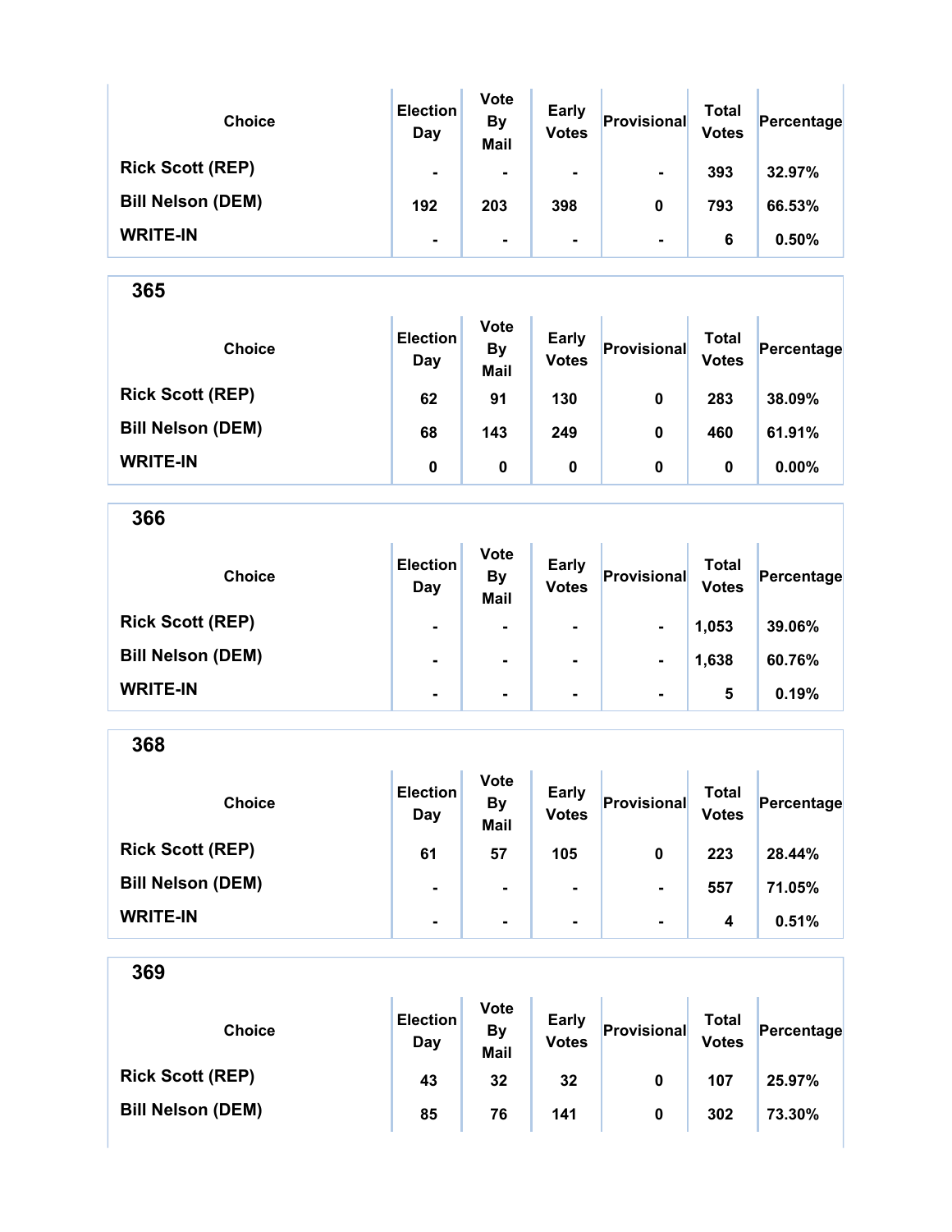| Choice | Election Day | Vote By Mail | Early Votes | Provisional | Total Votes | Percentage |
|---|---|---|---|---|---|---|
| Rick Scott (REP) | - | - | - | - | 393 | 32.97% |
| Bill Nelson (DEM) | 192 | 203 | 398 | 0 | 793 | 66.53% |
| WRITE-IN | - | - | - | - | 6 | 0.50% |

## 365

| Choice | Election Day | Vote By Mail | Early Votes | Provisional | Total Votes | Percentage |
|---|---|---|---|---|---|---|
| Rick Scott (REP) | 62 | 91 | 130 | 0 | 283 | 38.09% |
| Bill Nelson (DEM) | 68 | 143 | 249 | 0 | 460 | 61.91% |
| WRITE-IN | 0 | 0 | 0 | 0 | 0 | 0.00% |

## 366

| Choice | Election Day | Vote By Mail | Early Votes | Provisional | Total Votes | Percentage |
|---|---|---|---|---|---|---|
| Rick Scott (REP) | - | - | - | - | 1,053 | 39.06% |
| Bill Nelson (DEM) | - | - | - | - | 1,638 | 60.76% |
| WRITE-IN | - | - | - | - | 5 | 0.19% |

## 368

| Choice | Election Day | Vote By Mail | Early Votes | Provisional | Total Votes | Percentage |
|---|---|---|---|---|---|---|
| Rick Scott (REP) | 61 | 57 | 105 | 0 | 223 | 28.44% |
| Bill Nelson (DEM) | - | - | - | - | 557 | 71.05% |
| WRITE-IN | - | - | - | - | 4 | 0.51% |

## 369

| Choice | Election Day | Vote By Mail | Early Votes | Provisional | Total Votes | Percentage |
|---|---|---|---|---|---|---|
| Rick Scott (REP) | 43 | 32 | 32 | 0 | 107 | 25.97% |
| Bill Nelson (DEM) | 85 | 76 | 141 | 0 | 302 | 73.30% |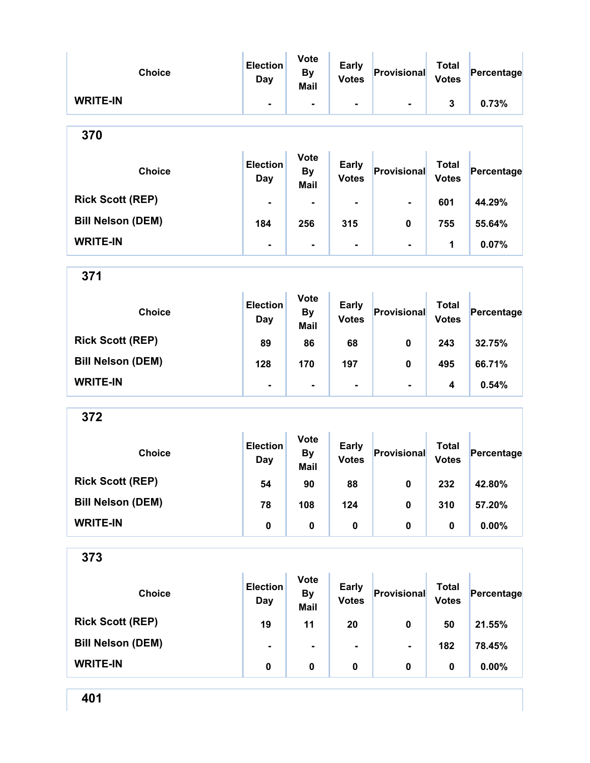| Choice | Election Day | Vote By Mail | Early Votes | Provisional | Total Votes | Percentage |
|---|---|---|---|---|---|---|
| WRITE-IN | - | - | - | - | 3 | 0.73% |

## 370

| Choice | Election Day | Vote By Mail | Early Votes | Provisional | Total Votes | Percentage |
|---|---|---|---|---|---|---|
| Rick Scott (REP) | - | - | - | - | 601 | 44.29% |
| Bill Nelson (DEM) | 184 | 256 | 315 | 0 | 755 | 55.64% |
| WRITE-IN | - | - | - | - | 1 | 0.07% |

## 371

| Choice | Election Day | Vote By Mail | Early Votes | Provisional | Total Votes | Percentage |
|---|---|---|---|---|---|---|
| Rick Scott (REP) | 89 | 86 | 68 | 0 | 243 | 32.75% |
| Bill Nelson (DEM) | 128 | 170 | 197 | 0 | 495 | 66.71% |
| WRITE-IN | - | - | - | - | 4 | 0.54% |

## 372

| Choice | Election Day | Vote By Mail | Early Votes | Provisional | Total Votes | Percentage |
|---|---|---|---|---|---|---|
| Rick Scott (REP) | 54 | 90 | 88 | 0 | 232 | 42.80% |
| Bill Nelson (DEM) | 78 | 108 | 124 | 0 | 310 | 57.20% |
| WRITE-IN | 0 | 0 | 0 | 0 | 0 | 0.00% |

## 373

| Choice | Election Day | Vote By Mail | Early Votes | Provisional | Total Votes | Percentage |
|---|---|---|---|---|---|---|
| Rick Scott (REP) | 19 | 11 | 20 | 0 | 50 | 21.55% |
| Bill Nelson (DEM) | - | - | - | - | 182 | 78.45% |
| WRITE-IN | 0 | 0 | 0 | 0 | 0 | 0.00% |

## 401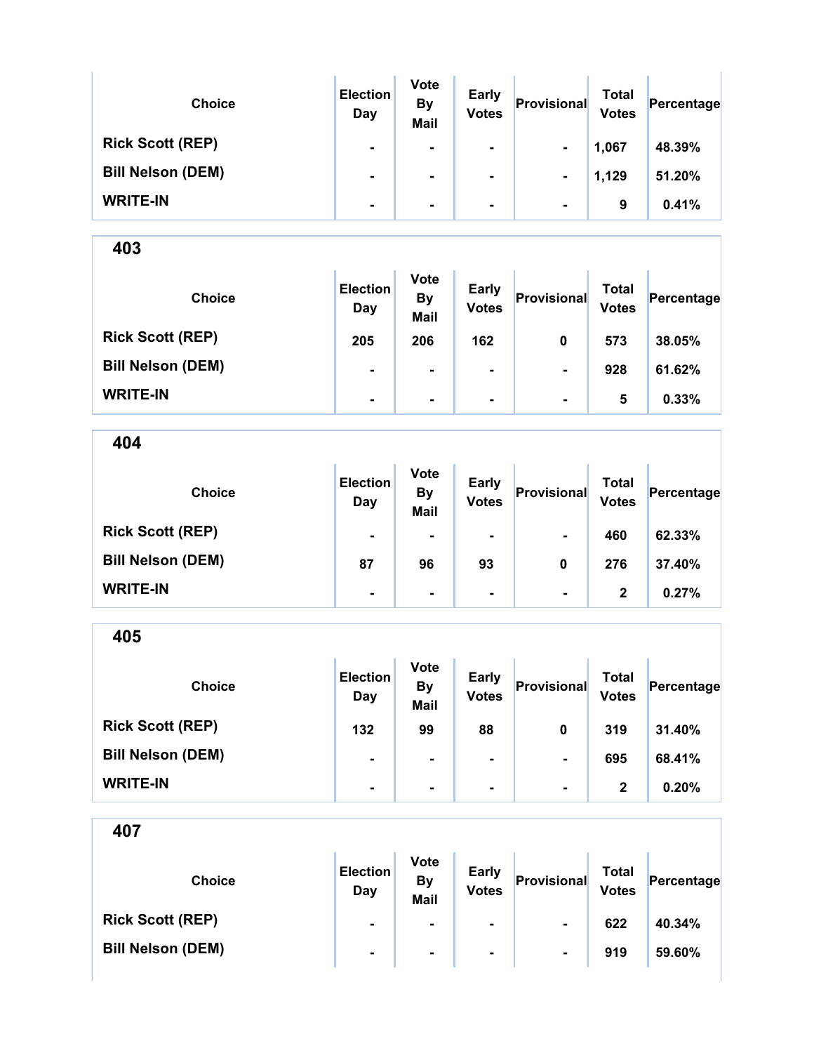| Choice | Election Day | Vote By Mail | Early Votes | Provisional | Total Votes | Percentage |
|---|---|---|---|---|---|---|
| Rick Scott (REP) | - | - | - | - | 1,067 | 48.39% |
| Bill Nelson (DEM) | - | - | - | - | 1,129 | 51.20% |
| WRITE-IN | - | - | - | - | 9 | 0.41% |

## 403

| Choice | Election Day | Vote By Mail | Early Votes | Provisional | Total Votes | Percentage |
|---|---|---|---|---|---|---|
| Rick Scott (REP) | 205 | 206 | 162 | 0 | 573 | 38.05% |
| Bill Nelson (DEM) | - | - | - | - | 928 | 61.62% |
| WRITE-IN | - | - | - | - | 5 | 0.33% |

## 404

| Choice | Election Day | Vote By Mail | Early Votes | Provisional | Total Votes | Percentage |
|---|---|---|---|---|---|---|
| Rick Scott (REP) | - | - | - | - | 460 | 62.33% |
| Bill Nelson (DEM) | 87 | 96 | 93 | 0 | 276 | 37.40% |
| WRITE-IN | - | - | - | - | 2 | 0.27% |

## 405

| Choice | Election Day | Vote By Mail | Early Votes | Provisional | Total Votes | Percentage |
|---|---|---|---|---|---|---|
| Rick Scott (REP) | 132 | 99 | 88 | 0 | 319 | 31.40% |
| Bill Nelson (DEM) | - | - | - | - | 695 | 68.41% |
| WRITE-IN | - | - | - | - | 2 | 0.20% |

## 407

| Choice | Election Day | Vote By Mail | Early Votes | Provisional | Total Votes | Percentage |
|---|---|---|---|---|---|---|
| Rick Scott (REP) | - | - | - | - | 622 | 40.34% |
| Bill Nelson (DEM) | - | - | - | - | 919 | 59.60% |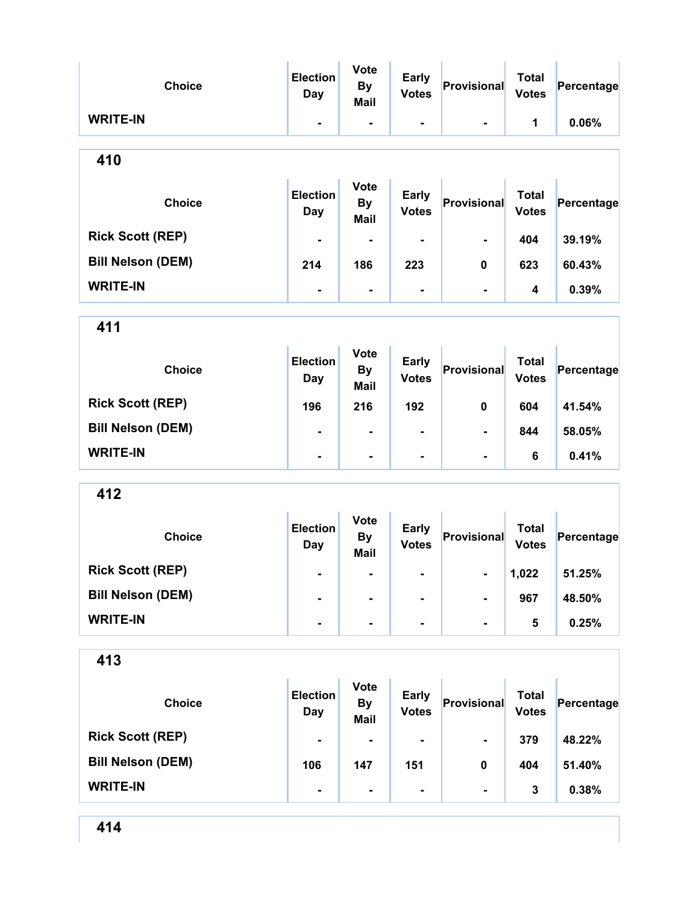| Choice | Election Day | Vote By Mail | Early Votes | Provisional | Total Votes | Percentage |
|---|---|---|---|---|---|---|
| WRITE-IN | - | - | - | - | 1 | 0.06% |

## 410

| Choice | Election Day | Vote By Mail | Early Votes | Provisional | Total Votes | Percentage |
|---|---|---|---|---|---|---|
| Rick Scott (REP) | - | - | - | - | 404 | 39.19% |
| Bill Nelson (DEM) | 214 | 186 | 223 | 0 | 623 | 60.43% |
| WRITE-IN | - | - | - | - | 4 | 0.39% |

## 411

| Choice | Election Day | Vote By Mail | Early Votes | Provisional | Total Votes | Percentage |
|---|---|---|---|---|---|---|
| Rick Scott (REP) | 196 | 216 | 192 | 0 | 604 | 41.54% |
| Bill Nelson (DEM) | - | - | - | - | 844 | 58.05% |
| WRITE-IN | - | - | - | - | 6 | 0.41% |

## 412

| Choice | Election Day | Vote By Mail | Early Votes | Provisional | Total Votes | Percentage |
|---|---|---|---|---|---|---|
| Rick Scott (REP) | - | - | - | - | 1,022 | 51.25% |
| Bill Nelson (DEM) | - | - | - | - | 967 | 48.50% |
| WRITE-IN | - | - | - | - | 5 | 0.25% |

## 413

| Choice | Election Day | Vote By Mail | Early Votes | Provisional | Total Votes | Percentage |
|---|---|---|---|---|---|---|
| Rick Scott (REP) | - | - | - | - | 379 | 48.22% |
| Bill Nelson (DEM) | 106 | 147 | 151 | 0 | 404 | 51.40% |
| WRITE-IN | - | - | - | - | 3 | 0.38% |

## 414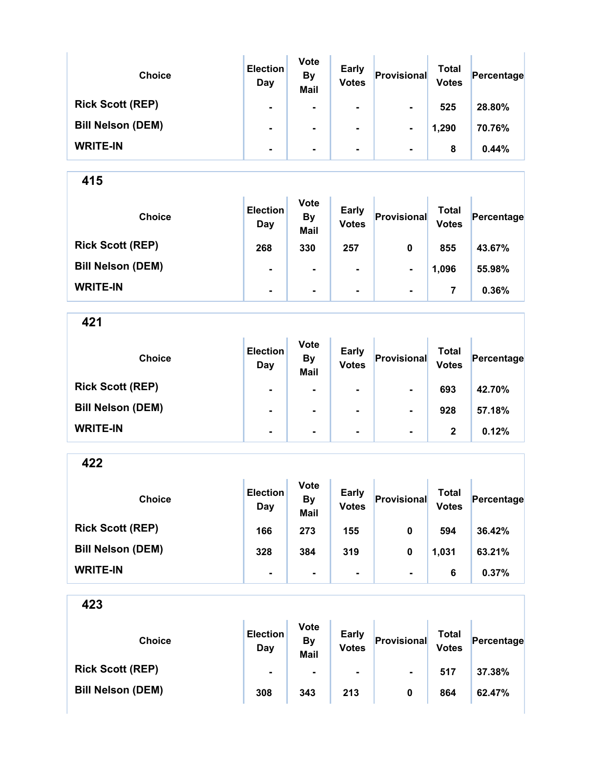| Choice | Election Day | Vote By Mail | Early Votes | Provisional | Total Votes | Percentage |
|---|---|---|---|---|---|---|
| Rick Scott (REP) | - | - | - | - | 525 | 28.80% |
| Bill Nelson (DEM) | - | - | - | - | 1,290 | 70.76% |
| WRITE-IN | - | - | - | - | 8 | 0.44% |

## 415

| Choice | Election Day | Vote By Mail | Early Votes | Provisional | Total Votes | Percentage |
|---|---|---|---|---|---|---|
| Rick Scott (REP) | 268 | 330 | 257 | 0 | 855 | 43.67% |
| Bill Nelson (DEM) | - | - | - | - | 1,096 | 55.98% |
| WRITE-IN | - | - | - | - | 7 | 0.36% |

## 421

| Choice | Election Day | Vote By Mail | Early Votes | Provisional | Total Votes | Percentage |
|---|---|---|---|---|---|---|
| Rick Scott (REP) | - | - | - | - | 693 | 42.70% |
| Bill Nelson (DEM) | - | - | - | - | 928 | 57.18% |
| WRITE-IN | - | - | - | - | 2 | 0.12% |

## 422

| Choice | Election Day | Vote By Mail | Early Votes | Provisional | Total Votes | Percentage |
|---|---|---|---|---|---|---|
| Rick Scott (REP) | 166 | 273 | 155 | 0 | 594 | 36.42% |
| Bill Nelson (DEM) | 328 | 384 | 319 | 0 | 1,031 | 63.21% |
| WRITE-IN | - | - | - | - | 6 | 0.37% |

## 423

| Choice | Election Day | Vote By Mail | Early Votes | Provisional | Total Votes | Percentage |
|---|---|---|---|---|---|---|
| Rick Scott (REP) | - | - | - | - | 517 | 37.38% |
| Bill Nelson (DEM) | 308 | 343 | 213 | 0 | 864 | 62.47% |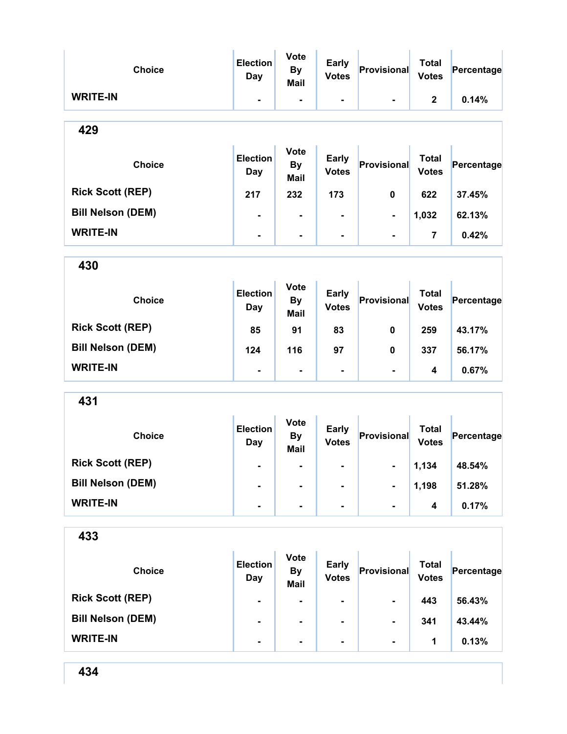| Choice | Election Day | Vote By Mail | Early Votes | Provisional | Total Votes | Percentage |
|---|---|---|---|---|---|---|
| WRITE-IN | - | - | - | - | 2 | 0.14% |

## 429

| Choice | Election Day | Vote By Mail | Early Votes | Provisional | Total Votes | Percentage |
|---|---|---|---|---|---|---|
| Rick Scott (REP) | 217 | 232 | 173 | 0 | 622 | 37.45% |
| Bill Nelson (DEM) | - | - | - | - | 1,032 | 62.13% |
| WRITE-IN | - | - | - | - | 7 | 0.42% |

## 430

| Choice | Election Day | Vote By Mail | Early Votes | Provisional | Total Votes | Percentage |
|---|---|---|---|---|---|---|
| Rick Scott (REP) | 85 | 91 | 83 | 0 | 259 | 43.17% |
| Bill Nelson (DEM) | 124 | 116 | 97 | 0 | 337 | 56.17% |
| WRITE-IN | - | - | - | - | 4 | 0.67% |

## 431

| Choice | Election Day | Vote By Mail | Early Votes | Provisional | Total Votes | Percentage |
|---|---|---|---|---|---|---|
| Rick Scott (REP) | - | - | - | - | 1,134 | 48.54% |
| Bill Nelson (DEM) | - | - | - | - | 1,198 | 51.28% |
| WRITE-IN | - | - | - | - | 4 | 0.17% |

## 433

| Choice | Election Day | Vote By Mail | Early Votes | Provisional | Total Votes | Percentage |
|---|---|---|---|---|---|---|
| Rick Scott (REP) | - | - | - | - | 443 | 56.43% |
| Bill Nelson (DEM) | - | - | - | - | 341 | 43.44% |
| WRITE-IN | - | - | - | - | 1 | 0.13% |

## 434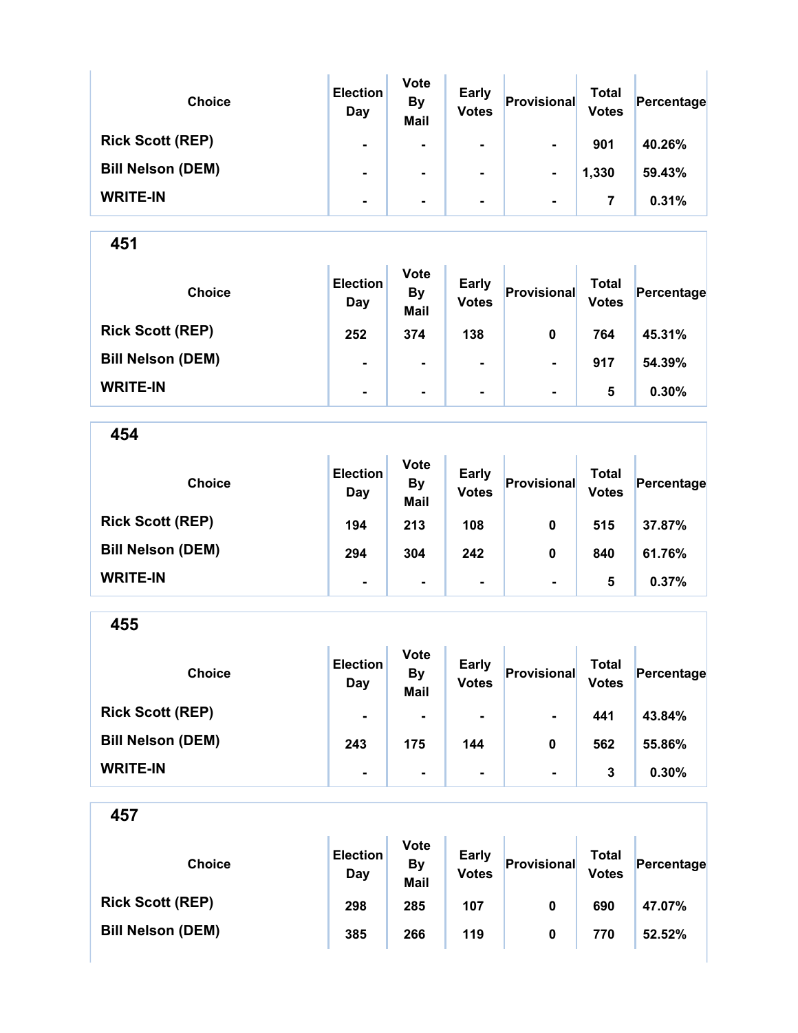| Choice | Election Day | Vote By Mail | Early Votes | Provisional | Total Votes | Percentage |
|---|---|---|---|---|---|---|
| Rick Scott (REP) | - | - | - | - | 901 | 40.26% |
| Bill Nelson (DEM) | - | - | - | - | 1,330 | 59.43% |
| WRITE-IN | - | - | - | - | 7 | 0.31% |

## 451

| Choice | Election Day | Vote By Mail | Early Votes | Provisional | Total Votes | Percentage |
|---|---|---|---|---|---|---|
| Rick Scott (REP) | 252 | 374 | 138 | 0 | 764 | 45.31% |
| Bill Nelson (DEM) | - | - | - | - | 917 | 54.39% |
| WRITE-IN | - | - | - | - | 5 | 0.30% |

## 454

| Choice | Election Day | Vote By Mail | Early Votes | Provisional | Total Votes | Percentage |
|---|---|---|---|---|---|---|
| Rick Scott (REP) | 194 | 213 | 108 | 0 | 515 | 37.87% |
| Bill Nelson (DEM) | 294 | 304 | 242 | 0 | 840 | 61.76% |
| WRITE-IN | - | - | - | - | 5 | 0.37% |

## 455

| Choice | Election Day | Vote By Mail | Early Votes | Provisional | Total Votes | Percentage |
|---|---|---|---|---|---|---|
| Rick Scott (REP) | - | - | - | - | 441 | 43.84% |
| Bill Nelson (DEM) | 243 | 175 | 144 | 0 | 562 | 55.86% |
| WRITE-IN | - | - | - | - | 3 | 0.30% |

## 457

| Choice | Election Day | Vote By Mail | Early Votes | Provisional | Total Votes | Percentage |
|---|---|---|---|---|---|---|
| Rick Scott (REP) | 298 | 285 | 107 | 0 | 690 | 47.07% |
| Bill Nelson (DEM) | 385 | 266 | 119 | 0 | 770 | 52.52% |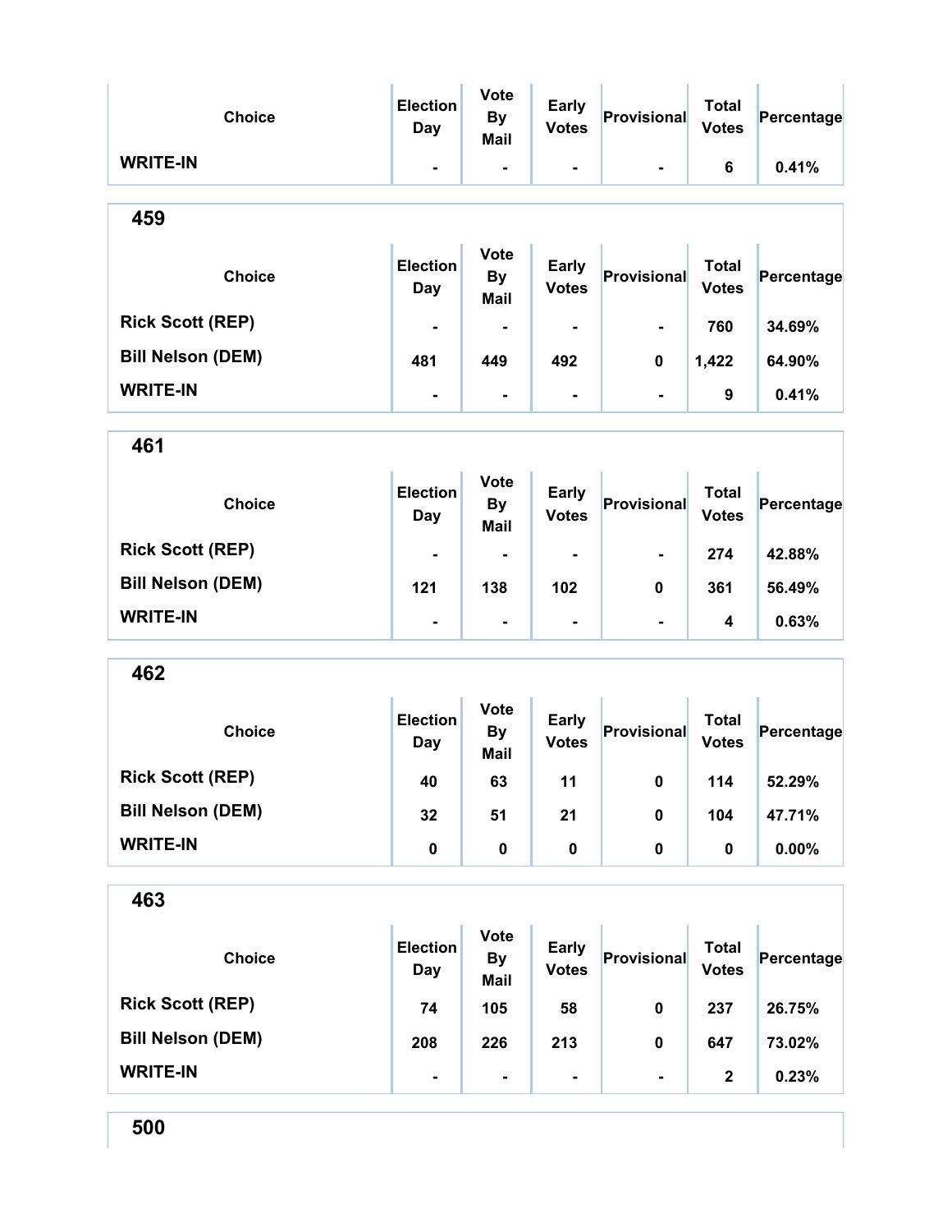| Choice | Election Day | Vote By Mail | Early Votes | Provisional | Total Votes | Percentage |
|---|---|---|---|---|---|---|
| WRITE-IN | - | - | - | - | 6 | 0.41% |

## 459

| Choice | Election Day | Vote By Mail | Early Votes | Provisional | Total Votes | Percentage |
|---|---|---|---|---|---|---|
| Rick Scott (REP) | - | - | - | - | 760 | 34.69% |
| Bill Nelson (DEM) | 481 | 449 | 492 | 0 | 1,422 | 64.90% |
| WRITE-IN | - | - | - | - | 9 | 0.41% |

## 461

| Choice | Election Day | Vote By Mail | Early Votes | Provisional | Total Votes | Percentage |
|---|---|---|---|---|---|---|
| Rick Scott (REP) | - | - | - | - | 274 | 42.88% |
| Bill Nelson (DEM) | 121 | 138 | 102 | 0 | 361 | 56.49% |
| WRITE-IN | - | - | - | - | 4 | 0.63% |

## 462

| Choice | Election Day | Vote By Mail | Early Votes | Provisional | Total Votes | Percentage |
|---|---|---|---|---|---|---|
| Rick Scott (REP) | 40 | 63 | 11 | 0 | 114 | 52.29% |
| Bill Nelson (DEM) | 32 | 51 | 21 | 0 | 104 | 47.71% |
| WRITE-IN | 0 | 0 | 0 | 0 | 0 | 0.00% |

## 463

| Choice | Election Day | Vote By Mail | Early Votes | Provisional | Total Votes | Percentage |
|---|---|---|---|---|---|---|
| Rick Scott (REP) | 74 | 105 | 58 | 0 | 237 | 26.75% |
| Bill Nelson (DEM) | 208 | 226 | 213 | 0 | 647 | 73.02% |
| WRITE-IN | - | - | - | - | 2 | 0.23% |

## 500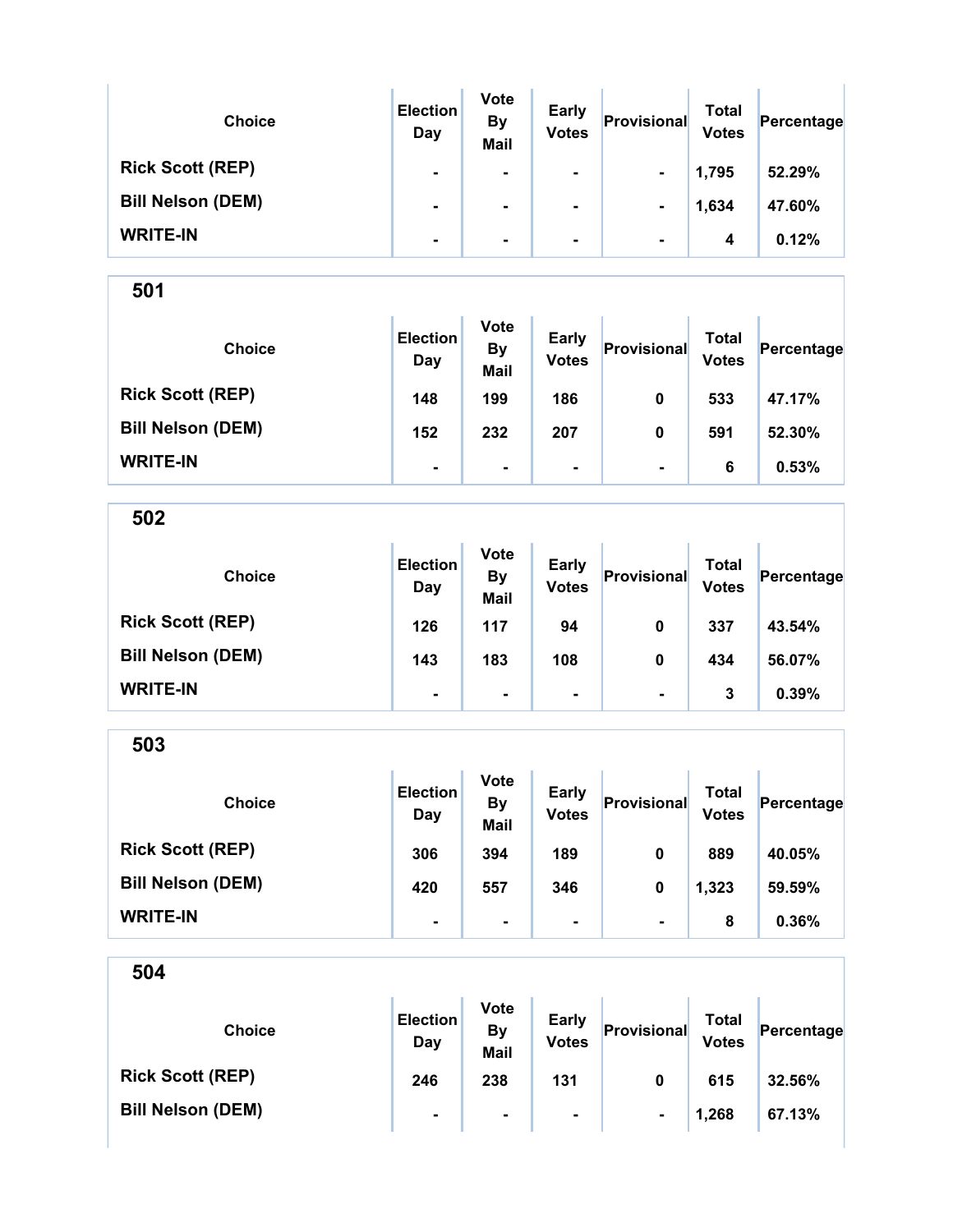| Choice | Election Day | Vote By Mail | Early Votes | Provisional | Total Votes | Percentage |
|---|---|---|---|---|---|---|
| Rick Scott (REP) | - | - | - | - | 1,795 | 52.29% |
| Bill Nelson (DEM) | - | - | - | - | 1,634 | 47.60% |
| WRITE-IN | - | - | - | - | 4 | 0.12% |

## 501

| Choice | Election Day | Vote By Mail | Early Votes | Provisional | Total Votes | Percentage |
|---|---|---|---|---|---|---|
| Rick Scott (REP) | 148 | 199 | 186 | 0 | 533 | 47.17% |
| Bill Nelson (DEM) | 152 | 232 | 207 | 0 | 591 | 52.30% |
| WRITE-IN | - | - | - | - | 6 | 0.53% |

## 502

| Choice | Election Day | Vote By Mail | Early Votes | Provisional | Total Votes | Percentage |
|---|---|---|---|---|---|---|
| Rick Scott (REP) | 126 | 117 | 94 | 0 | 337 | 43.54% |
| Bill Nelson (DEM) | 143 | 183 | 108 | 0 | 434 | 56.07% |
| WRITE-IN | - | - | - | - | 3 | 0.39% |

## 503

| Choice | Election Day | Vote By Mail | Early Votes | Provisional | Total Votes | Percentage |
|---|---|---|---|---|---|---|
| Rick Scott (REP) | 306 | 394 | 189 | 0 | 889 | 40.05% |
| Bill Nelson (DEM) | 420 | 557 | 346 | 0 | 1,323 | 59.59% |
| WRITE-IN | - | - | - | - | 8 | 0.36% |

## 504

| Choice | Election Day | Vote By Mail | Early Votes | Provisional | Total Votes | Percentage |
|---|---|---|---|---|---|---|
| Rick Scott (REP) | 246 | 238 | 131 | 0 | 615 | 32.56% |
| Bill Nelson (DEM) | - | - | - | - | 1,268 | 67.13% |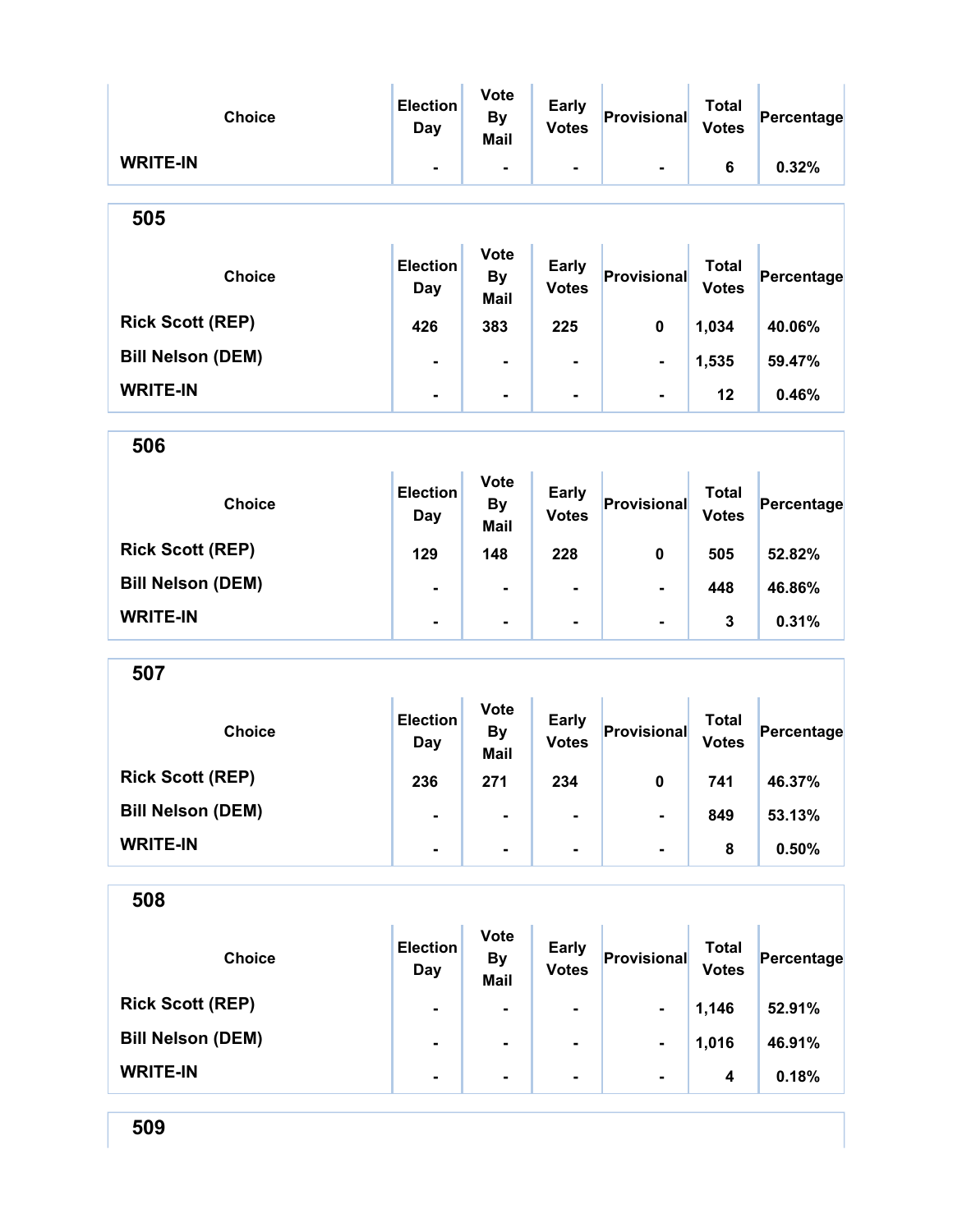| Choice | Election Day | Vote By Mail | Early Votes | Provisional | Total Votes | Percentage |
|---|---|---|---|---|---|---|
| WRITE-IN | - | - | - | - | 6 | 0.32% |

## 505

| Choice | Election Day | Vote By Mail | Early Votes | Provisional | Total Votes | Percentage |
|---|---|---|---|---|---|---|
| Rick Scott (REP) | 426 | 383 | 225 | 0 | 1,034 | 40.06% |
| Bill Nelson (DEM) | - | - | - | - | 1,535 | 59.47% |
| WRITE-IN | - | - | - | - | 12 | 0.46% |

## 506

| Choice | Election Day | Vote By Mail | Early Votes | Provisional | Total Votes | Percentage |
|---|---|---|---|---|---|---|
| Rick Scott (REP) | 129 | 148 | 228 | 0 | 505 | 52.82% |
| Bill Nelson (DEM) | - | - | - | - | 448 | 46.86% |
| WRITE-IN | - | - | - | - | 3 | 0.31% |

## 507

| Choice | Election Day | Vote By Mail | Early Votes | Provisional | Total Votes | Percentage |
|---|---|---|---|---|---|---|
| Rick Scott (REP) | 236 | 271 | 234 | 0 | 741 | 46.37% |
| Bill Nelson (DEM) | - | - | - | - | 849 | 53.13% |
| WRITE-IN | - | - | - | - | 8 | 0.50% |

## 508

| Choice | Election Day | Vote By Mail | Early Votes | Provisional | Total Votes | Percentage |
|---|---|---|---|---|---|---|
| Rick Scott (REP) | - | - | - | - | 1,146 | 52.91% |
| Bill Nelson (DEM) | - | - | - | - | 1,016 | 46.91% |
| WRITE-IN | - | - | - | - | 4 | 0.18% |

## 509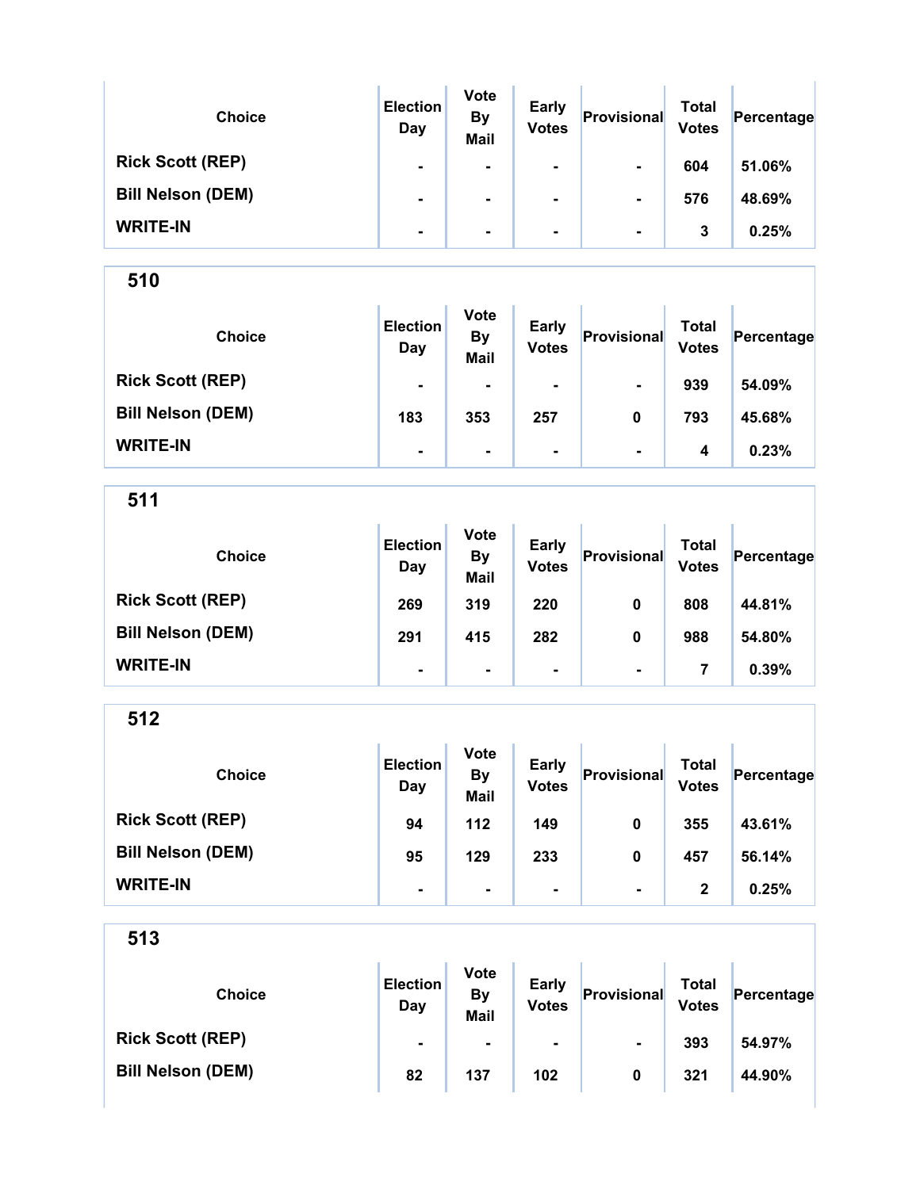| Choice | Election Day | Vote By Mail | Early Votes | Provisional | Total Votes | Percentage |
|---|---|---|---|---|---|---|
| Rick Scott (REP) | - | - | - | - | 604 | 51.06% |
| Bill Nelson (DEM) | - | - | - | - | 576 | 48.69% |
| WRITE-IN | - | - | - | - | 3 | 0.25% |

## 510

| Choice | Election Day | Vote By Mail | Early Votes | Provisional | Total Votes | Percentage |
|---|---|---|---|---|---|---|
| Rick Scott (REP) | - | - | - | - | 939 | 54.09% |
| Bill Nelson (DEM) | 183 | 353 | 257 | 0 | 793 | 45.68% |
| WRITE-IN | - | - | - | - | 4 | 0.23% |

## 511

| Choice | Election Day | Vote By Mail | Early Votes | Provisional | Total Votes | Percentage |
|---|---|---|---|---|---|---|
| Rick Scott (REP) | 269 | 319 | 220 | 0 | 808 | 44.81% |
| Bill Nelson (DEM) | 291 | 415 | 282 | 0 | 988 | 54.80% |
| WRITE-IN | - | - | - | - | 7 | 0.39% |

## 512

| Choice | Election Day | Vote By Mail | Early Votes | Provisional | Total Votes | Percentage |
|---|---|---|---|---|---|---|
| Rick Scott (REP) | 94 | 112 | 149 | 0 | 355 | 43.61% |
| Bill Nelson (DEM) | 95 | 129 | 233 | 0 | 457 | 56.14% |
| WRITE-IN | - | - | - | - | 2 | 0.25% |

## 513

| Choice | Election Day | Vote By Mail | Early Votes | Provisional | Total Votes | Percentage |
|---|---|---|---|---|---|---|
| Rick Scott (REP) | - | - | - | - | 393 | 54.97% |
| Bill Nelson (DEM) | 82 | 137 | 102 | 0 | 321 | 44.90% |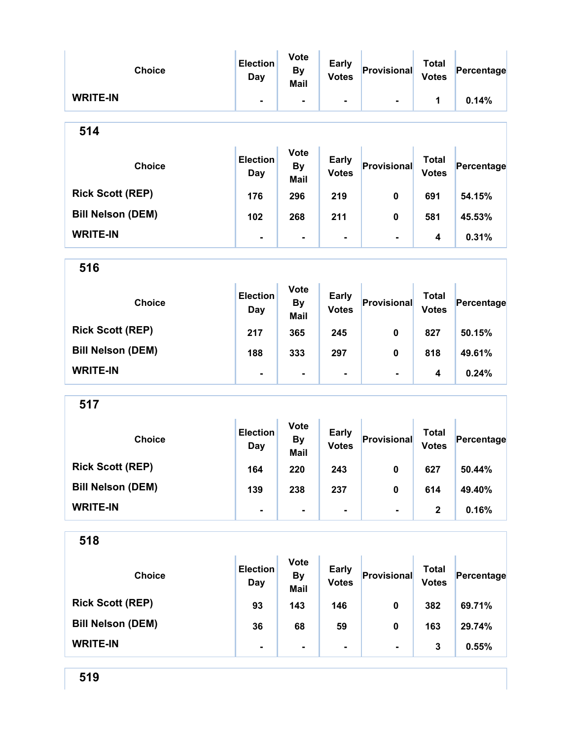| Choice | Election Day | Vote By Mail | Early Votes | Provisional | Total Votes | Percentage |
|---|---|---|---|---|---|---|
| WRITE-IN | - | - | - | - | 1 | 0.14% |

## 514

| Choice | Election Day | Vote By Mail | Early Votes | Provisional | Total Votes | Percentage |
|---|---|---|---|---|---|---|
| Rick Scott (REP) | 176 | 296 | 219 | 0 | 691 | 54.15% |
| Bill Nelson (DEM) | 102 | 268 | 211 | 0 | 581 | 45.53% |
| WRITE-IN | - | - | - | - | 4 | 0.31% |

## 516

| Choice | Election Day | Vote By Mail | Early Votes | Provisional | Total Votes | Percentage |
|---|---|---|---|---|---|---|
| Rick Scott (REP) | 217 | 365 | 245 | 0 | 827 | 50.15% |
| Bill Nelson (DEM) | 188 | 333 | 297 | 0 | 818 | 49.61% |
| WRITE-IN | - | - | - | - | 4 | 0.24% |

## 517

| Choice | Election Day | Vote By Mail | Early Votes | Provisional | Total Votes | Percentage |
|---|---|---|---|---|---|---|
| Rick Scott (REP) | 164 | 220 | 243 | 0 | 627 | 50.44% |
| Bill Nelson (DEM) | 139 | 238 | 237 | 0 | 614 | 49.40% |
| WRITE-IN | - | - | - | - | 2 | 0.16% |

## 518

| Choice | Election Day | Vote By Mail | Early Votes | Provisional | Total Votes | Percentage |
|---|---|---|---|---|---|---|
| Rick Scott (REP) | 93 | 143 | 146 | 0 | 382 | 69.71% |
| Bill Nelson (DEM) | 36 | 68 | 59 | 0 | 163 | 29.74% |
| WRITE-IN | - | - | - | - | 3 | 0.55% |

## 519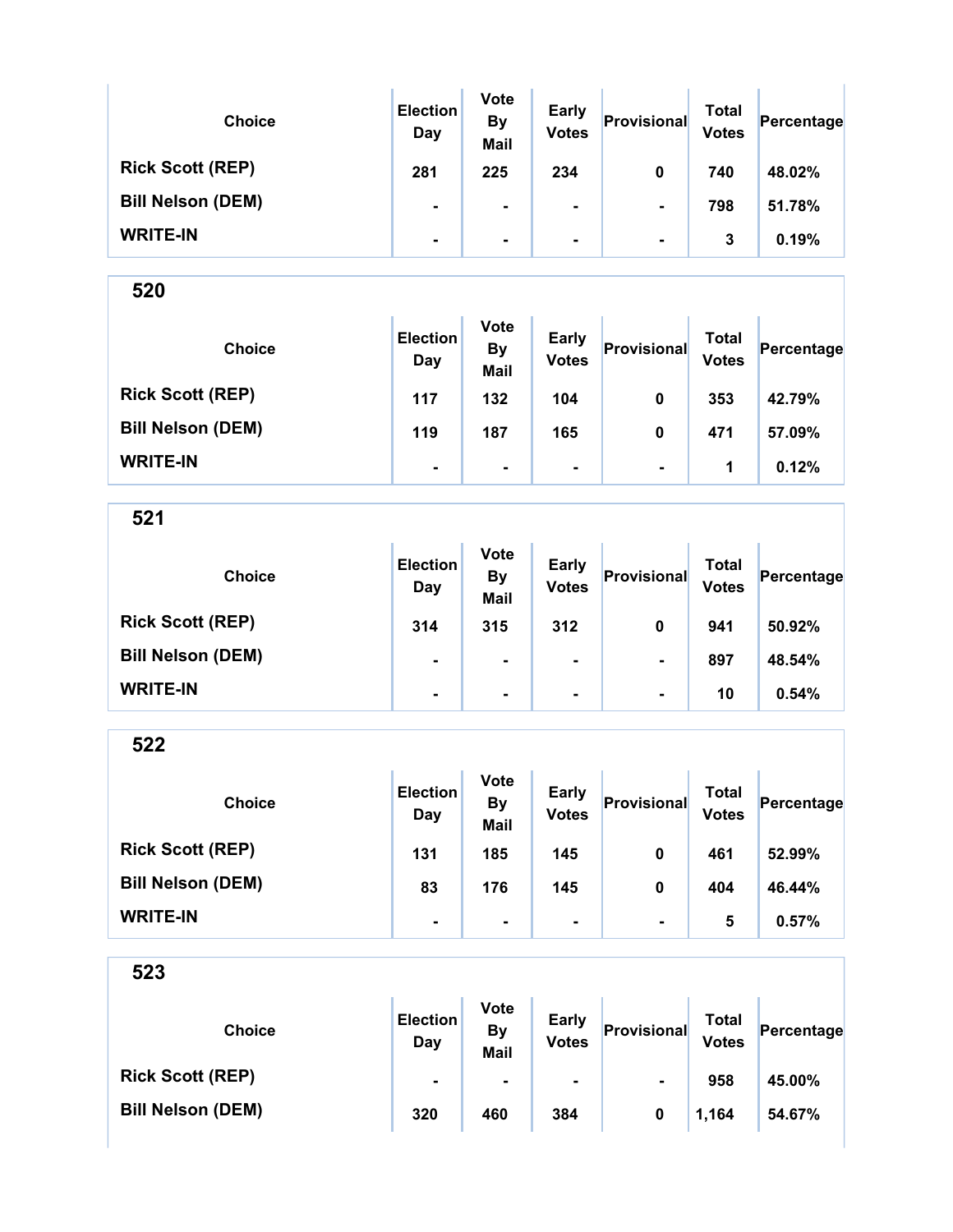| Choice | Election Day | Vote By Mail | Early Votes | Provisional | Total Votes | Percentage |
|---|---|---|---|---|---|---|
| Rick Scott (REP) | 281 | 225 | 234 | 0 | 740 | 48.02% |
| Bill Nelson (DEM) | - | - | - | - | 798 | 51.78% |
| WRITE-IN | - | - | - | - | 3 | 0.19% |

## 520

| Choice | Election Day | Vote By Mail | Early Votes | Provisional | Total Votes | Percentage |
|---|---|---|---|---|---|---|
| Rick Scott (REP) | 117 | 132 | 104 | 0 | 353 | 42.79% |
| Bill Nelson (DEM) | 119 | 187 | 165 | 0 | 471 | 57.09% |
| WRITE-IN | - | - | - | - | 1 | 0.12% |

## 521

| Choice | Election Day | Vote By Mail | Early Votes | Provisional | Total Votes | Percentage |
|---|---|---|---|---|---|---|
| Rick Scott (REP) | 314 | 315 | 312 | 0 | 941 | 50.92% |
| Bill Nelson (DEM) | - | - | - | - | 897 | 48.54% |
| WRITE-IN | - | - | - | - | 10 | 0.54% |

## 522

| Choice | Election Day | Vote By Mail | Early Votes | Provisional | Total Votes | Percentage |
|---|---|---|---|---|---|---|
| Rick Scott (REP) | 131 | 185 | 145 | 0 | 461 | 52.99% |
| Bill Nelson (DEM) | 83 | 176 | 145 | 0 | 404 | 46.44% |
| WRITE-IN | - | - | - | - | 5 | 0.57% |

## 523

| Choice | Election Day | Vote By Mail | Early Votes | Provisional | Total Votes | Percentage |
|---|---|---|---|---|---|---|
| Rick Scott (REP) | - | - | - | - | 958 | 45.00% |
| Bill Nelson (DEM) | 320 | 460 | 384 | 0 | 1,164 | 54.67% |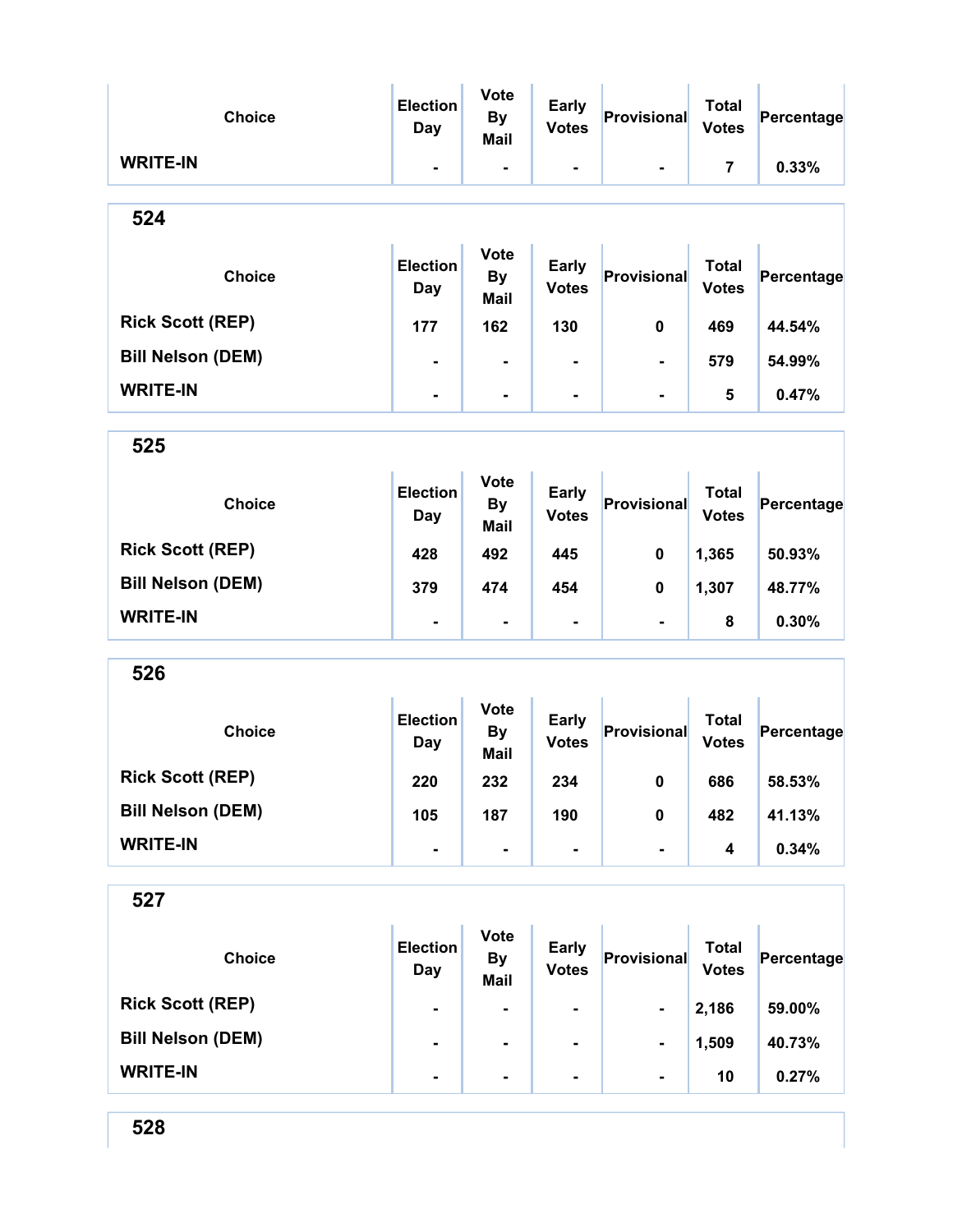| Choice | Election Day | Vote By Mail | Early Votes | Provisional | Total Votes | Percentage |
| --- | --- | --- | --- | --- | --- | --- |
| WRITE-IN | - | - | - | - | 7 | 0.33% |

## 524

| Choice | Election Day | Vote By Mail | Early Votes | Provisional | Total Votes | Percentage |
| --- | --- | --- | --- | --- | --- | --- |
| Rick Scott (REP) | 177 | 162 | 130 | 0 | 469 | 44.54% |
| Bill Nelson (DEM) | - | - | - | - | 579 | 54.99% |
| WRITE-IN | - | - | - | - | 5 | 0.47% |

## 525

| Choice | Election Day | Vote By Mail | Early Votes | Provisional | Total Votes | Percentage |
| --- | --- | --- | --- | --- | --- | --- |
| Rick Scott (REP) | 428 | 492 | 445 | 0 | 1,365 | 50.93% |
| Bill Nelson (DEM) | 379 | 474 | 454 | 0 | 1,307 | 48.77% |
| WRITE-IN | - | - | - | - | 8 | 0.30% |

## 526

| Choice | Election Day | Vote By Mail | Early Votes | Provisional | Total Votes | Percentage |
| --- | --- | --- | --- | --- | --- | --- |
| Rick Scott (REP) | 220 | 232 | 234 | 0 | 686 | 58.53% |
| Bill Nelson (DEM) | 105 | 187 | 190 | 0 | 482 | 41.13% |
| WRITE-IN | - | - | - | - | 4 | 0.34% |

## 527

| Choice | Election Day | Vote By Mail | Early Votes | Provisional | Total Votes | Percentage |
| --- | --- | --- | --- | --- | --- | --- |
| Rick Scott (REP) | - | - | - | - | 2,186 | 59.00% |
| Bill Nelson (DEM) | - | - | - | - | 1,509 | 40.73% |
| WRITE-IN | - | - | - | - | 10 | 0.27% |

## 528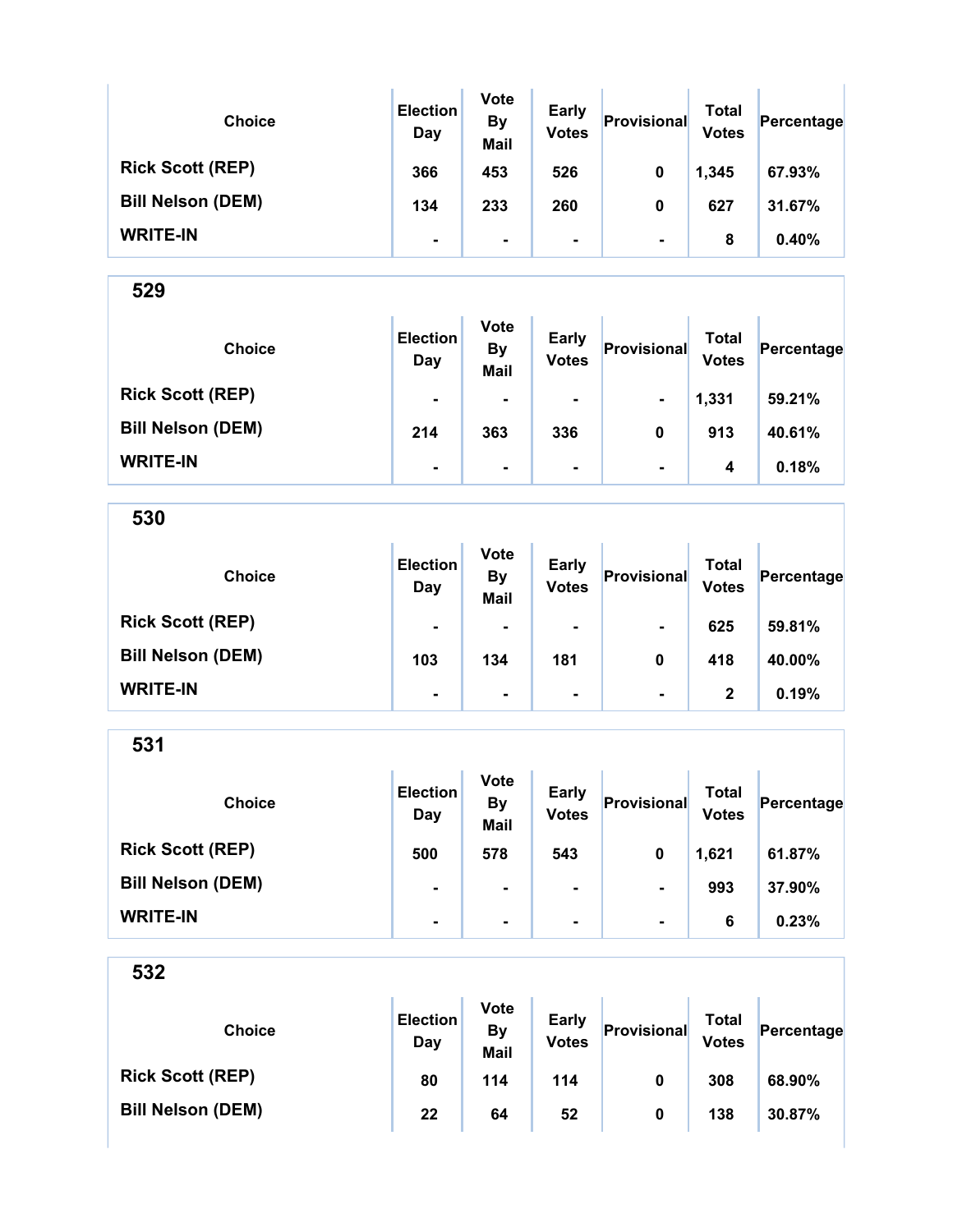| Choice | Election Day | Vote By Mail | Early Votes | Provisional | Total Votes | Percentage |
|---|---|---|---|---|---|---|
| Rick Scott (REP) | 366 | 453 | 526 | 0 | 1,345 | 67.93% |
| Bill Nelson (DEM) | 134 | 233 | 260 | 0 | 627 | 31.67% |
| WRITE-IN | - | - | - | - | 8 | 0.40% |

## 529

| Choice | Election Day | Vote By Mail | Early Votes | Provisional | Total Votes | Percentage |
|---|---|---|---|---|---|---|
| Rick Scott (REP) | - | - | - | - | 1,331 | 59.21% |
| Bill Nelson (DEM) | 214 | 363 | 336 | 0 | 913 | 40.61% |
| WRITE-IN | - | - | - | - | 4 | 0.18% |

## 530

| Choice | Election Day | Vote By Mail | Early Votes | Provisional | Total Votes | Percentage |
|---|---|---|---|---|---|---|
| Rick Scott (REP) | - | - | - | - | 625 | 59.81% |
| Bill Nelson (DEM) | 103 | 134 | 181 | 0 | 418 | 40.00% |
| WRITE-IN | - | - | - | - | 2 | 0.19% |

## 531

| Choice | Election Day | Vote By Mail | Early Votes | Provisional | Total Votes | Percentage |
|---|---|---|---|---|---|---|
| Rick Scott (REP) | 500 | 578 | 543 | 0 | 1,621 | 61.87% |
| Bill Nelson (DEM) | - | - | - | - | 993 | 37.90% |
| WRITE-IN | - | - | - | - | 6 | 0.23% |

## 532

| Choice | Election Day | Vote By Mail | Early Votes | Provisional | Total Votes | Percentage |
|---|---|---|---|---|---|---|
| Rick Scott (REP) | 80 | 114 | 114 | 0 | 308 | 68.90% |
| Bill Nelson (DEM) | 22 | 64 | 52 | 0 | 138 | 30.87% |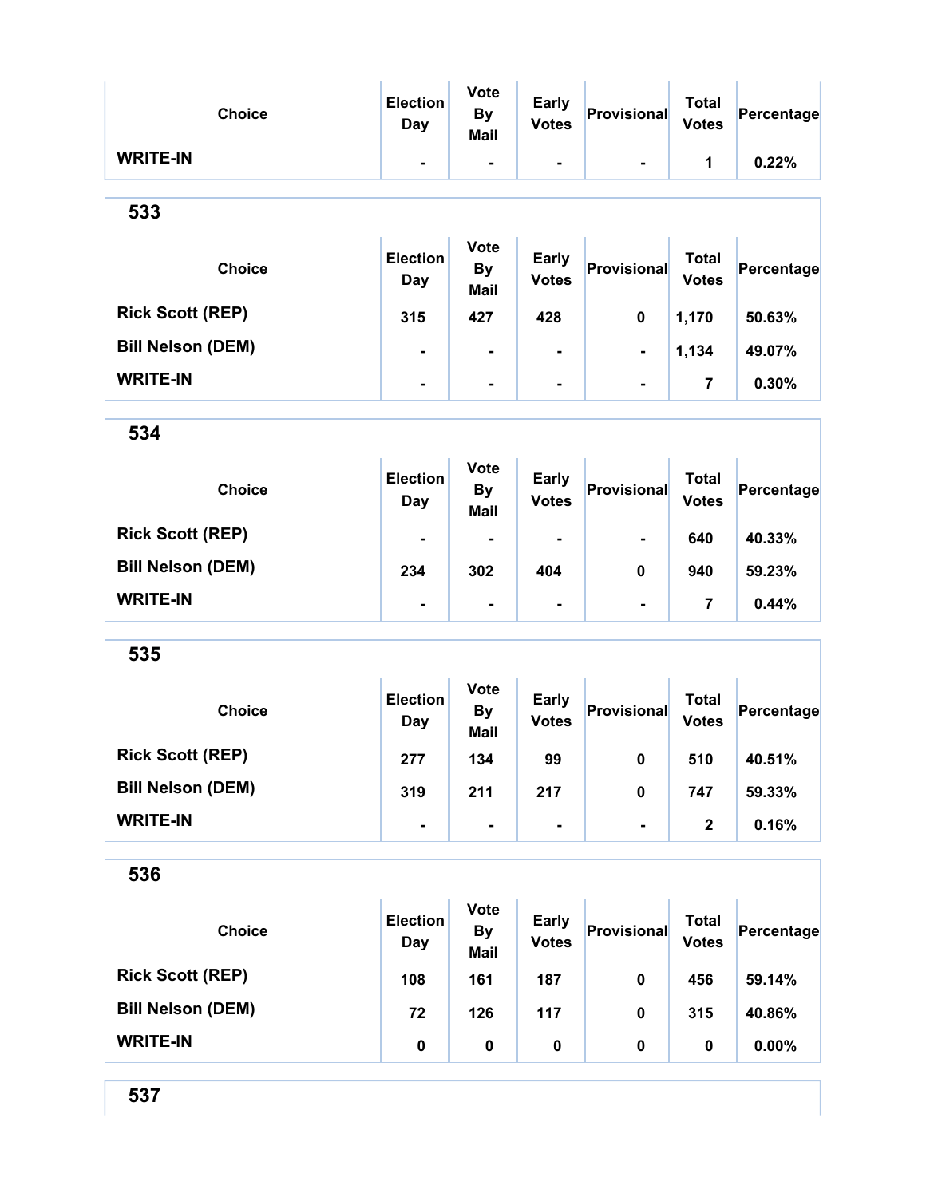| Choice | Election Day | Vote By Mail | Early Votes | Provisional | Total Votes | Percentage |
|---|---|---|---|---|---|---|
| **WRITE-IN** | - | - | - | - | 1 | 0.22% |

## 533

| Choice | Election Day | Vote By Mail | Early Votes | Provisional | Total Votes | Percentage |
|---|---|---|---|---|---|---|
| **Rick Scott (REP)** | 315 | 427 | 428 | 0 | 1,170 | 50.63% |
| **Bill Nelson (DEM)** | - | - | - | - | 1,134 | 49.07% |
| **WRITE-IN** | - | - | - | - | 7 | 0.30% |

## 534

| Choice | Election Day | Vote By Mail | Early Votes | Provisional | Total Votes | Percentage |
|---|---|---|---|---|---|---|
| **Rick Scott (REP)** | - | - | - | - | 640 | 40.33% |
| **Bill Nelson (DEM)** | 234 | 302 | 404 | 0 | 940 | 59.23% |
| **WRITE-IN** | - | - | - | - | 7 | 0.44% |

## 535

| Choice | Election Day | Vote By Mail | Early Votes | Provisional | Total Votes | Percentage |
|---|---|---|---|---|---|---|
| **Rick Scott (REP)** | 277 | 134 | 99 | 0 | 510 | 40.51% |
| **Bill Nelson (DEM)** | 319 | 211 | 217 | 0 | 747 | 59.33% |
| **WRITE-IN** | - | - | - | - | 2 | 0.16% |

## 536

| Choice | Election Day | Vote By Mail | Early Votes | Provisional | Total Votes | Percentage |
|---|---|---|---|---|---|---|
| **Rick Scott (REP)** | 108 | 161 | 187 | 0 | 456 | 59.14% |
| **Bill Nelson (DEM)** | 72 | 126 | 117 | 0 | 315 | 40.86% |
| **WRITE-IN** | 0 | 0 | 0 | 0 | 0 | 0.00% |

## 537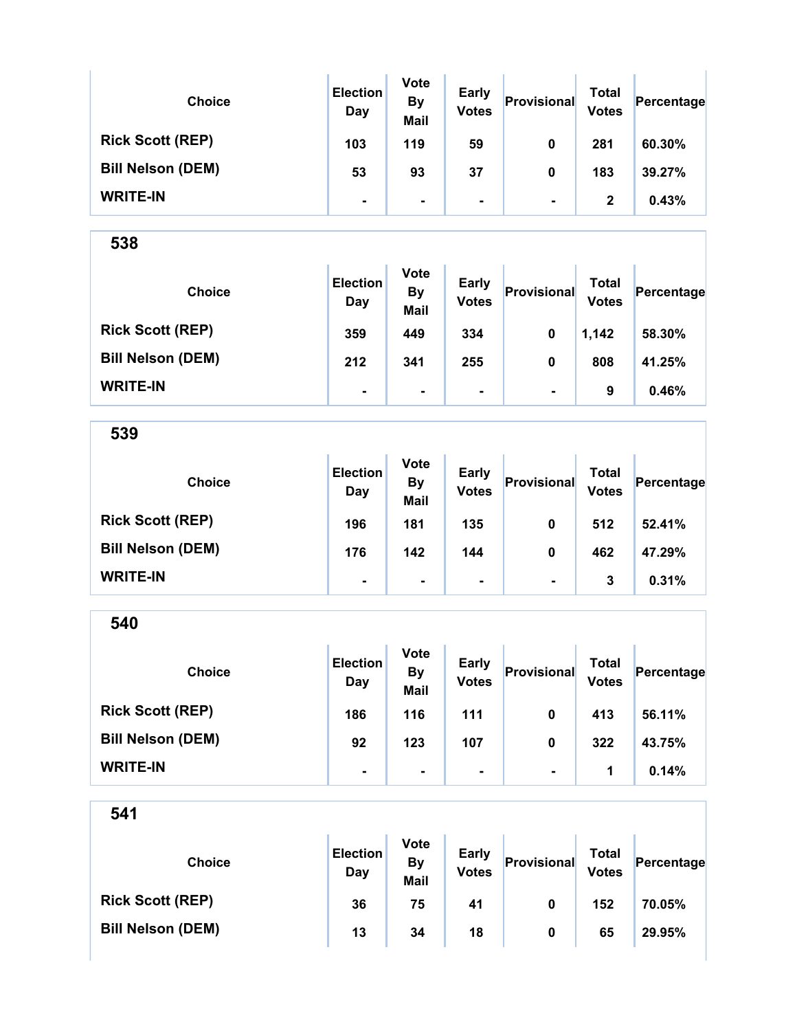| Choice | Election Day | Vote By Mail | Early Votes | Provisional | Total Votes | Percentage |
|---|---|---|---|---|---|---|
| Rick Scott (REP) | 103 | 119 | 59 | 0 | 281 | 60.30% |
| Bill Nelson (DEM) | 53 | 93 | 37 | 0 | 183 | 39.27% |
| WRITE-IN | - | - | - | - | 2 | 0.43% |

## 538

| Choice | Election Day | Vote By Mail | Early Votes | Provisional | Total Votes | Percentage |
|---|---|---|---|---|---|---|
| Rick Scott (REP) | 359 | 449 | 334 | 0 | 1,142 | 58.30% |
| Bill Nelson (DEM) | 212 | 341 | 255 | 0 | 808 | 41.25% |
| WRITE-IN | - | - | - | - | 9 | 0.46% |

## 539

| Choice | Election Day | Vote By Mail | Early Votes | Provisional | Total Votes | Percentage |
|---|---|---|---|---|---|---|
| Rick Scott (REP) | 196 | 181 | 135 | 0 | 512 | 52.41% |
| Bill Nelson (DEM) | 176 | 142 | 144 | 0 | 462 | 47.29% |
| WRITE-IN | - | - | - | - | 3 | 0.31% |

## 540

| Choice | Election Day | Vote By Mail | Early Votes | Provisional | Total Votes | Percentage |
|---|---|---|---|---|---|---|
| Rick Scott (REP) | 186 | 116 | 111 | 0 | 413 | 56.11% |
| Bill Nelson (DEM) | 92 | 123 | 107 | 0 | 322 | 43.75% |
| WRITE-IN | - | - | - | - | 1 | 0.14% |

## 541

| Choice | Election Day | Vote By Mail | Early Votes | Provisional | Total Votes | Percentage |
|---|---|---|---|---|---|---|
| Rick Scott (REP) | 36 | 75 | 41 | 0 | 152 | 70.05% |
| Bill Nelson (DEM) | 13 | 34 | 18 | 0 | 65 | 29.95% |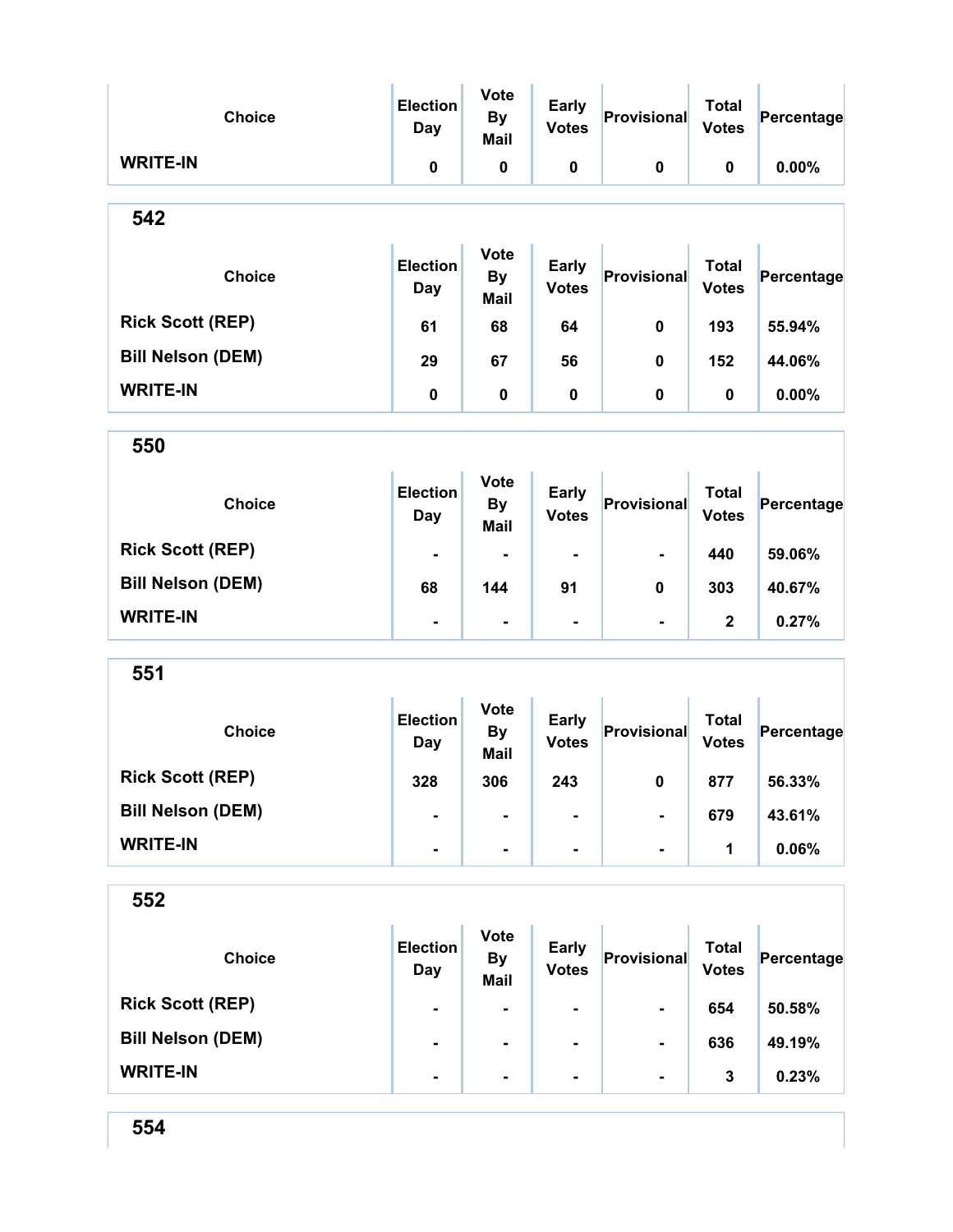| Choice | Election Day | Vote By Mail | Early Votes | Provisional | Total Votes | Percentage |
|---|---|---|---|---|---|---|
| WRITE-IN | 0 | 0 | 0 | 0 | 0 | 0.00% |

## 542

| Choice | Election Day | Vote By Mail | Early Votes | Provisional | Total Votes | Percentage |
|---|---|---|---|---|---|---|
| Rick Scott (REP) | 61 | 68 | 64 | 0 | 193 | 55.94% |
| Bill Nelson (DEM) | 29 | 67 | 56 | 0 | 152 | 44.06% |
| WRITE-IN | 0 | 0 | 0 | 0 | 0 | 0.00% |

## 550

| Choice | Election Day | Vote By Mail | Early Votes | Provisional | Total Votes | Percentage |
|---|---|---|---|---|---|---|
| Rick Scott (REP) | - | - | - | - | 440 | 59.06% |
| Bill Nelson (DEM) | 68 | 144 | 91 | 0 | 303 | 40.67% |
| WRITE-IN | - | - | - | - | 2 | 0.27% |

## 551

| Choice | Election Day | Vote By Mail | Early Votes | Provisional | Total Votes | Percentage |
|---|---|---|---|---|---|---|
| Rick Scott (REP) | 328 | 306 | 243 | 0 | 877 | 56.33% |
| Bill Nelson (DEM) | - | - | - | - | 679 | 43.61% |
| WRITE-IN | - | - | - | - | 1 | 0.06% |

## 552

| Choice | Election Day | Vote By Mail | Early Votes | Provisional | Total Votes | Percentage |
|---|---|---|---|---|---|---|
| Rick Scott (REP) | - | - | - | - | 654 | 50.58% |
| Bill Nelson (DEM) | - | - | - | - | 636 | 49.19% |
| WRITE-IN | - | - | - | - | 3 | 0.23% |

## 554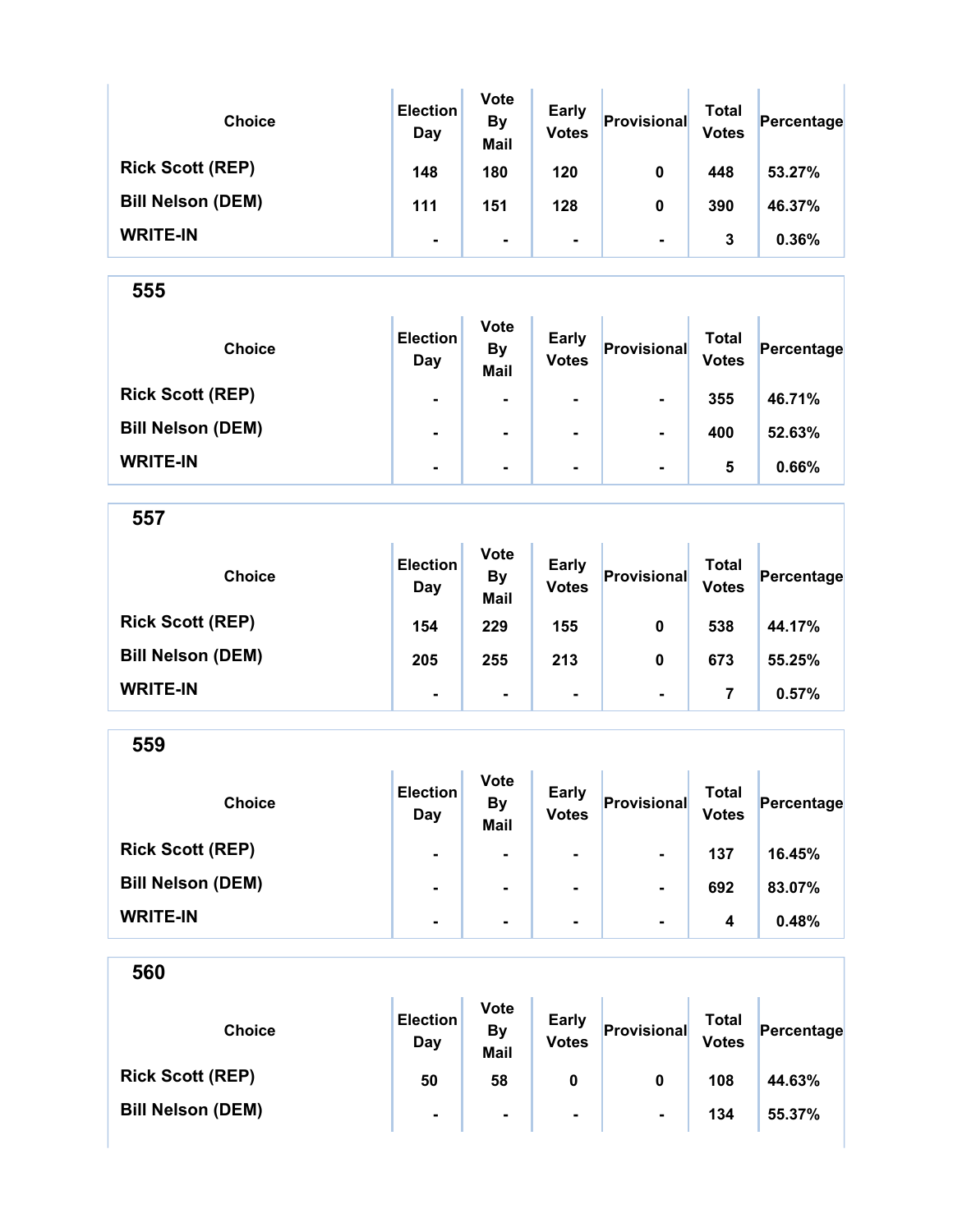| Choice | Election Day | Vote By Mail | Early Votes | Provisional | Total Votes | Percentage |
|---|---|---|---|---|---|---|
| Rick Scott (REP) | 148 | 180 | 120 | 0 | 448 | 53.27% |
| Bill Nelson (DEM) | 111 | 151 | 128 | 0 | 390 | 46.37% |
| WRITE-IN | - | - | - | - | 3 | 0.36% |

## 555

| Choice | Election Day | Vote By Mail | Early Votes | Provisional | Total Votes | Percentage |
|---|---|---|---|---|---|---|
| Rick Scott (REP) | - | - | - | - | 355 | 46.71% |
| Bill Nelson (DEM) | - | - | - | - | 400 | 52.63% |
| WRITE-IN | - | - | - | - | 5 | 0.66% |

## 557

| Choice | Election Day | Vote By Mail | Early Votes | Provisional | Total Votes | Percentage |
|---|---|---|---|---|---|---|
| Rick Scott (REP) | 154 | 229 | 155 | 0 | 538 | 44.17% |
| Bill Nelson (DEM) | 205 | 255 | 213 | 0 | 673 | 55.25% |
| WRITE-IN | - | - | - | - | 7 | 0.57% |

## 559

| Choice | Election Day | Vote By Mail | Early Votes | Provisional | Total Votes | Percentage |
|---|---|---|---|---|---|---|
| Rick Scott (REP) | - | - | - | - | 137 | 16.45% |
| Bill Nelson (DEM) | - | - | - | - | 692 | 83.07% |
| WRITE-IN | - | - | - | - | 4 | 0.48% |

## 560

| Choice | Election Day | Vote By Mail | Early Votes | Provisional | Total Votes | Percentage |
|---|---|---|---|---|---|---|
| Rick Scott (REP) | 50 | 58 | 0 | 0 | 108 | 44.63% |
| Bill Nelson (DEM) | - | - | - | - | 134 | 55.37% |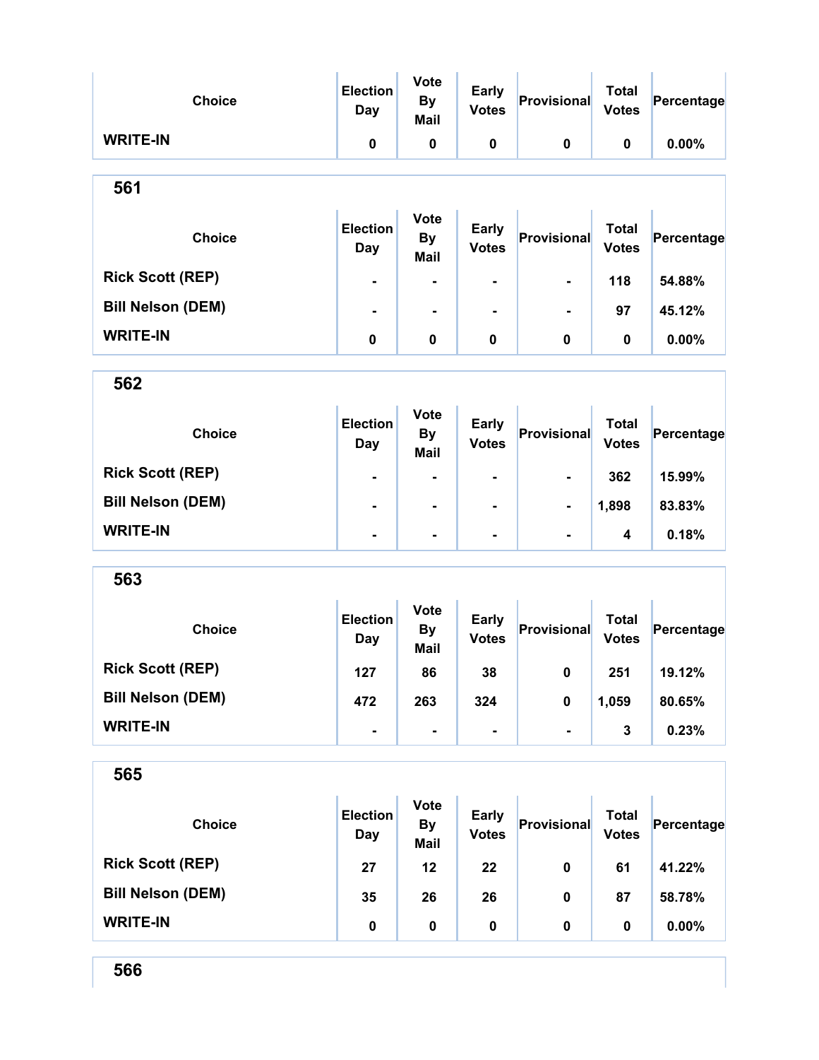| Choice | Election Day | Vote By Mail | Early Votes | Provisional | Total Votes | Percentage |
|---|---|---|---|---|---|---|
| WRITE-IN | 0 | 0 | 0 | 0 | 0 | 0.00% |

## 561

| Choice | Election Day | Vote By Mail | Early Votes | Provisional | Total Votes | Percentage |
|---|---|---|---|---|---|---|
| Rick Scott (REP) | - | - | - | - | 118 | 54.88% |
| Bill Nelson (DEM) | - | - | - | - | 97 | 45.12% |
| WRITE-IN | 0 | 0 | 0 | 0 | 0 | 0.00% |

## 562

| Choice | Election Day | Vote By Mail | Early Votes | Provisional | Total Votes | Percentage |
|---|---|---|---|---|---|---|
| Rick Scott (REP) | - | - | - | - | 362 | 15.99% |
| Bill Nelson (DEM) | - | - | - | - | 1,898 | 83.83% |
| WRITE-IN | - | - | - | - | 4 | 0.18% |

## 563

| Choice | Election Day | Vote By Mail | Early Votes | Provisional | Total Votes | Percentage |
|---|---|---|---|---|---|---|
| Rick Scott (REP) | 127 | 86 | 38 | 0 | 251 | 19.12% |
| Bill Nelson (DEM) | 472 | 263 | 324 | 0 | 1,059 | 80.65% |
| WRITE-IN | - | - | - | - | 3 | 0.23% |

## 565

| Choice | Election Day | Vote By Mail | Early Votes | Provisional | Total Votes | Percentage |
|---|---|---|---|---|---|---|
| Rick Scott (REP) | 27 | 12 | 22 | 0 | 61 | 41.22% |
| Bill Nelson (DEM) | 35 | 26 | 26 | 0 | 87 | 58.78% |
| WRITE-IN | 0 | 0 | 0 | 0 | 0 | 0.00% |

## 566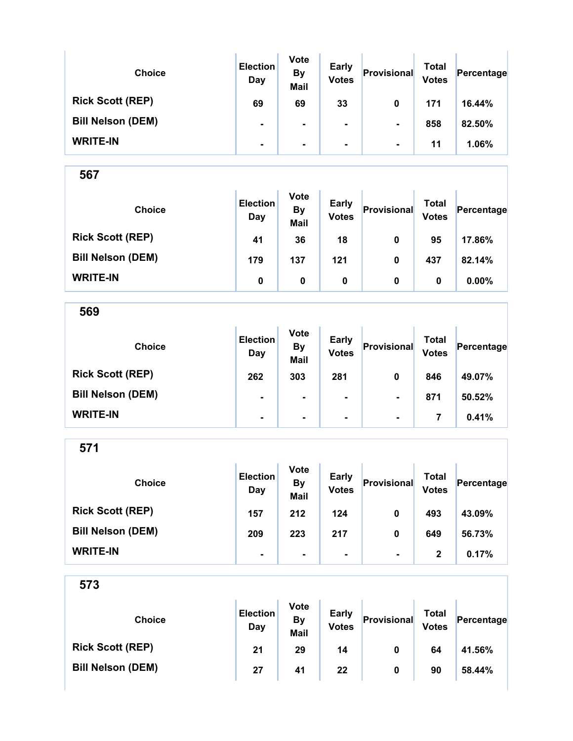| Choice | Election Day | Vote By Mail | Early Votes | Provisional | Total Votes | Percentage |
|---|---|---|---|---|---|---|
| Rick Scott (REP) | 69 | 69 | 33 | 0 | 171 | 16.44% |
| Bill Nelson (DEM) | - | - | - | - | 858 | 82.50% |
| WRITE-IN | - | - | - | - | 11 | 1.06% |

## 567

| Choice | Election Day | Vote By Mail | Early Votes | Provisional | Total Votes | Percentage |
|---|---|---|---|---|---|---|
| Rick Scott (REP) | 41 | 36 | 18 | 0 | 95 | 17.86% |
| Bill Nelson (DEM) | 179 | 137 | 121 | 0 | 437 | 82.14% |
| WRITE-IN | 0 | 0 | 0 | 0 | 0 | 0.00% |

## 569

| Choice | Election Day | Vote By Mail | Early Votes | Provisional | Total Votes | Percentage |
|---|---|---|---|---|---|---|
| Rick Scott (REP) | 262 | 303 | 281 | 0 | 846 | 49.07% |
| Bill Nelson (DEM) | - | - | - | - | 871 | 50.52% |
| WRITE-IN | - | - | - | - | 7 | 0.41% |

## 571

| Choice | Election Day | Vote By Mail | Early Votes | Provisional | Total Votes | Percentage |
|---|---|---|---|---|---|---|
| Rick Scott (REP) | 157 | 212 | 124 | 0 | 493 | 43.09% |
| Bill Nelson (DEM) | 209 | 223 | 217 | 0 | 649 | 56.73% |
| WRITE-IN | - | - | - | - | 2 | 0.17% |

## 573

| Choice | Election Day | Vote By Mail | Early Votes | Provisional | Total Votes | Percentage |
|---|---|---|---|---|---|---|
| Rick Scott (REP) | 21 | 29 | 14 | 0 | 64 | 41.56% |
| Bill Nelson (DEM) | 27 | 41 | 22 | 0 | 90 | 58.44% |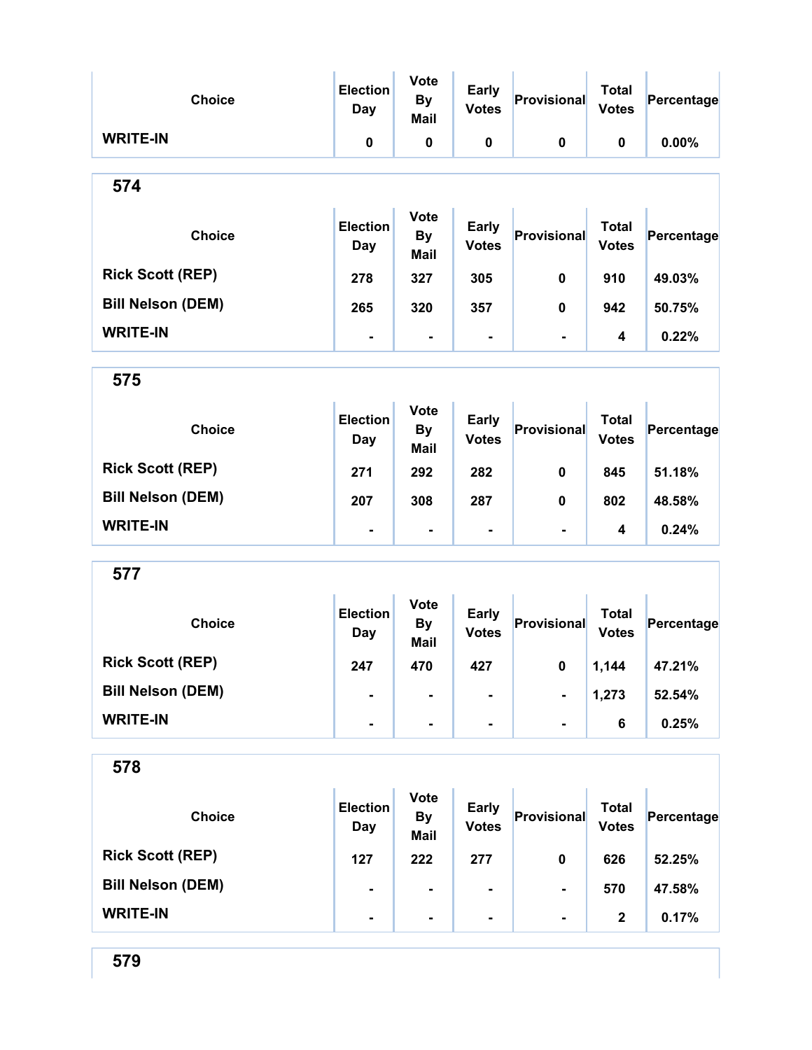| Choice | Election Day | Vote By Mail | Early Votes | Provisional | Total Votes | Percentage |
|---|---|---|---|---|---|---|
| WRITE-IN | 0 | 0 | 0 | 0 | 0 | 0.00% |

## 574

| Choice | Election Day | Vote By Mail | Early Votes | Provisional | Total Votes | Percentage |
|---|---|---|---|---|---|---|
| Rick Scott (REP) | 278 | 327 | 305 | 0 | 910 | 49.03% |
| Bill Nelson (DEM) | 265 | 320 | 357 | 0 | 942 | 50.75% |
| WRITE-IN | - | - | - | - | 4 | 0.22% |

## 575

| Choice | Election Day | Vote By Mail | Early Votes | Provisional | Total Votes | Percentage |
|---|---|---|---|---|---|---|
| Rick Scott (REP) | 271 | 292 | 282 | 0 | 845 | 51.18% |
| Bill Nelson (DEM) | 207 | 308 | 287 | 0 | 802 | 48.58% |
| WRITE-IN | - | - | - | - | 4 | 0.24% |

## 577

| Choice | Election Day | Vote By Mail | Early Votes | Provisional | Total Votes | Percentage |
|---|---|---|---|---|---|---|
| Rick Scott (REP) | 247 | 470 | 427 | 0 | 1,144 | 47.21% |
| Bill Nelson (DEM) | - | - | - | - | 1,273 | 52.54% |
| WRITE-IN | - | - | - | - | 6 | 0.25% |

## 578

| Choice | Election Day | Vote By Mail | Early Votes | Provisional | Total Votes | Percentage |
|---|---|---|---|---|---|---|
| Rick Scott (REP) | 127 | 222 | 277 | 0 | 626 | 52.25% |
| Bill Nelson (DEM) | - | - | - | - | 570 | 47.58% |
| WRITE-IN | - | - | - | - | 2 | 0.17% |

## 579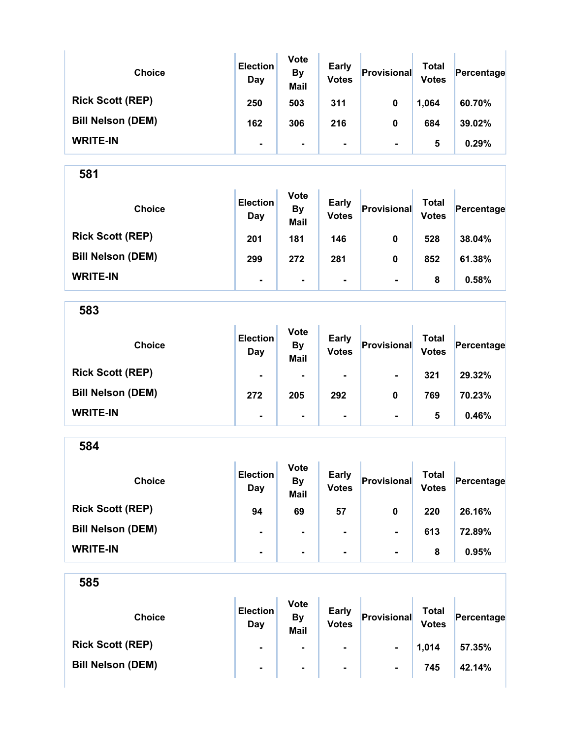| Choice | Election Day | Vote By Mail | Early Votes | Provisional | Total Votes | Percentage |
|---|---|---|---|---|---|---|
| Rick Scott (REP) | 250 | 503 | 311 | 0 | 1,064 | 60.70% |
| Bill Nelson (DEM) | 162 | 306 | 216 | 0 | 684 | 39.02% |
| WRITE-IN | - | - | - | - | 5 | 0.29% |

## 581

| Choice | Election Day | Vote By Mail | Early Votes | Provisional | Total Votes | Percentage |
|---|---|---|---|---|---|---|
| Rick Scott (REP) | 201 | 181 | 146 | 0 | 528 | 38.04% |
| Bill Nelson (DEM) | 299 | 272 | 281 | 0 | 852 | 61.38% |
| WRITE-IN | - | - | - | - | 8 | 0.58% |

## 583

| Choice | Election Day | Vote By Mail | Early Votes | Provisional | Total Votes | Percentage |
|---|---|---|---|---|---|---|
| Rick Scott (REP) | - | - | - | - | 321 | 29.32% |
| Bill Nelson (DEM) | 272 | 205 | 292 | 0 | 769 | 70.23% |
| WRITE-IN | - | - | - | - | 5 | 0.46% |

## 584

| Choice | Election Day | Vote By Mail | Early Votes | Provisional | Total Votes | Percentage |
|---|---|---|---|---|---|---|
| Rick Scott (REP) | 94 | 69 | 57 | 0 | 220 | 26.16% |
| Bill Nelson (DEM) | - | - | - | - | 613 | 72.89% |
| WRITE-IN | - | - | - | - | 8 | 0.95% |

## 585

| Choice | Election Day | Vote By Mail | Early Votes | Provisional | Total Votes | Percentage |
|---|---|---|---|---|---|---|
| Rick Scott (REP) | - | - | - | - | 1,014 | 57.35% |
| Bill Nelson (DEM) | - | - | - | - | 745 | 42.14% |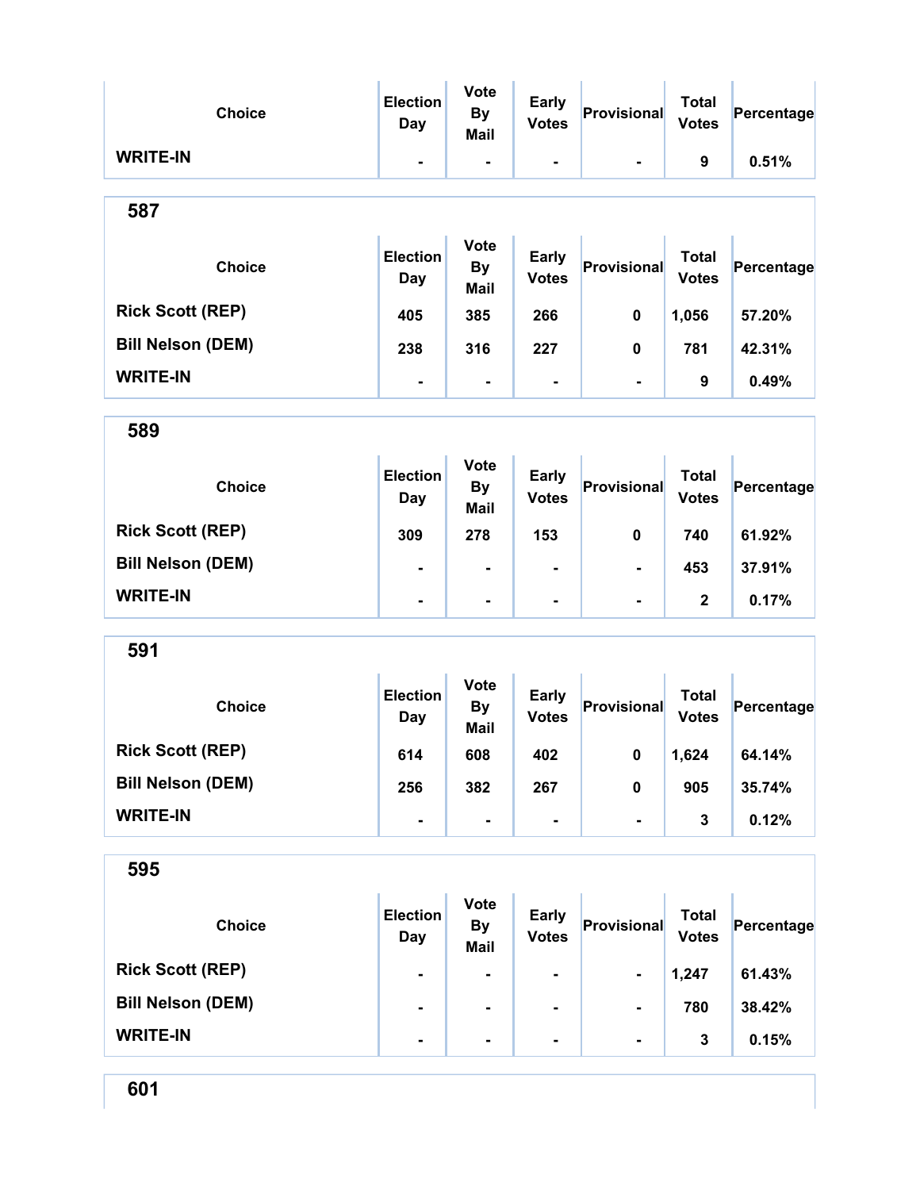| Choice | Election Day | Vote By Mail | Early Votes | Provisional | Total Votes | Percentage |
|---|---|---|---|---|---|---|
| WRITE-IN | - | - | - | - | 9 | 0.51% |

## 587

| Choice | Election Day | Vote By Mail | Early Votes | Provisional | Total Votes | Percentage |
|---|---|---|---|---|---|---|
| Rick Scott (REP) | 405 | 385 | 266 | 0 | 1,056 | 57.20% |
| Bill Nelson (DEM) | 238 | 316 | 227 | 0 | 781 | 42.31% |
| WRITE-IN | - | - | - | - | 9 | 0.49% |

## 589

| Choice | Election Day | Vote By Mail | Early Votes | Provisional | Total Votes | Percentage |
|---|---|---|---|---|---|---|
| Rick Scott (REP) | 309 | 278 | 153 | 0 | 740 | 61.92% |
| Bill Nelson (DEM) | - | - | - | - | 453 | 37.91% |
| WRITE-IN | - | - | - | - | 2 | 0.17% |

## 591

| Choice | Election Day | Vote By Mail | Early Votes | Provisional | Total Votes | Percentage |
|---|---|---|---|---|---|---|
| Rick Scott (REP) | 614 | 608 | 402 | 0 | 1,624 | 64.14% |
| Bill Nelson (DEM) | 256 | 382 | 267 | 0 | 905 | 35.74% |
| WRITE-IN | - | - | - | - | 3 | 0.12% |

## 595

| Choice | Election Day | Vote By Mail | Early Votes | Provisional | Total Votes | Percentage |
|---|---|---|---|---|---|---|
| Rick Scott (REP) | - | - | - | - | 1,247 | 61.43% |
| Bill Nelson (DEM) | - | - | - | - | 780 | 38.42% |
| WRITE-IN | - | - | - | - | 3 | 0.15% |

## 601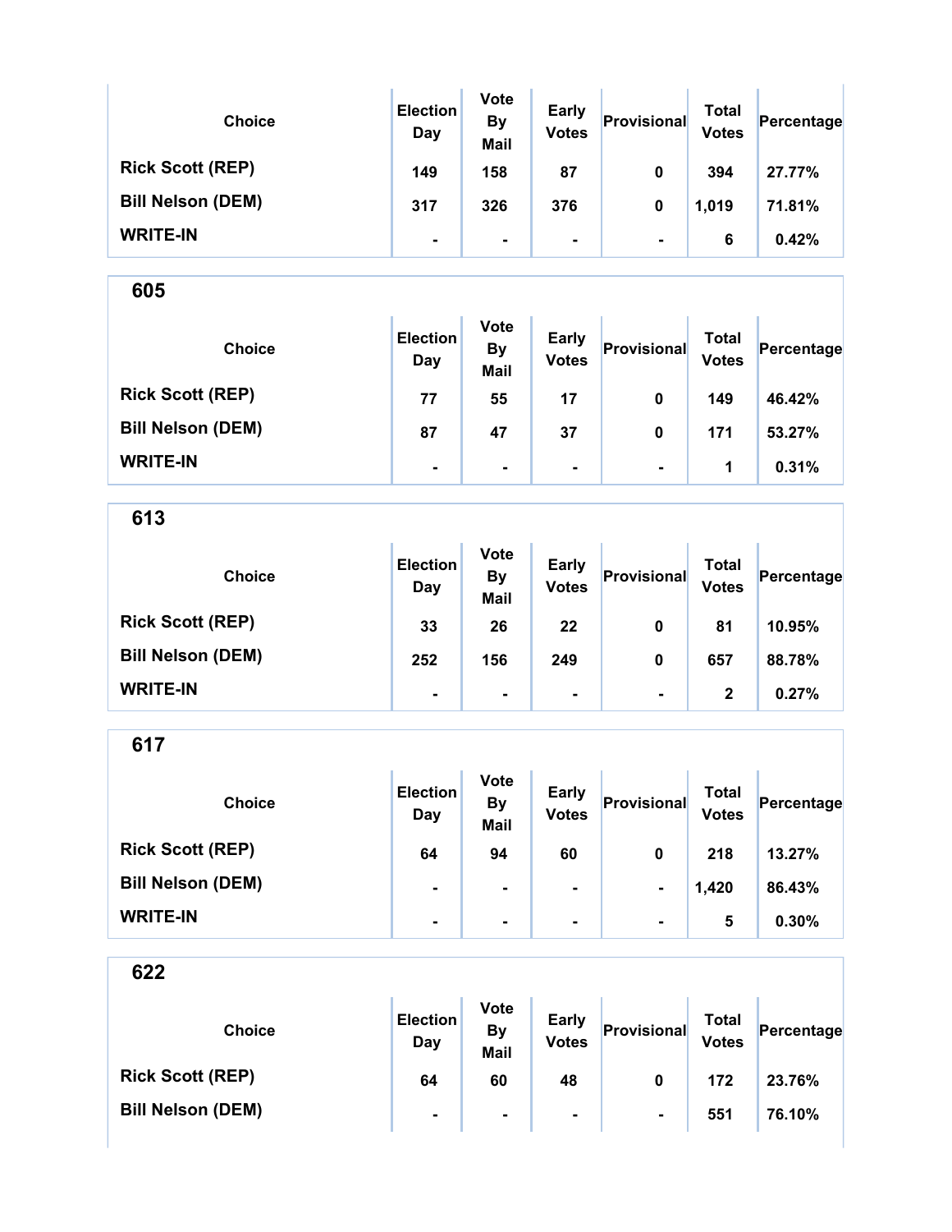| Choice | Election Day | Vote By Mail | Early Votes | Provisional | Total Votes | Percentage |
|---|---|---|---|---|---|---|
| Rick Scott (REP) | 149 | 158 | 87 | 0 | 394 | 27.77% |
| Bill Nelson (DEM) | 317 | 326 | 376 | 0 | 1,019 | 71.81% |
| WRITE-IN | - | - | - | - | 6 | 0.42% |

## 605

| Choice | Election Day | Vote By Mail | Early Votes | Provisional | Total Votes | Percentage |
|---|---|---|---|---|---|---|
| Rick Scott (REP) | 77 | 55 | 17 | 0 | 149 | 46.42% |
| Bill Nelson (DEM) | 87 | 47 | 37 | 0 | 171 | 53.27% |
| WRITE-IN | - | - | - | - | 1 | 0.31% |

## 613

| Choice | Election Day | Vote By Mail | Early Votes | Provisional | Total Votes | Percentage |
|---|---|---|---|---|---|---|
| Rick Scott (REP) | 33 | 26 | 22 | 0 | 81 | 10.95% |
| Bill Nelson (DEM) | 252 | 156 | 249 | 0 | 657 | 88.78% |
| WRITE-IN | - | - | - | - | 2 | 0.27% |

## 617

| Choice | Election Day | Vote By Mail | Early Votes | Provisional | Total Votes | Percentage |
|---|---|---|---|---|---|---|
| Rick Scott (REP) | 64 | 94 | 60 | 0 | 218 | 13.27% |
| Bill Nelson (DEM) | - | - | - | - | 1,420 | 86.43% |
| WRITE-IN | - | - | - | - | 5 | 0.30% |

## 622

| Choice | Election Day | Vote By Mail | Early Votes | Provisional | Total Votes | Percentage |
|---|---|---|---|---|---|---|
| Rick Scott (REP) | 64 | 60 | 48 | 0 | 172 | 23.76% |
| Bill Nelson (DEM) | - | - | - | - | 551 | 76.10% |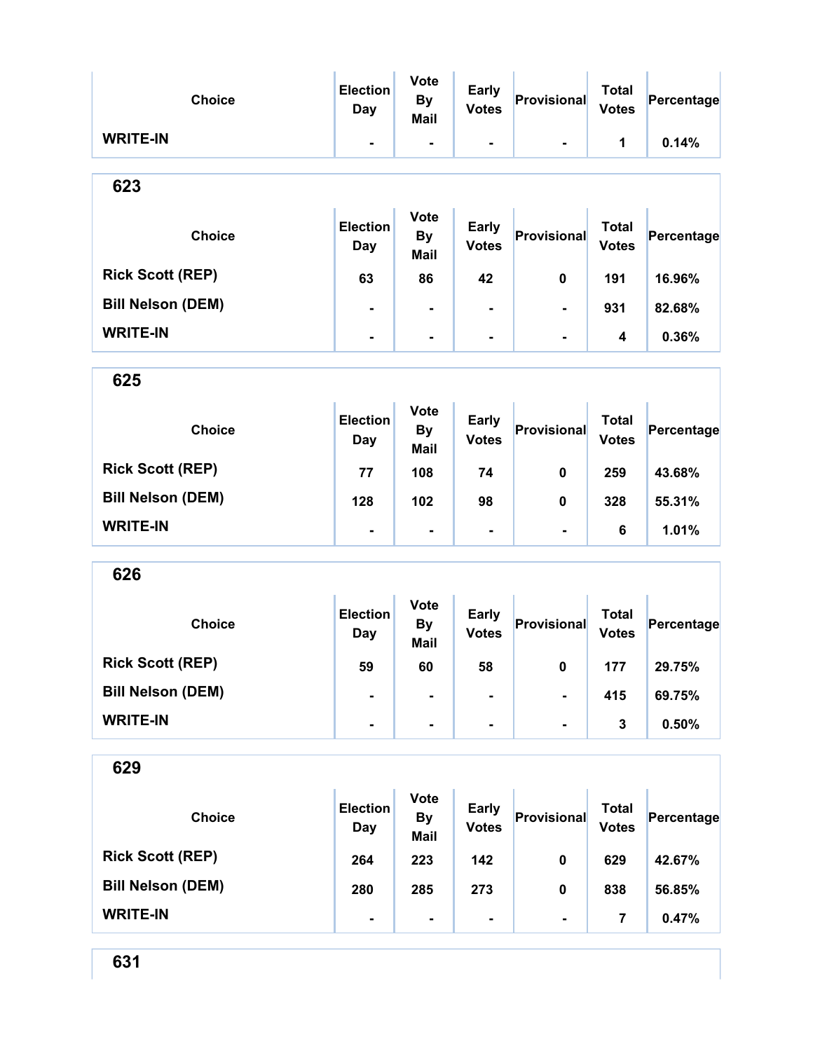| Choice | Election Day | Vote By Mail | Early Votes | Provisional | Total Votes | Percentage |
|---|---|---|---|---|---|---|
| WRITE-IN | - | - | - | - | 1 | 0.14% |

## 623

| Choice | Election Day | Vote By Mail | Early Votes | Provisional | Total Votes | Percentage |
|---|---|---|---|---|---|---|
| Rick Scott (REP) | 63 | 86 | 42 | 0 | 191 | 16.96% |
| Bill Nelson (DEM) | - | - | - | - | 931 | 82.68% |
| WRITE-IN | - | - | - | - | 4 | 0.36% |

## 625

| Choice | Election Day | Vote By Mail | Early Votes | Provisional | Total Votes | Percentage |
|---|---|---|---|---|---|---|
| Rick Scott (REP) | 77 | 108 | 74 | 0 | 259 | 43.68% |
| Bill Nelson (DEM) | 128 | 102 | 98 | 0 | 328 | 55.31% |
| WRITE-IN | - | - | - | - | 6 | 1.01% |

## 626

| Choice | Election Day | Vote By Mail | Early Votes | Provisional | Total Votes | Percentage |
|---|---|---|---|---|---|---|
| Rick Scott (REP) | 59 | 60 | 58 | 0 | 177 | 29.75% |
| Bill Nelson (DEM) | - | - | - | - | 415 | 69.75% |
| WRITE-IN | - | - | - | - | 3 | 0.50% |

## 629

| Choice | Election Day | Vote By Mail | Early Votes | Provisional | Total Votes | Percentage |
|---|---|---|---|---|---|---|
| Rick Scott (REP) | 264 | 223 | 142 | 0 | 629 | 42.67% |
| Bill Nelson (DEM) | 280 | 285 | 273 | 0 | 838 | 56.85% |
| WRITE-IN | - | - | - | - | 7 | 0.47% |

## 631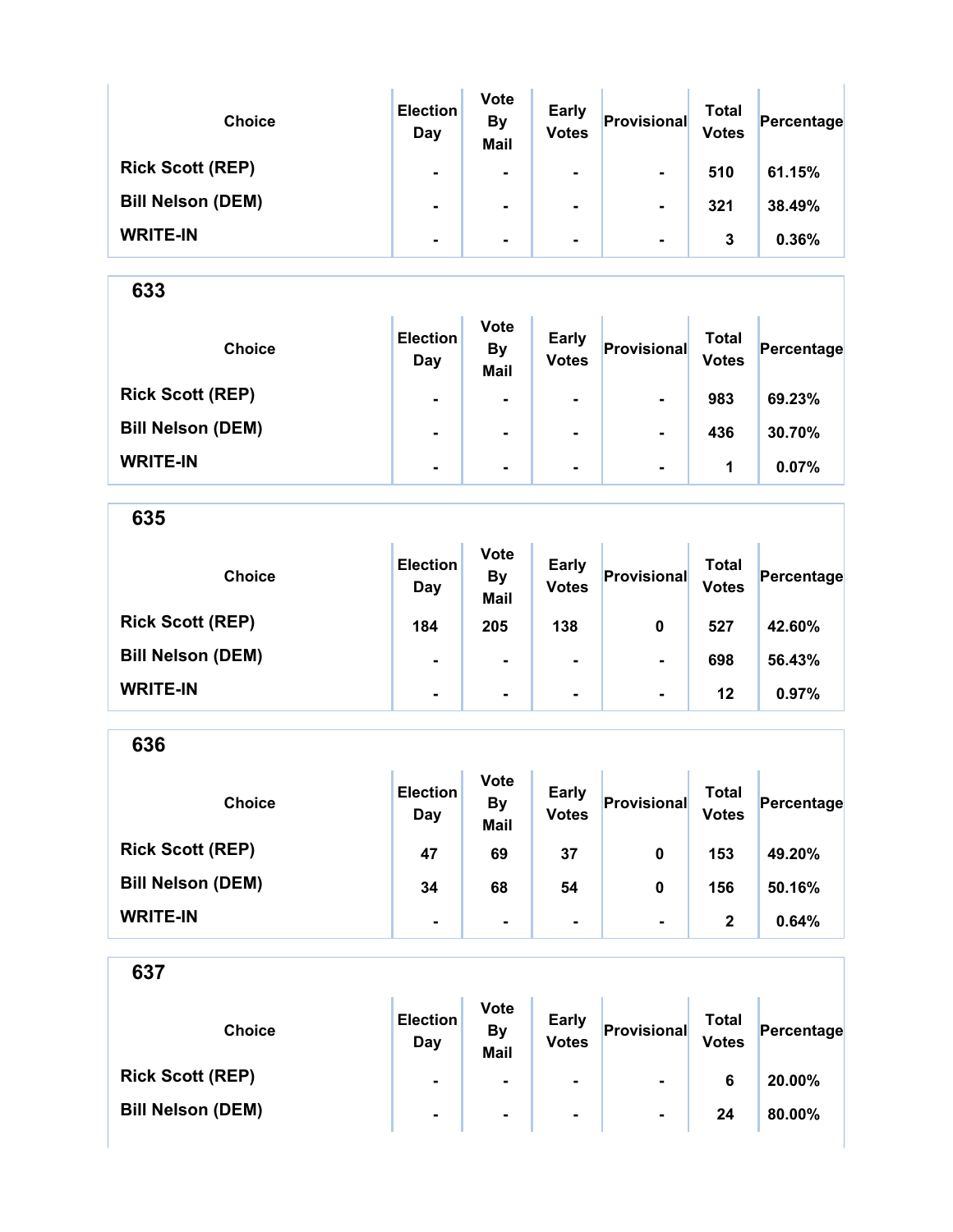| Choice | Election Day | Vote By Mail | Early Votes | Provisional | Total Votes | Percentage |
|---|---|---|---|---|---|---|
| Rick Scott (REP) | - | - | - | - | 510 | 61.15% |
| Bill Nelson (DEM) | - | - | - | - | 321 | 38.49% |
| WRITE-IN | - | - | - | - | 3 | 0.36% |

## 633

| Choice | Election Day | Vote By Mail | Early Votes | Provisional | Total Votes | Percentage |
|---|---|---|---|---|---|---|
| Rick Scott (REP) | - | - | - | - | 983 | 69.23% |
| Bill Nelson (DEM) | - | - | - | - | 436 | 30.70% |
| WRITE-IN | - | - | - | - | 1 | 0.07% |

## 635

| Choice | Election Day | Vote By Mail | Early Votes | Provisional | Total Votes | Percentage |
|---|---|---|---|---|---|---|
| Rick Scott (REP) | 184 | 205 | 138 | 0 | 527 | 42.60% |
| Bill Nelson (DEM) | - | - | - | - | 698 | 56.43% |
| WRITE-IN | - | - | - | - | 12 | 0.97% |

## 636

| Choice | Election Day | Vote By Mail | Early Votes | Provisional | Total Votes | Percentage |
|---|---|---|---|---|---|---|
| Rick Scott (REP) | 47 | 69 | 37 | 0 | 153 | 49.20% |
| Bill Nelson (DEM) | 34 | 68 | 54 | 0 | 156 | 50.16% |
| WRITE-IN | - | - | - | - | 2 | 0.64% |

## 637

| Choice | Election Day | Vote By Mail | Early Votes | Provisional | Total Votes | Percentage |
|---|---|---|---|---|---|---|
| Rick Scott (REP) | - | - | - | - | 6 | 20.00% |
| Bill Nelson (DEM) | - | - | - | - | 24 | 80.00% |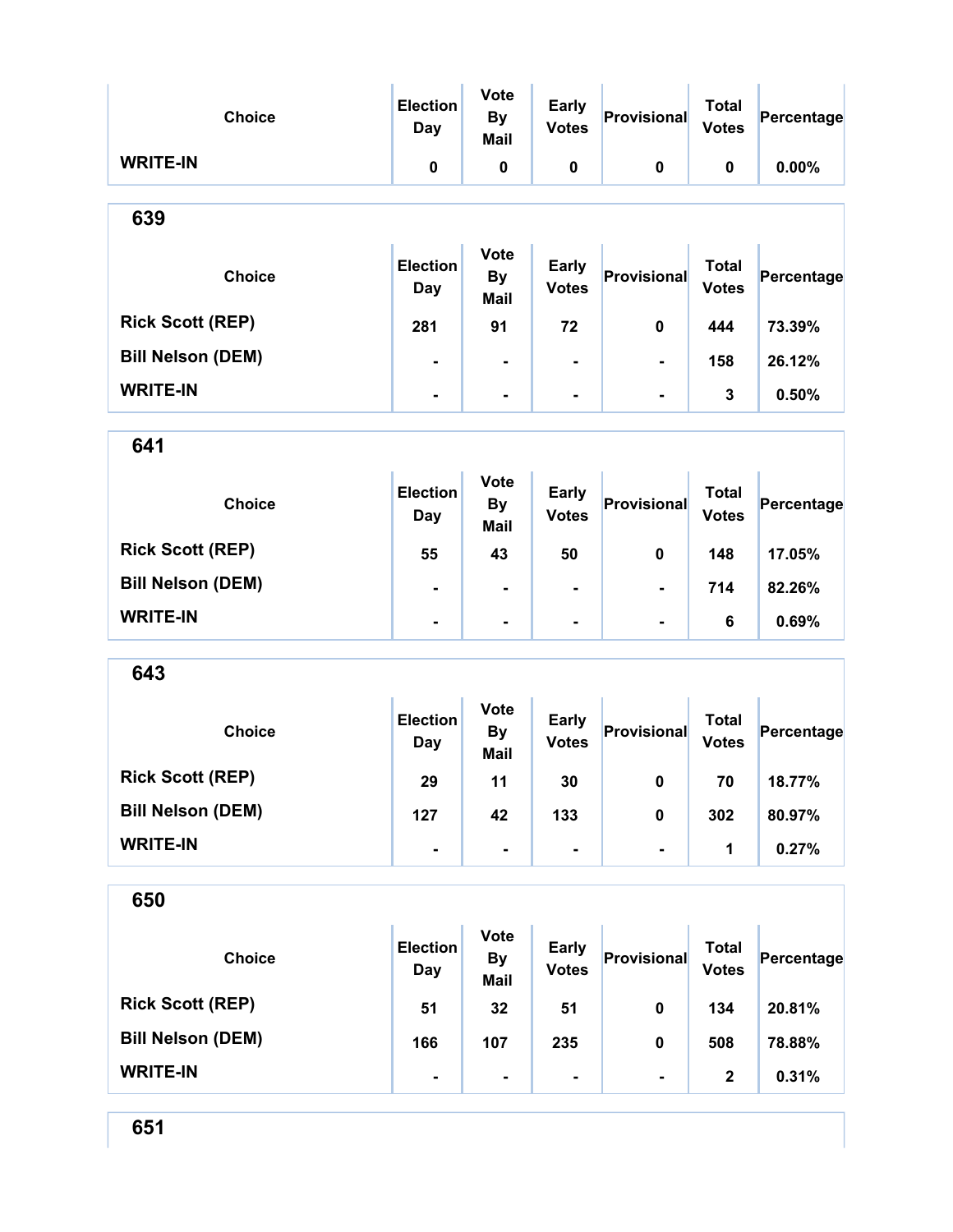| Choice | Election Day | Vote By Mail | Early Votes | Provisional | Total Votes | Percentage |
|---|---|---|---|---|---|---|
| WRITE-IN | 0 | 0 | 0 | 0 | 0 | 0.00% |

## 639

| Choice | Election Day | Vote By Mail | Early Votes | Provisional | Total Votes | Percentage |
|---|---|---|---|---|---|---|
| Rick Scott (REP) | 281 | 91 | 72 | 0 | 444 | 73.39% |
| Bill Nelson (DEM) | - | - | - | - | 158 | 26.12% |
| WRITE-IN | - | - | - | - | 3 | 0.50% |

## 641

| Choice | Election Day | Vote By Mail | Early Votes | Provisional | Total Votes | Percentage |
|---|---|---|---|---|---|---|
| Rick Scott (REP) | 55 | 43 | 50 | 0 | 148 | 17.05% |
| Bill Nelson (DEM) | - | - | - | - | 714 | 82.26% |
| WRITE-IN | - | - | - | - | 6 | 0.69% |

## 643

| Choice | Election Day | Vote By Mail | Early Votes | Provisional | Total Votes | Percentage |
|---|---|---|---|---|---|---|
| Rick Scott (REP) | 29 | 11 | 30 | 0 | 70 | 18.77% |
| Bill Nelson (DEM) | 127 | 42 | 133 | 0 | 302 | 80.97% |
| WRITE-IN | - | - | - | - | 1 | 0.27% |

## 650

| Choice | Election Day | Vote By Mail | Early Votes | Provisional | Total Votes | Percentage |
|---|---|---|---|---|---|---|
| Rick Scott (REP) | 51 | 32 | 51 | 0 | 134 | 20.81% |
| Bill Nelson (DEM) | 166 | 107 | 235 | 0 | 508 | 78.88% |
| WRITE-IN | - | - | - | - | 2 | 0.31% |

## 651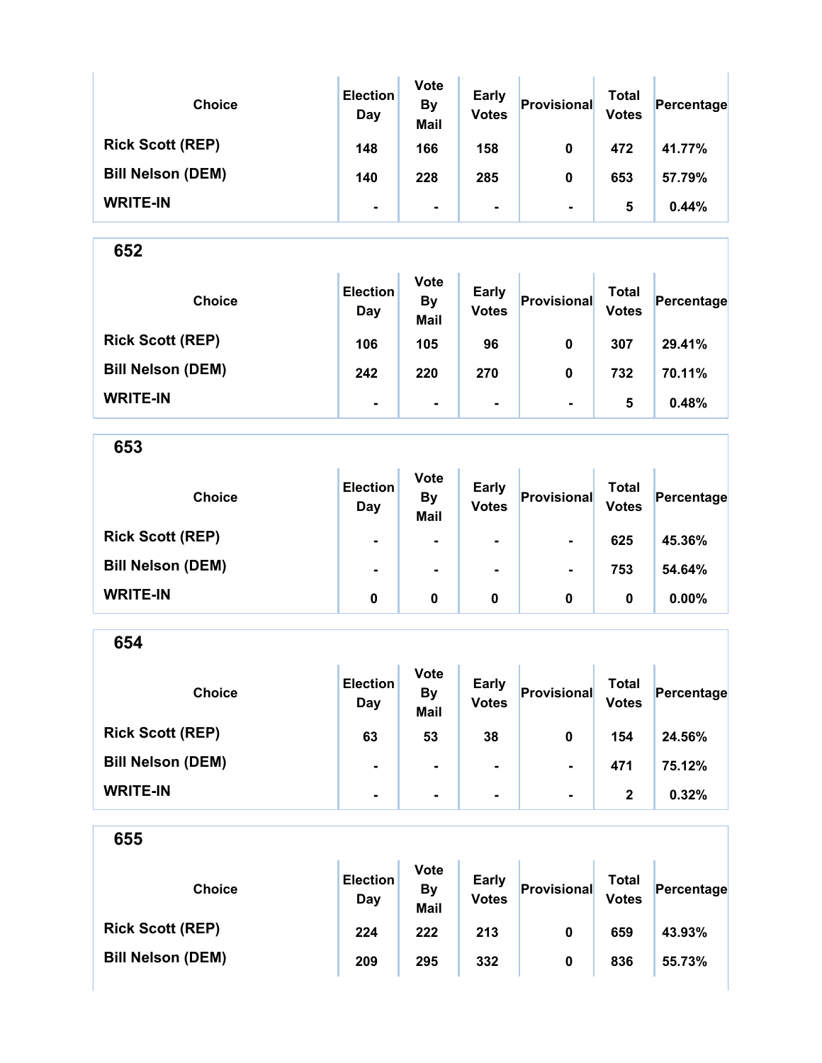| Choice | Election Day | Vote By Mail | Early Votes | Provisional | Total Votes | Percentage |
| --- | --- | --- | --- | --- | --- | --- |
| Rick Scott (REP) | 148 | 166 | 158 | 0 | 472 | 41.77% |
| Bill Nelson (DEM) | 140 | 228 | 285 | 0 | 653 | 57.79% |
| WRITE-IN | - | - | - | - | 5 | 0.44% |

## 652

| Choice | Election Day | Vote By Mail | Early Votes | Provisional | Total Votes | Percentage |
| --- | --- | --- | --- | --- | --- | --- |
| Rick Scott (REP) | 106 | 105 | 96 | 0 | 307 | 29.41% |
| Bill Nelson (DEM) | 242 | 220 | 270 | 0 | 732 | 70.11% |
| WRITE-IN | - | - | - | - | 5 | 0.48% |

## 653

| Choice | Election Day | Vote By Mail | Early Votes | Provisional | Total Votes | Percentage |
| --- | --- | --- | --- | --- | --- | --- |
| Rick Scott (REP) | - | - | - | - | 625 | 45.36% |
| Bill Nelson (DEM) | - | - | - | - | 753 | 54.64% |
| WRITE-IN | 0 | 0 | 0 | 0 | 0 | 0.00% |

## 654

| Choice | Election Day | Vote By Mail | Early Votes | Provisional | Total Votes | Percentage |
| --- | --- | --- | --- | --- | --- | --- |
| Rick Scott (REP) | 63 | 53 | 38 | 0 | 154 | 24.56% |
| Bill Nelson (DEM) | - | - | - | - | 471 | 75.12% |
| WRITE-IN | - | - | - | - | 2 | 0.32% |

## 655

| Choice | Election Day | Vote By Mail | Early Votes | Provisional | Total Votes | Percentage |
| --- | --- | --- | --- | --- | --- | --- |
| Rick Scott (REP) | 224 | 222 | 213 | 0 | 659 | 43.93% |
| Bill Nelson (DEM) | 209 | 295 | 332 | 0 | 836 | 55.73% |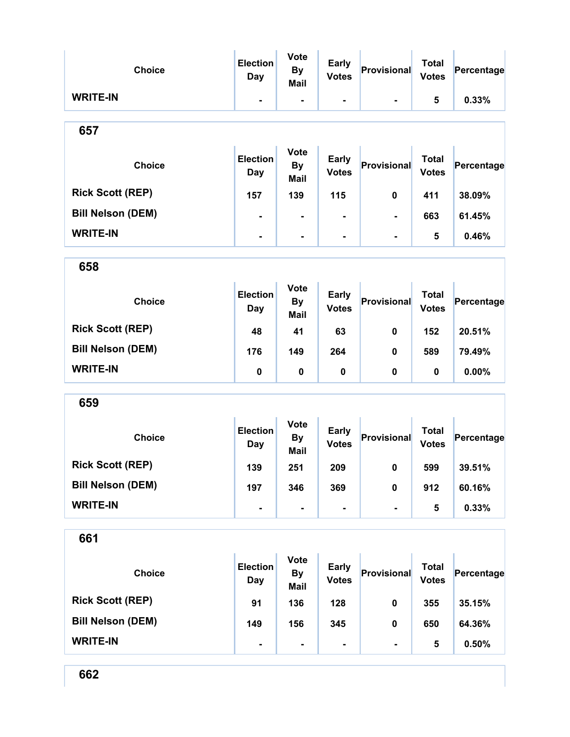| Choice | Election Day | Vote By Mail | Early Votes | Provisional | Total Votes | Percentage |
| --- | --- | --- | --- | --- | --- | --- |
| WRITE-IN | - | - | - | - | 5 | 0.33% |

## 657

| Choice | Election Day | Vote By Mail | Early Votes | Provisional | Total Votes | Percentage |
| --- | --- | --- | --- | --- | --- | --- |
| Rick Scott (REP) | 157 | 139 | 115 | 0 | 411 | 38.09% |
| Bill Nelson (DEM) | - | - | - | - | 663 | 61.45% |
| WRITE-IN | - | - | - | - | 5 | 0.46% |

## 658

| Choice | Election Day | Vote By Mail | Early Votes | Provisional | Total Votes | Percentage |
| --- | --- | --- | --- | --- | --- | --- |
| Rick Scott (REP) | 48 | 41 | 63 | 0 | 152 | 20.51% |
| Bill Nelson (DEM) | 176 | 149 | 264 | 0 | 589 | 79.49% |
| WRITE-IN | 0 | 0 | 0 | 0 | 0 | 0.00% |

## 659

| Choice | Election Day | Vote By Mail | Early Votes | Provisional | Total Votes | Percentage |
| --- | --- | --- | --- | --- | --- | --- |
| Rick Scott (REP) | 139 | 251 | 209 | 0 | 599 | 39.51% |
| Bill Nelson (DEM) | 197 | 346 | 369 | 0 | 912 | 60.16% |
| WRITE-IN | - | - | - | - | 5 | 0.33% |

## 661

| Choice | Election Day | Vote By Mail | Early Votes | Provisional | Total Votes | Percentage |
| --- | --- | --- | --- | --- | --- | --- |
| Rick Scott (REP) | 91 | 136 | 128 | 0 | 355 | 35.15% |
| Bill Nelson (DEM) | 149 | 156 | 345 | 0 | 650 | 64.36% |
| WRITE-IN | - | - | - | - | 5 | 0.50% |

## 662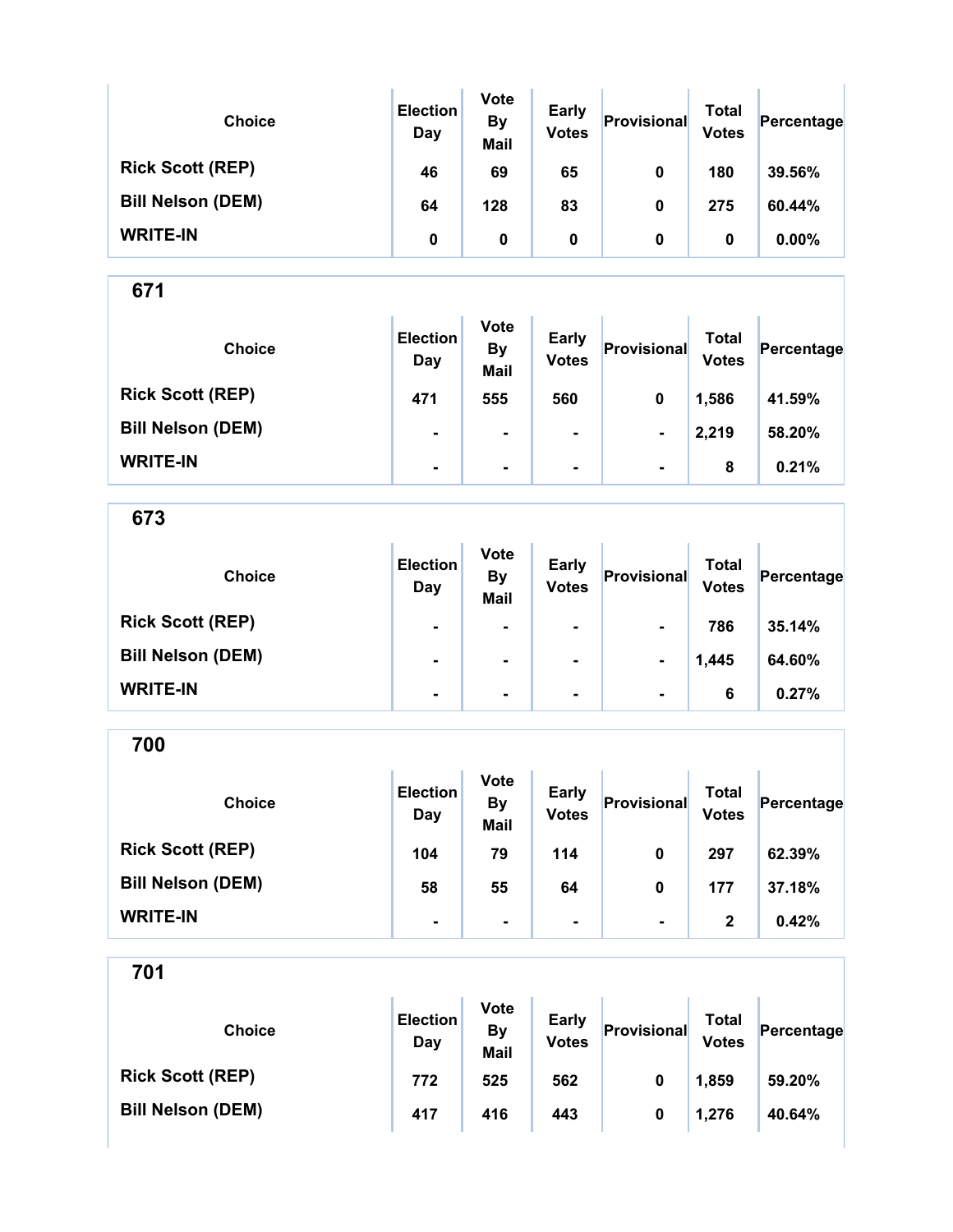| Choice | Election Day | Vote By Mail | Early Votes | Provisional | Total Votes | Percentage |
|---|---|---|---|---|---|---|
| Rick Scott (REP) | 46 | 69 | 65 | 0 | 180 | 39.56% |
| Bill Nelson (DEM) | 64 | 128 | 83 | 0 | 275 | 60.44% |
| WRITE-IN | 0 | 0 | 0 | 0 | 0 | 0.00% |

## 671

| Choice | Election Day | Vote By Mail | Early Votes | Provisional | Total Votes | Percentage |
|---|---|---|---|---|---|---|
| Rick Scott (REP) | 471 | 555 | 560 | 0 | 1,586 | 41.59% |
| Bill Nelson (DEM) | - | - | - | - | 2,219 | 58.20% |
| WRITE-IN | - | - | - | - | 8 | 0.21% |

## 673

| Choice | Election Day | Vote By Mail | Early Votes | Provisional | Total Votes | Percentage |
|---|---|---|---|---|---|---|
| Rick Scott (REP) | - | - | - | - | 786 | 35.14% |
| Bill Nelson (DEM) | - | - | - | - | 1,445 | 64.60% |
| WRITE-IN | - | - | - | - | 6 | 0.27% |

## 700

| Choice | Election Day | Vote By Mail | Early Votes | Provisional | Total Votes | Percentage |
|---|---|---|---|---|---|---|
| Rick Scott (REP) | 104 | 79 | 114 | 0 | 297 | 62.39% |
| Bill Nelson (DEM) | 58 | 55 | 64 | 0 | 177 | 37.18% |
| WRITE-IN | - | - | - | - | 2 | 0.42% |

## 701

| Choice | Election Day | Vote By Mail | Early Votes | Provisional | Total Votes | Percentage |
|---|---|---|---|---|---|---|
| Rick Scott (REP) | 772 | 525 | 562 | 0 | 1,859 | 59.20% |
| Bill Nelson (DEM) | 417 | 416 | 443 | 0 | 1,276 | 40.64% |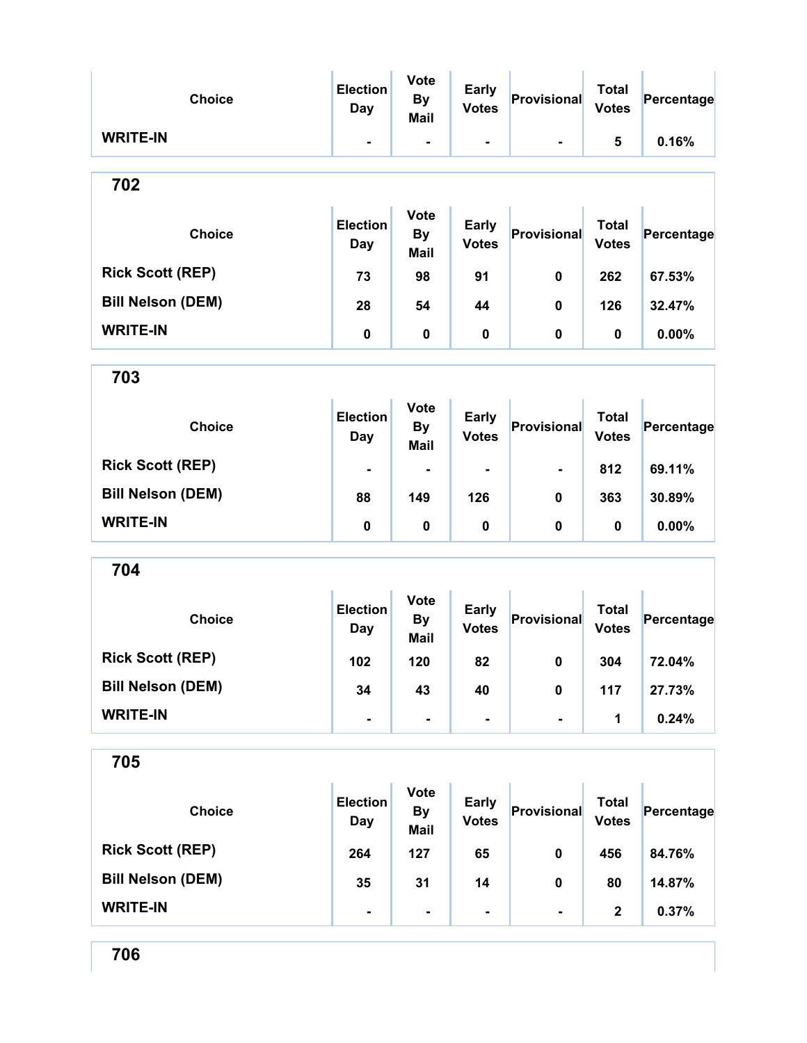| Choice | Election Day | Vote By Mail | Early Votes | Provisional | Total Votes | Percentage |
|---|---|---|---|---|---|---|
| WRITE-IN | - | - | - | - | 5 | 0.16% |

## 702

| Choice | Election Day | Vote By Mail | Early Votes | Provisional | Total Votes | Percentage |
|---|---|---|---|---|---|---|
| Rick Scott (REP) | 73 | 98 | 91 | 0 | 262 | 67.53% |
| Bill Nelson (DEM) | 28 | 54 | 44 | 0 | 126 | 32.47% |
| WRITE-IN | 0 | 0 | 0 | 0 | 0 | 0.00% |

## 703

| Choice | Election Day | Vote By Mail | Early Votes | Provisional | Total Votes | Percentage |
|---|---|---|---|---|---|---|
| Rick Scott (REP) | - | - | - | - | 812 | 69.11% |
| Bill Nelson (DEM) | 88 | 149 | 126 | 0 | 363 | 30.89% |
| WRITE-IN | 0 | 0 | 0 | 0 | 0 | 0.00% |

## 704

| Choice | Election Day | Vote By Mail | Early Votes | Provisional | Total Votes | Percentage |
|---|---|---|---|---|---|---|
| Rick Scott (REP) | 102 | 120 | 82 | 0 | 304 | 72.04% |
| Bill Nelson (DEM) | 34 | 43 | 40 | 0 | 117 | 27.73% |
| WRITE-IN | - | - | - | - | 1 | 0.24% |

## 705

| Choice | Election Day | Vote By Mail | Early Votes | Provisional | Total Votes | Percentage |
|---|---|---|---|---|---|---|
| Rick Scott (REP) | 264 | 127 | 65 | 0 | 456 | 84.76% |
| Bill Nelson (DEM) | 35 | 31 | 14 | 0 | 80 | 14.87% |
| WRITE-IN | - | - | - | - | 2 | 0.37% |

## 706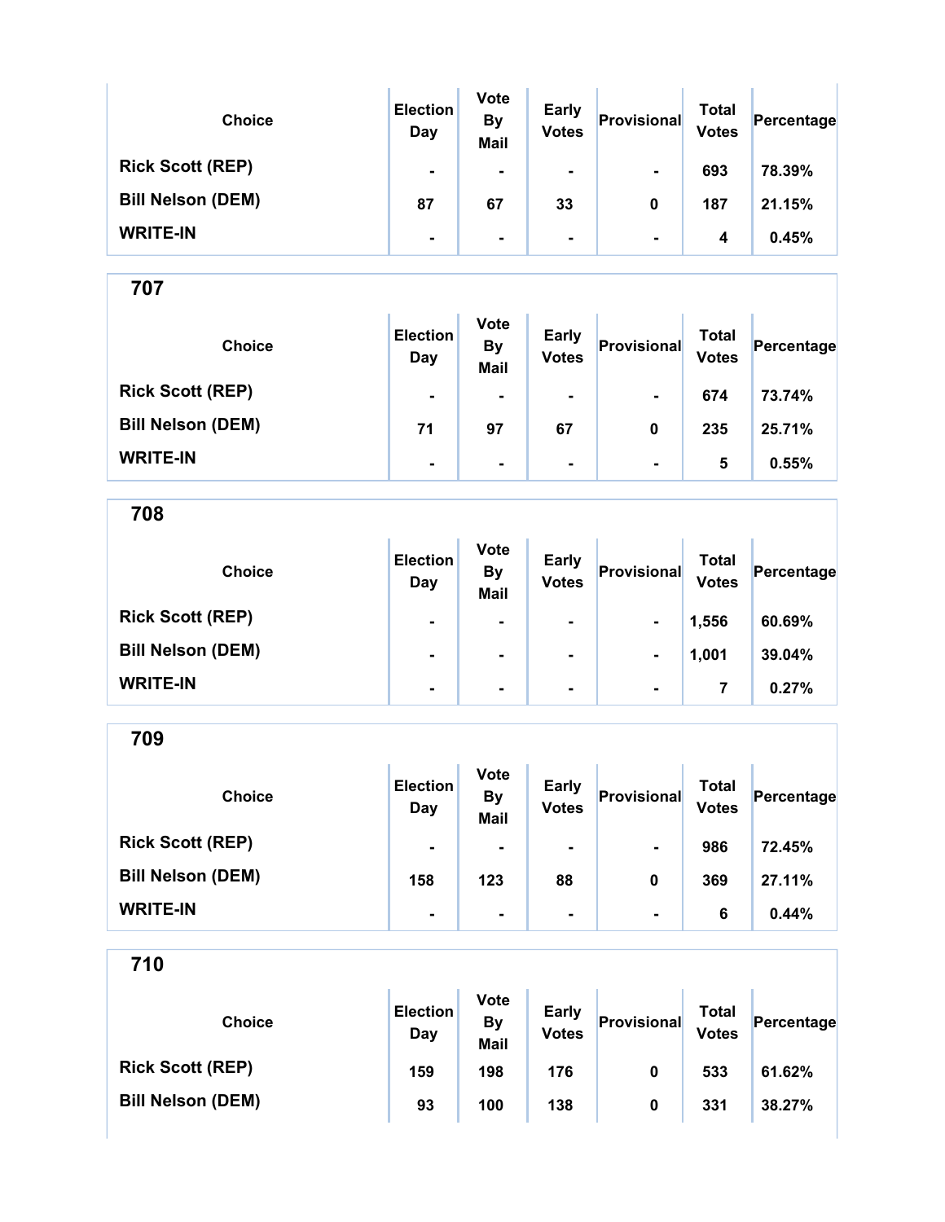| Choice | Election Day | Vote By Mail | Early Votes | Provisional | Total Votes | Percentage |
|---|---|---|---|---|---|---|
| Rick Scott (REP) | - | - | - | - | 693 | 78.39% |
| Bill Nelson (DEM) | 87 | 67 | 33 | 0 | 187 | 21.15% |
| WRITE-IN | - | - | - | - | 4 | 0.45% |

## 707

| Choice | Election Day | Vote By Mail | Early Votes | Provisional | Total Votes | Percentage |
|---|---|---|---|---|---|---|
| Rick Scott (REP) | - | - | - | - | 674 | 73.74% |
| Bill Nelson (DEM) | 71 | 97 | 67 | 0 | 235 | 25.71% |
| WRITE-IN | - | - | - | - | 5 | 0.55% |

## 708

| Choice | Election Day | Vote By Mail | Early Votes | Provisional | Total Votes | Percentage |
|---|---|---|---|---|---|---|
| Rick Scott (REP) | - | - | - | - | 1,556 | 60.69% |
| Bill Nelson (DEM) | - | - | - | - | 1,001 | 39.04% |
| WRITE-IN | - | - | - | - | 7 | 0.27% |

## 709

| Choice | Election Day | Vote By Mail | Early Votes | Provisional | Total Votes | Percentage |
|---|---|---|---|---|---|---|
| Rick Scott (REP) | - | - | - | - | 986 | 72.45% |
| Bill Nelson (DEM) | 158 | 123 | 88 | 0 | 369 | 27.11% |
| WRITE-IN | - | - | - | - | 6 | 0.44% |

## 710

| Choice | Election Day | Vote By Mail | Early Votes | Provisional | Total Votes | Percentage |
|---|---|---|---|---|---|---|
| Rick Scott (REP) | 159 | 198 | 176 | 0 | 533 | 61.62% |
| Bill Nelson (DEM) | 93 | 100 | 138 | 0 | 331 | 38.27% |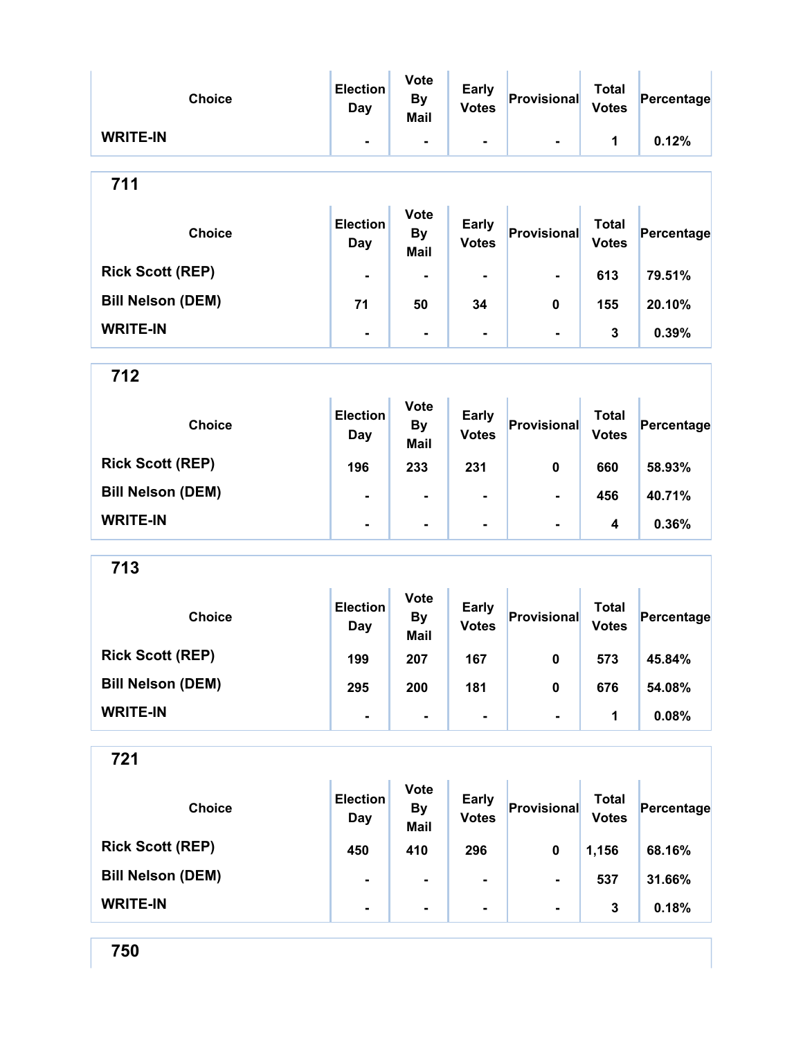| Choice | Election Day | Vote By Mail | Early Votes | Provisional | Total Votes | Percentage |
|---|---|---|---|---|---|---|
| WRITE-IN | - | - | - | - | 1 | 0.12% |

## 711

| Choice | Election Day | Vote By Mail | Early Votes | Provisional | Total Votes | Percentage |
|---|---|---|---|---|---|---|
| Rick Scott (REP) | - | - | - | - | 613 | 79.51% |
| Bill Nelson (DEM) | 71 | 50 | 34 | 0 | 155 | 20.10% |
| WRITE-IN | - | - | - | - | 3 | 0.39% |

## 712

| Choice | Election Day | Vote By Mail | Early Votes | Provisional | Total Votes | Percentage |
|---|---|---|---|---|---|---|
| Rick Scott (REP) | 196 | 233 | 231 | 0 | 660 | 58.93% |
| Bill Nelson (DEM) | - | - | - | - | 456 | 40.71% |
| WRITE-IN | - | - | - | - | 4 | 0.36% |

## 713

| Choice | Election Day | Vote By Mail | Early Votes | Provisional | Total Votes | Percentage |
|---|---|---|---|---|---|---|
| Rick Scott (REP) | 199 | 207 | 167 | 0 | 573 | 45.84% |
| Bill Nelson (DEM) | 295 | 200 | 181 | 0 | 676 | 54.08% |
| WRITE-IN | - | - | - | - | 1 | 0.08% |

## 721

| Choice | Election Day | Vote By Mail | Early Votes | Provisional | Total Votes | Percentage |
|---|---|---|---|---|---|---|
| Rick Scott (REP) | 450 | 410 | 296 | 0 | 1,156 | 68.16% |
| Bill Nelson (DEM) | - | - | - | - | 537 | 31.66% |
| WRITE-IN | - | - | - | - | 3 | 0.18% |

## 750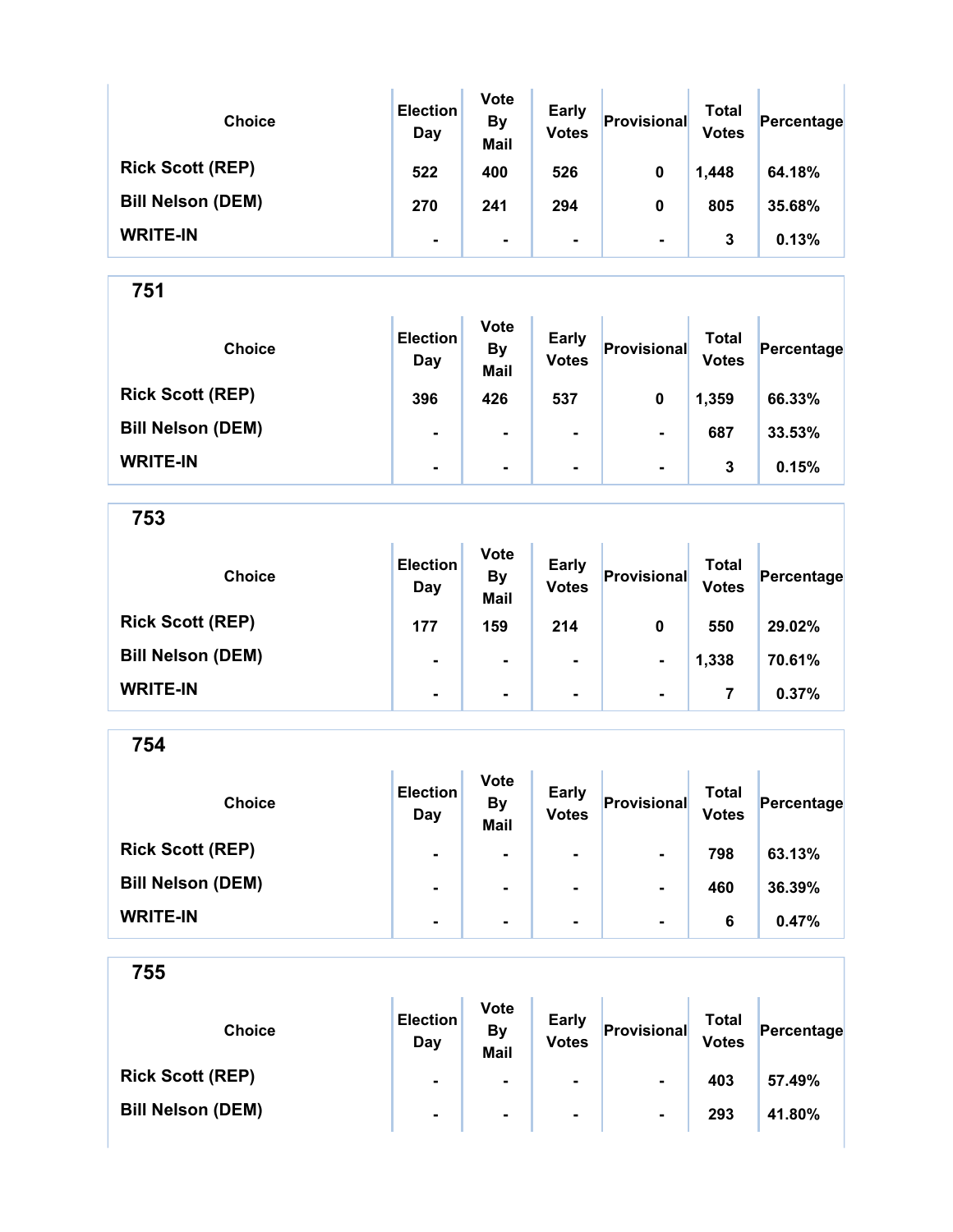| Choice | Election Day | Vote By Mail | Early Votes | Provisional | Total Votes | Percentage |
|---|---|---|---|---|---|---|
| Rick Scott (REP) | 522 | 400 | 526 | 0 | 1,448 | 64.18% |
| Bill Nelson (DEM) | 270 | 241 | 294 | 0 | 805 | 35.68% |
| WRITE-IN | - | - | - | - | 3 | 0.13% |

## 751

| Choice | Election Day | Vote By Mail | Early Votes | Provisional | Total Votes | Percentage |
|---|---|---|---|---|---|---|
| Rick Scott (REP) | 396 | 426 | 537 | 0 | 1,359 | 66.33% |
| Bill Nelson (DEM) | - | - | - | - | 687 | 33.53% |
| WRITE-IN | - | - | - | - | 3 | 0.15% |

## 753

| Choice | Election Day | Vote By Mail | Early Votes | Provisional | Total Votes | Percentage |
|---|---|---|---|---|---|---|
| Rick Scott (REP) | 177 | 159 | 214 | 0 | 550 | 29.02% |
| Bill Nelson (DEM) | - | - | - | - | 1,338 | 70.61% |
| WRITE-IN | - | - | - | - | 7 | 0.37% |

## 754

| Choice | Election Day | Vote By Mail | Early Votes | Provisional | Total Votes | Percentage |
|---|---|---|---|---|---|---|
| Rick Scott (REP) | - | - | - | - | 798 | 63.13% |
| Bill Nelson (DEM) | - | - | - | - | 460 | 36.39% |
| WRITE-IN | - | - | - | - | 6 | 0.47% |

## 755

| Choice | Election Day | Vote By Mail | Early Votes | Provisional | Total Votes | Percentage |
|---|---|---|---|---|---|---|
| Rick Scott (REP) | - | - | - | - | 403 | 57.49% |
| Bill Nelson (DEM) | - | - | - | - | 293 | 41.80% |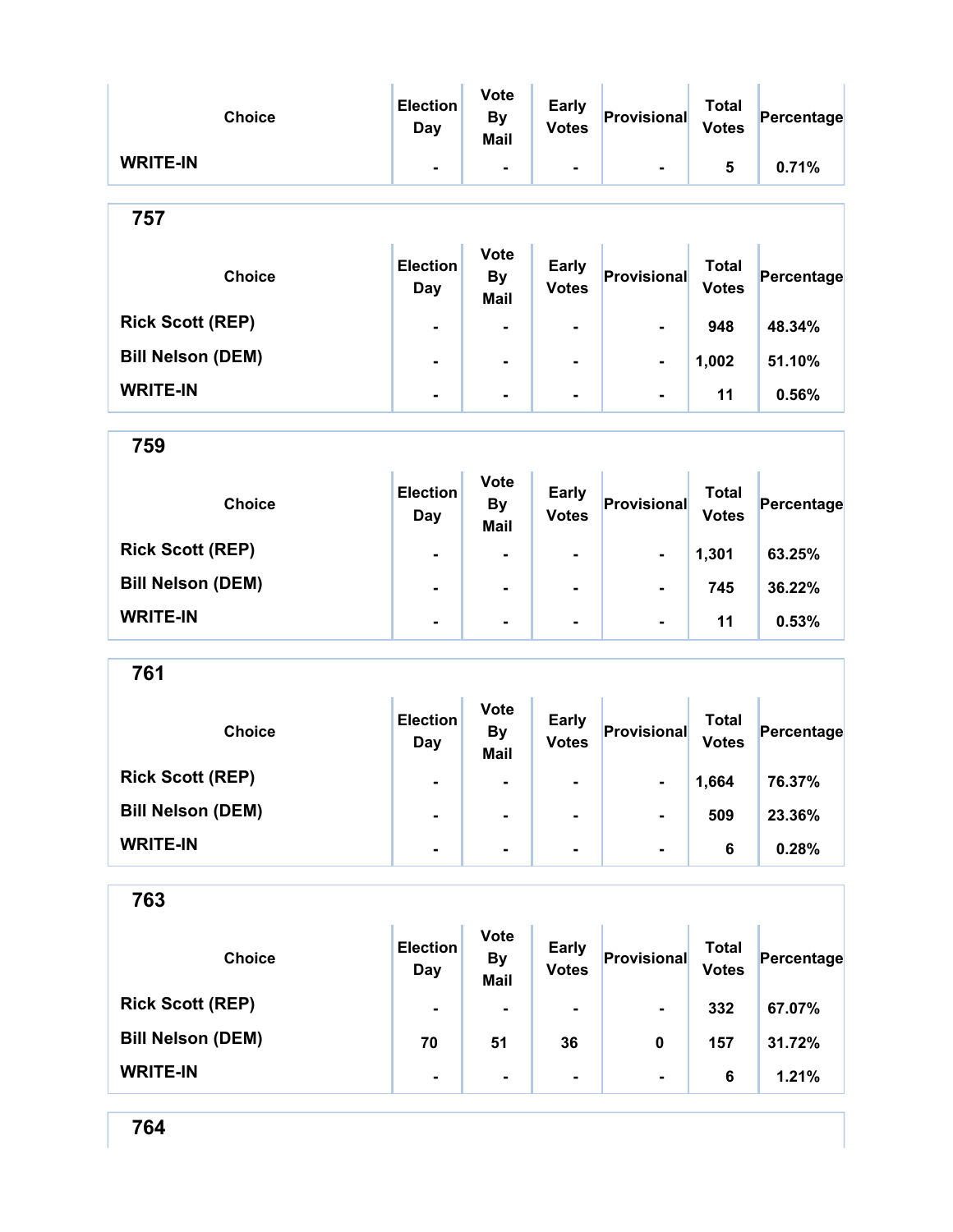| Choice | Election Day | Vote By Mail | Early Votes | Provisional | Total Votes | Percentage |
|---|---|---|---|---|---|---|
| WRITE-IN | - | - | - | - | 5 | 0.71% |

## 757

| Choice | Election Day | Vote By Mail | Early Votes | Provisional | Total Votes | Percentage |
|---|---|---|---|---|---|---|
| Rick Scott (REP) | - | - | - | - | 948 | 48.34% |
| Bill Nelson (DEM) | - | - | - | - | 1,002 | 51.10% |
| WRITE-IN | - | - | - | - | 11 | 0.56% |

## 759

| Choice | Election Day | Vote By Mail | Early Votes | Provisional | Total Votes | Percentage |
|---|---|---|---|---|---|---|
| Rick Scott (REP) | - | - | - | - | 1,301 | 63.25% |
| Bill Nelson (DEM) | - | - | - | - | 745 | 36.22% |
| WRITE-IN | - | - | - | - | 11 | 0.53% |

## 761

| Choice | Election Day | Vote By Mail | Early Votes | Provisional | Total Votes | Percentage |
|---|---|---|---|---|---|---|
| Rick Scott (REP) | - | - | - | - | 1,664 | 76.37% |
| Bill Nelson (DEM) | - | - | - | - | 509 | 23.36% |
| WRITE-IN | - | - | - | - | 6 | 0.28% |

## 763

| Choice | Election Day | Vote By Mail | Early Votes | Provisional | Total Votes | Percentage |
|---|---|---|---|---|---|---|
| Rick Scott (REP) | - | - | - | - | 332 | 67.07% |
| Bill Nelson (DEM) | 70 | 51 | 36 | 0 | 157 | 31.72% |
| WRITE-IN | - | - | - | - | 6 | 1.21% |

## 764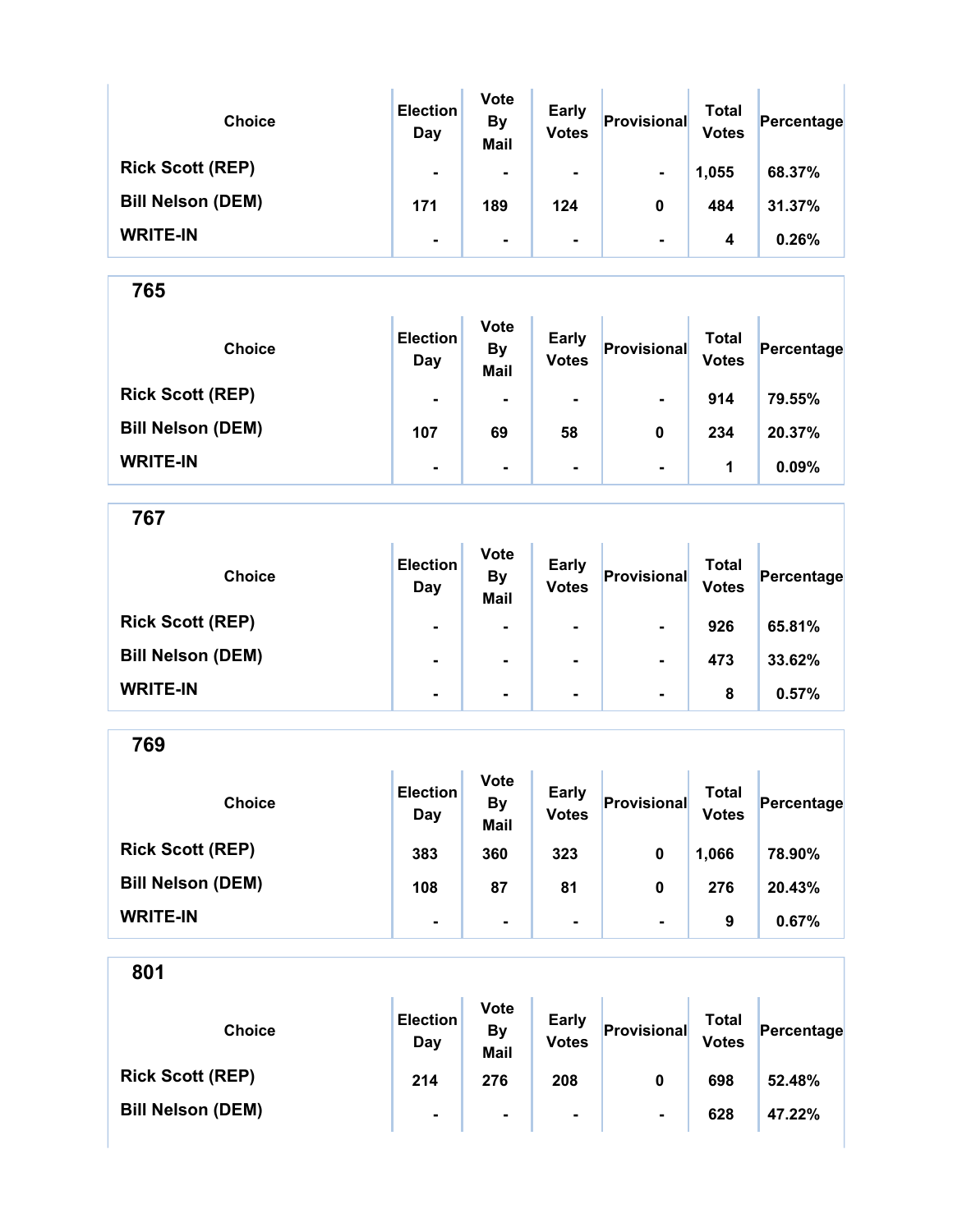| Choice | Election Day | Vote By Mail | Early Votes | Provisional | Total Votes | Percentage |
|---|---|---|---|---|---|---|
| Rick Scott (REP) | - | - | - | - | 1,055 | 68.37% |
| Bill Nelson (DEM) | 171 | 189 | 124 | 0 | 484 | 31.37% |
| WRITE-IN | - | - | - | - | 4 | 0.26% |

## 765

| Choice | Election Day | Vote By Mail | Early Votes | Provisional | Total Votes | Percentage |
|---|---|---|---|---|---|---|
| Rick Scott (REP) | - | - | - | - | 914 | 79.55% |
| Bill Nelson (DEM) | 107 | 69 | 58 | 0 | 234 | 20.37% |
| WRITE-IN | - | - | - | - | 1 | 0.09% |

## 767

| Choice | Election Day | Vote By Mail | Early Votes | Provisional | Total Votes | Percentage |
|---|---|---|---|---|---|---|
| Rick Scott (REP) | - | - | - | - | 926 | 65.81% |
| Bill Nelson (DEM) | - | - | - | - | 473 | 33.62% |
| WRITE-IN | - | - | - | - | 8 | 0.57% |

## 769

| Choice | Election Day | Vote By Mail | Early Votes | Provisional | Total Votes | Percentage |
|---|---|---|---|---|---|---|
| Rick Scott (REP) | 383 | 360 | 323 | 0 | 1,066 | 78.90% |
| Bill Nelson (DEM) | 108 | 87 | 81 | 0 | 276 | 20.43% |
| WRITE-IN | - | - | - | - | 9 | 0.67% |

## 801

| Choice | Election Day | Vote By Mail | Early Votes | Provisional | Total Votes | Percentage |
|---|---|---|---|---|---|---|
| Rick Scott (REP) | 214 | 276 | 208 | 0 | 698 | 52.48% |
| Bill Nelson (DEM) | - | - | - | - | 628 | 47.22% |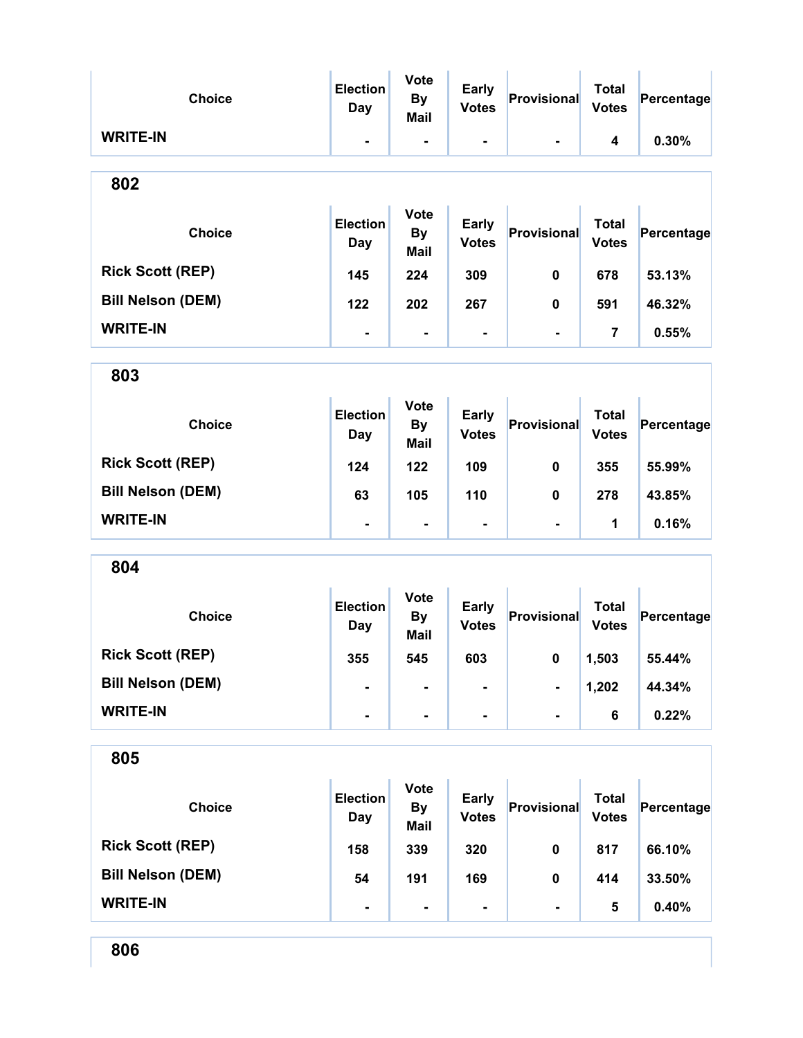| Choice | Election Day | Vote By Mail | Early Votes | Provisional | Total Votes | Percentage |
|---|---|---|---|---|---|---|
| WRITE-IN | - | - | - | - | 4 | 0.30% |

## 802

| Choice | Election Day | Vote By Mail | Early Votes | Provisional | Total Votes | Percentage |
|---|---|---|---|---|---|---|
| Rick Scott (REP) | 145 | 224 | 309 | 0 | 678 | 53.13% |
| Bill Nelson (DEM) | 122 | 202 | 267 | 0 | 591 | 46.32% |
| WRITE-IN | - | - | - | - | 7 | 0.55% |

## 803

| Choice | Election Day | Vote By Mail | Early Votes | Provisional | Total Votes | Percentage |
|---|---|---|---|---|---|---|
| Rick Scott (REP) | 124 | 122 | 109 | 0 | 355 | 55.99% |
| Bill Nelson (DEM) | 63 | 105 | 110 | 0 | 278 | 43.85% |
| WRITE-IN | - | - | - | - | 1 | 0.16% |

## 804

| Choice | Election Day | Vote By Mail | Early Votes | Provisional | Total Votes | Percentage |
|---|---|---|---|---|---|---|
| Rick Scott (REP) | 355 | 545 | 603 | 0 | 1,503 | 55.44% |
| Bill Nelson (DEM) | - | - | - | - | 1,202 | 44.34% |
| WRITE-IN | - | - | - | - | 6 | 0.22% |

## 805

| Choice | Election Day | Vote By Mail | Early Votes | Provisional | Total Votes | Percentage |
|---|---|---|---|---|---|---|
| Rick Scott (REP) | 158 | 339 | 320 | 0 | 817 | 66.10% |
| Bill Nelson (DEM) | 54 | 191 | 169 | 0 | 414 | 33.50% |
| WRITE-IN | - | - | - | - | 5 | 0.40% |

## 806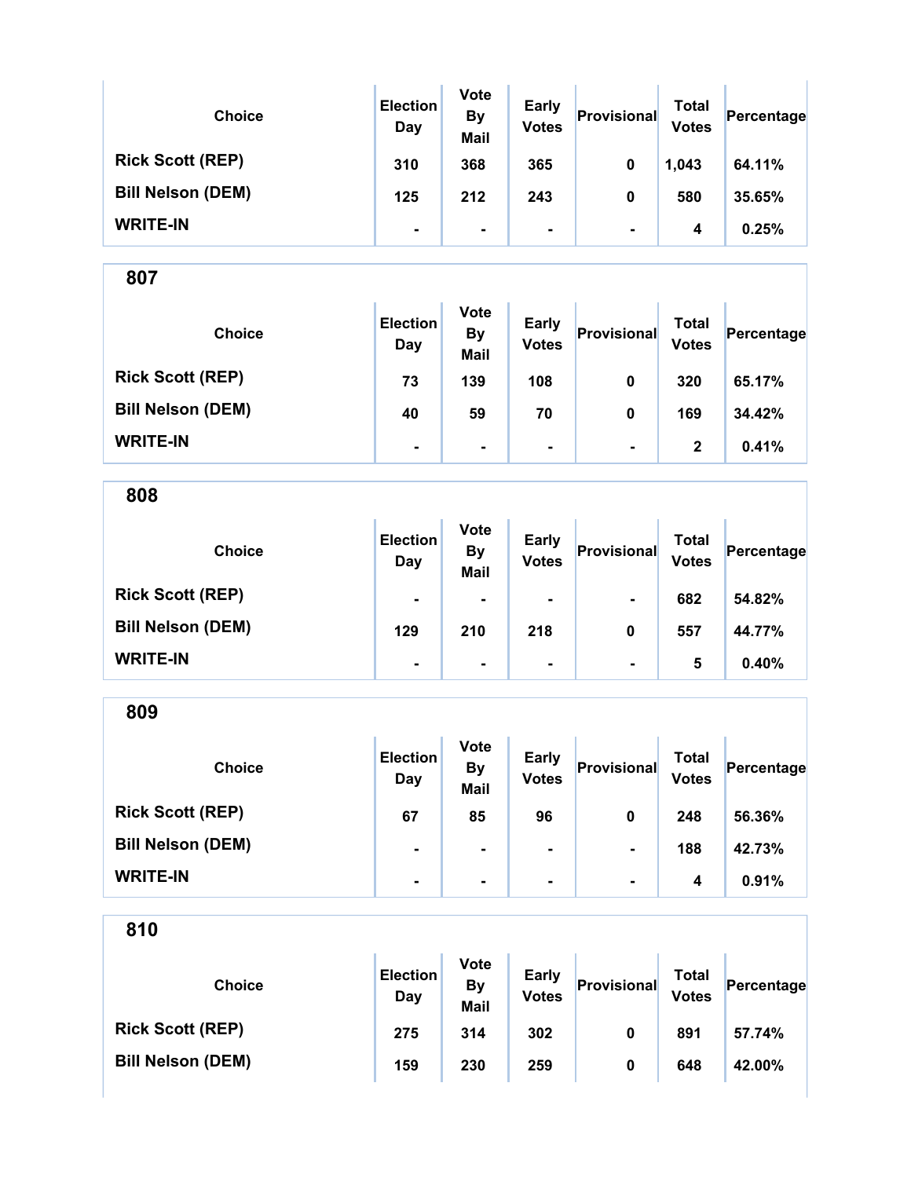| Choice | Election Day | Vote By Mail | Early Votes | Provisional | Total Votes | Percentage |
|---|---|---|---|---|---|---|
| Rick Scott (REP) | 310 | 368 | 365 | 0 | 1,043 | 64.11% |
| Bill Nelson (DEM) | 125 | 212 | 243 | 0 | 580 | 35.65% |
| WRITE-IN | - | - | - | - | 4 | 0.25% |

## 807

| Choice | Election Day | Vote By Mail | Early Votes | Provisional | Total Votes | Percentage |
|---|---|---|---|---|---|---|
| Rick Scott (REP) | 73 | 139 | 108 | 0 | 320 | 65.17% |
| Bill Nelson (DEM) | 40 | 59 | 70 | 0 | 169 | 34.42% |
| WRITE-IN | - | - | - | - | 2 | 0.41% |

## 808

| Choice | Election Day | Vote By Mail | Early Votes | Provisional | Total Votes | Percentage |
|---|---|---|---|---|---|---|
| Rick Scott (REP) | - | - | - | - | 682 | 54.82% |
| Bill Nelson (DEM) | 129 | 210 | 218 | 0 | 557 | 44.77% |
| WRITE-IN | - | - | - | - | 5 | 0.40% |

## 809

| Choice | Election Day | Vote By Mail | Early Votes | Provisional | Total Votes | Percentage |
|---|---|---|---|---|---|---|
| Rick Scott (REP) | 67 | 85 | 96 | 0 | 248 | 56.36% |
| Bill Nelson (DEM) | - | - | - | - | 188 | 42.73% |
| WRITE-IN | - | - | - | - | 4 | 0.91% |

## 810

| Choice | Election Day | Vote By Mail | Early Votes | Provisional | Total Votes | Percentage |
|---|---|---|---|---|---|---|
| Rick Scott (REP) | 275 | 314 | 302 | 0 | 891 | 57.74% |
| Bill Nelson (DEM) | 159 | 230 | 259 | 0 | 648 | 42.00% |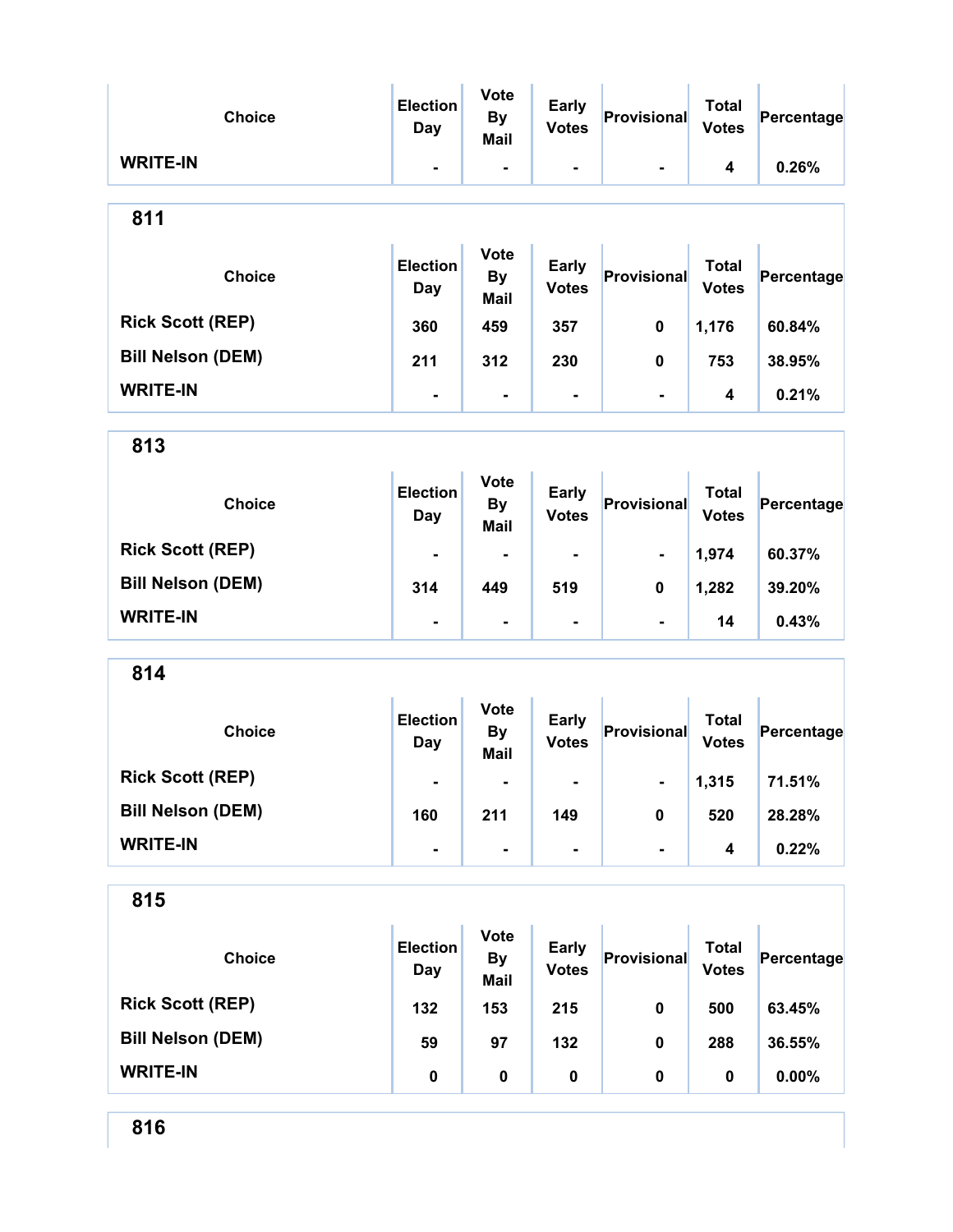| Choice | Election Day | Vote By Mail | Early Votes | Provisional | Total Votes | Percentage |
|---|---|---|---|---|---|---|
| WRITE-IN | - | - | - | - | 4 | 0.26% |

## 811

| Choice | Election Day | Vote By Mail | Early Votes | Provisional | Total Votes | Percentage |
|---|---|---|---|---|---|---|
| Rick Scott (REP) | 360 | 459 | 357 | 0 | 1,176 | 60.84% |
| Bill Nelson (DEM) | 211 | 312 | 230 | 0 | 753 | 38.95% |
| WRITE-IN | - | - | - | - | 4 | 0.21% |

## 813

| Choice | Election Day | Vote By Mail | Early Votes | Provisional | Total Votes | Percentage |
|---|---|---|---|---|---|---|
| Rick Scott (REP) | - | - | - | - | 1,974 | 60.37% |
| Bill Nelson (DEM) | 314 | 449 | 519 | 0 | 1,282 | 39.20% |
| WRITE-IN | - | - | - | - | 14 | 0.43% |

## 814

| Choice | Election Day | Vote By Mail | Early Votes | Provisional | Total Votes | Percentage |
|---|---|---|---|---|---|---|
| Rick Scott (REP) | - | - | - | - | 1,315 | 71.51% |
| Bill Nelson (DEM) | 160 | 211 | 149 | 0 | 520 | 28.28% |
| WRITE-IN | - | - | - | - | 4 | 0.22% |

## 815

| Choice | Election Day | Vote By Mail | Early Votes | Provisional | Total Votes | Percentage |
|---|---|---|---|---|---|---|
| Rick Scott (REP) | 132 | 153 | 215 | 0 | 500 | 63.45% |
| Bill Nelson (DEM) | 59 | 97 | 132 | 0 | 288 | 36.55% |
| WRITE-IN | 0 | 0 | 0 | 0 | 0 | 0.00% |

## 816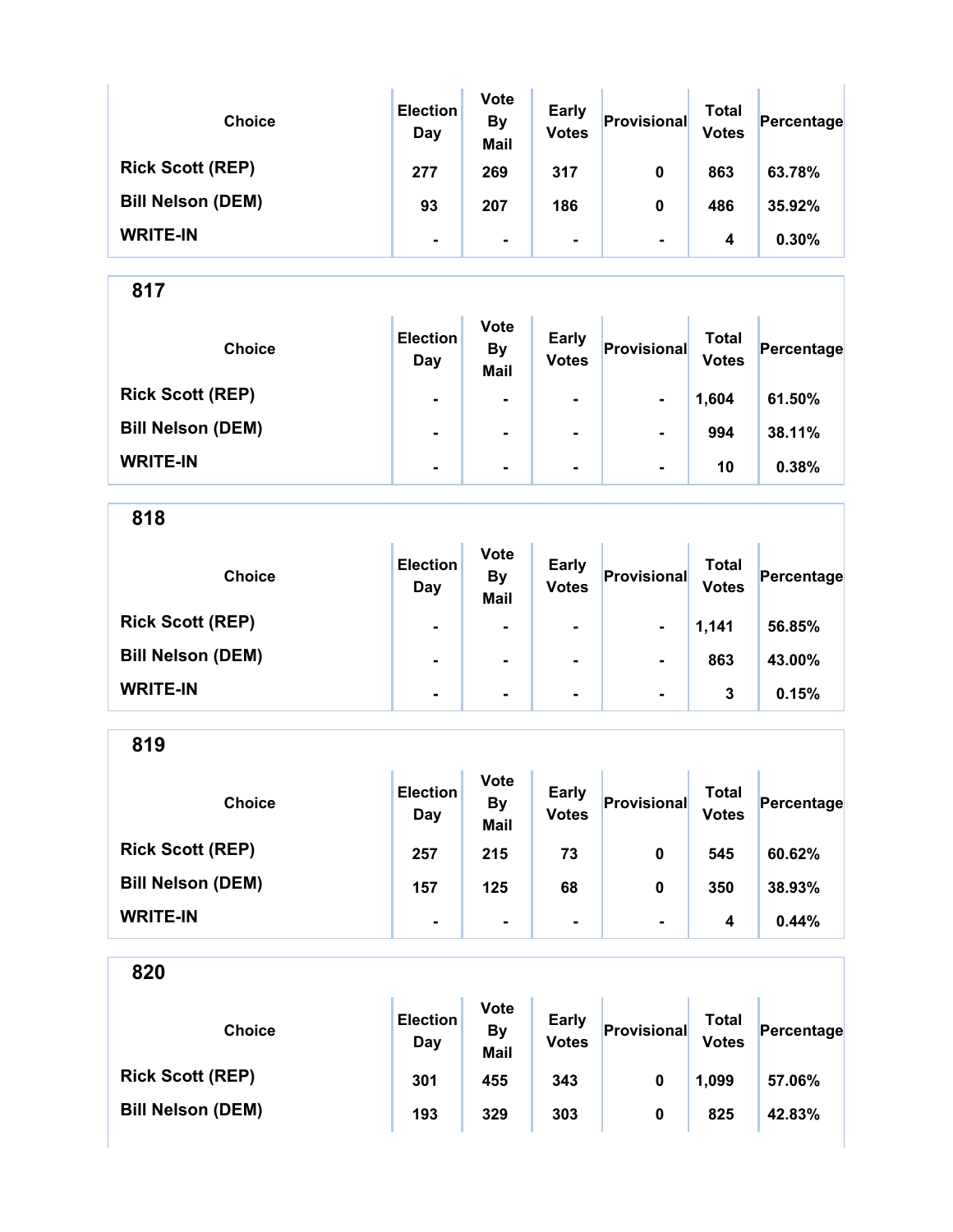| Choice | Election Day | Vote By Mail | Early Votes | Provisional | Total Votes | Percentage |
|---|---|---|---|---|---|---|
| Rick Scott (REP) | 277 | 269 | 317 | 0 | 863 | 63.78% |
| Bill Nelson (DEM) | 93 | 207 | 186 | 0 | 486 | 35.92% |
| WRITE-IN | - | - | - | - | 4 | 0.30% |

## 817

| Choice | Election Day | Vote By Mail | Early Votes | Provisional | Total Votes | Percentage |
|---|---|---|---|---|---|---|
| Rick Scott (REP) | - | - | - | - | 1,604 | 61.50% |
| Bill Nelson (DEM) | - | - | - | - | 994 | 38.11% |
| WRITE-IN | - | - | - | - | 10 | 0.38% |

## 818

| Choice | Election Day | Vote By Mail | Early Votes | Provisional | Total Votes | Percentage |
|---|---|---|---|---|---|---|
| Rick Scott (REP) | - | - | - | - | 1,141 | 56.85% |
| Bill Nelson (DEM) | - | - | - | - | 863 | 43.00% |
| WRITE-IN | - | - | - | - | 3 | 0.15% |

## 819

| Choice | Election Day | Vote By Mail | Early Votes | Provisional | Total Votes | Percentage |
|---|---|---|---|---|---|---|
| Rick Scott (REP) | 257 | 215 | 73 | 0 | 545 | 60.62% |
| Bill Nelson (DEM) | 157 | 125 | 68 | 0 | 350 | 38.93% |
| WRITE-IN | - | - | - | - | 4 | 0.44% |

## 820

| Choice | Election Day | Vote By Mail | Early Votes | Provisional | Total Votes | Percentage |
|---|---|---|---|---|---|---|
| Rick Scott (REP) | 301 | 455 | 343 | 0 | 1,099 | 57.06% |
| Bill Nelson (DEM) | 193 | 329 | 303 | 0 | 825 | 42.83% |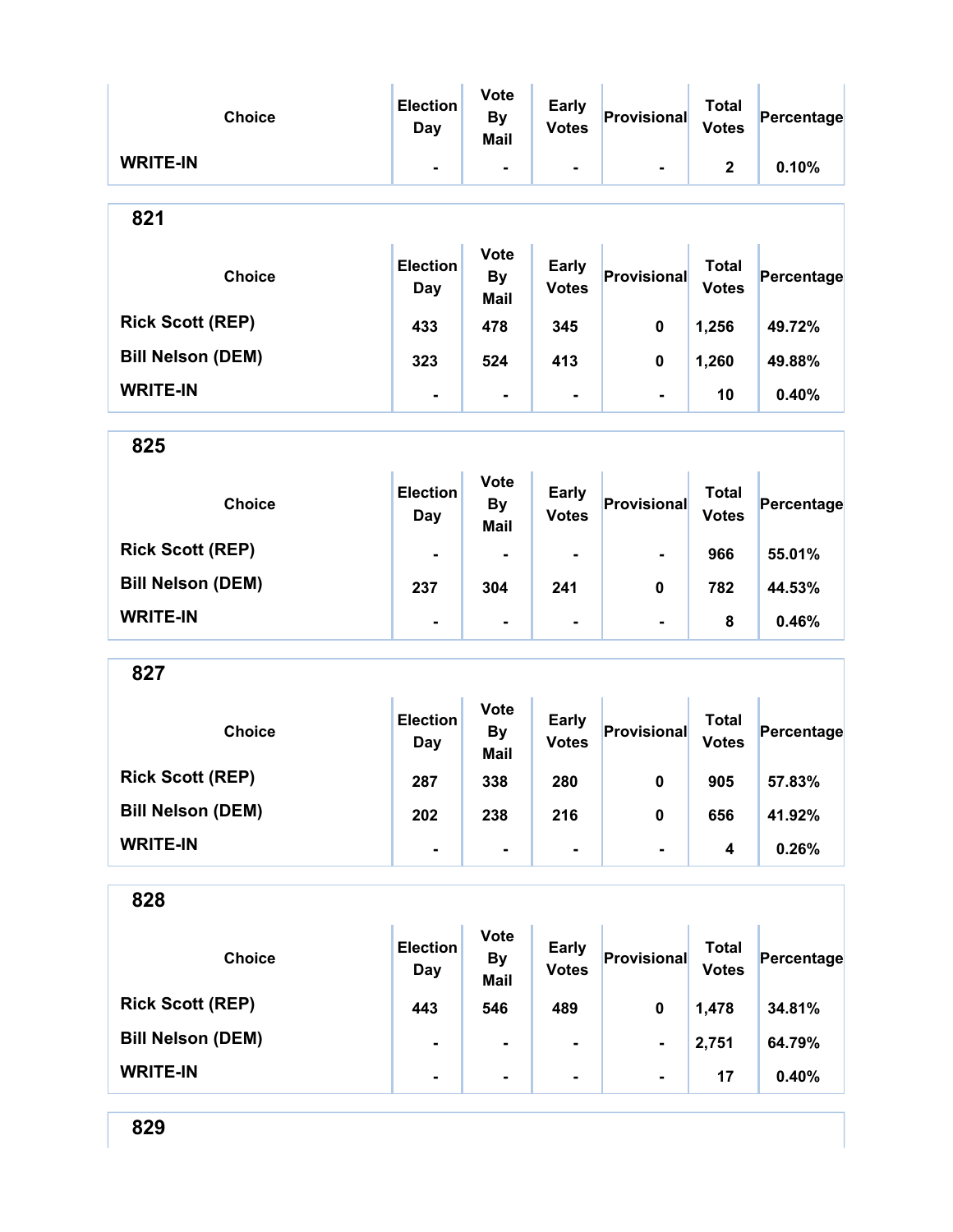| Choice | Election Day | Vote By Mail | Early Votes | Provisional | Total Votes | Percentage |
|---|---|---|---|---|---|---|
| WRITE-IN | - | - | - | - | 2 | 0.10% |

## 821

| Choice | Election Day | Vote By Mail | Early Votes | Provisional | Total Votes | Percentage |
|---|---|---|---|---|---|---|
| Rick Scott (REP) | 433 | 478 | 345 | 0 | 1,256 | 49.72% |
| Bill Nelson (DEM) | 323 | 524 | 413 | 0 | 1,260 | 49.88% |
| WRITE-IN | - | - | - | - | 10 | 0.40% |

## 825

| Choice | Election Day | Vote By Mail | Early Votes | Provisional | Total Votes | Percentage |
|---|---|---|---|---|---|---|
| Rick Scott (REP) | - | - | - | - | 966 | 55.01% |
| Bill Nelson (DEM) | 237 | 304 | 241 | 0 | 782 | 44.53% |
| WRITE-IN | - | - | - | - | 8 | 0.46% |

## 827

| Choice | Election Day | Vote By Mail | Early Votes | Provisional | Total Votes | Percentage |
|---|---|---|---|---|---|---|
| Rick Scott (REP) | 287 | 338 | 280 | 0 | 905 | 57.83% |
| Bill Nelson (DEM) | 202 | 238 | 216 | 0 | 656 | 41.92% |
| WRITE-IN | - | - | - | - | 4 | 0.26% |

## 828

| Choice | Election Day | Vote By Mail | Early Votes | Provisional | Total Votes | Percentage |
|---|---|---|---|---|---|---|
| Rick Scott (REP) | 443 | 546 | 489 | 0 | 1,478 | 34.81% |
| Bill Nelson (DEM) | - | - | - | - | 2,751 | 64.79% |
| WRITE-IN | - | - | - | - | 17 | 0.40% |

## 829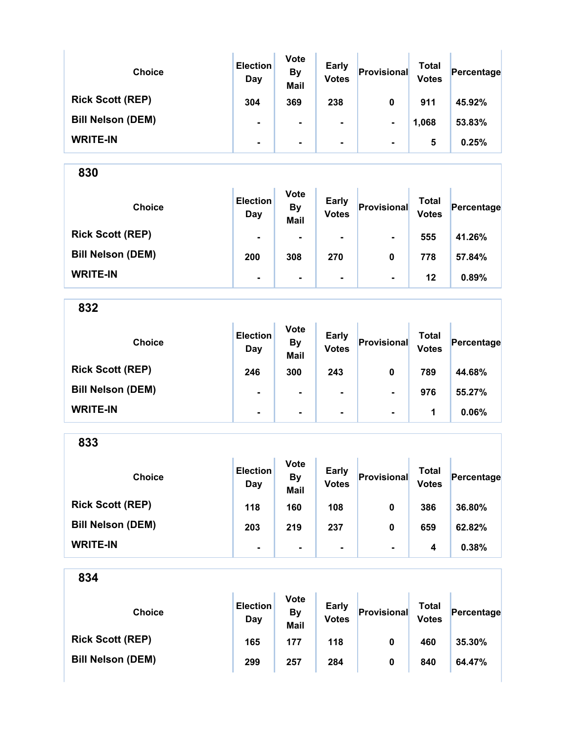| Choice | Election Day | Vote By Mail | Early Votes | Provisional | Total Votes | Percentage |
|---|---|---|---|---|---|---|
| Rick Scott (REP) | 304 | 369 | 238 | 0 | 911 | 45.92% |
| Bill Nelson (DEM) | - | - | - | - | 1,068 | 53.83% |
| WRITE-IN | - | - | - | - | 5 | 0.25% |

## 830

| Choice | Election Day | Vote By Mail | Early Votes | Provisional | Total Votes | Percentage |
|---|---|---|---|---|---|---|
| Rick Scott (REP) | - | - | - | - | 555 | 41.26% |
| Bill Nelson (DEM) | 200 | 308 | 270 | 0 | 778 | 57.84% |
| WRITE-IN | - | - | - | - | 12 | 0.89% |

## 832

| Choice | Election Day | Vote By Mail | Early Votes | Provisional | Total Votes | Percentage |
|---|---|---|---|---|---|---|
| Rick Scott (REP) | 246 | 300 | 243 | 0 | 789 | 44.68% |
| Bill Nelson (DEM) | - | - | - | - | 976 | 55.27% |
| WRITE-IN | - | - | - | - | 1 | 0.06% |

## 833

| Choice | Election Day | Vote By Mail | Early Votes | Provisional | Total Votes | Percentage |
|---|---|---|---|---|---|---|
| Rick Scott (REP) | 118 | 160 | 108 | 0 | 386 | 36.80% |
| Bill Nelson (DEM) | 203 | 219 | 237 | 0 | 659 | 62.82% |
| WRITE-IN | - | - | - | - | 4 | 0.38% |

## 834

| Choice | Election Day | Vote By Mail | Early Votes | Provisional | Total Votes | Percentage |
|---|---|---|---|---|---|---|
| Rick Scott (REP) | 165 | 177 | 118 | 0 | 460 | 35.30% |
| Bill Nelson (DEM) | 299 | 257 | 284 | 0 | 840 | 64.47% |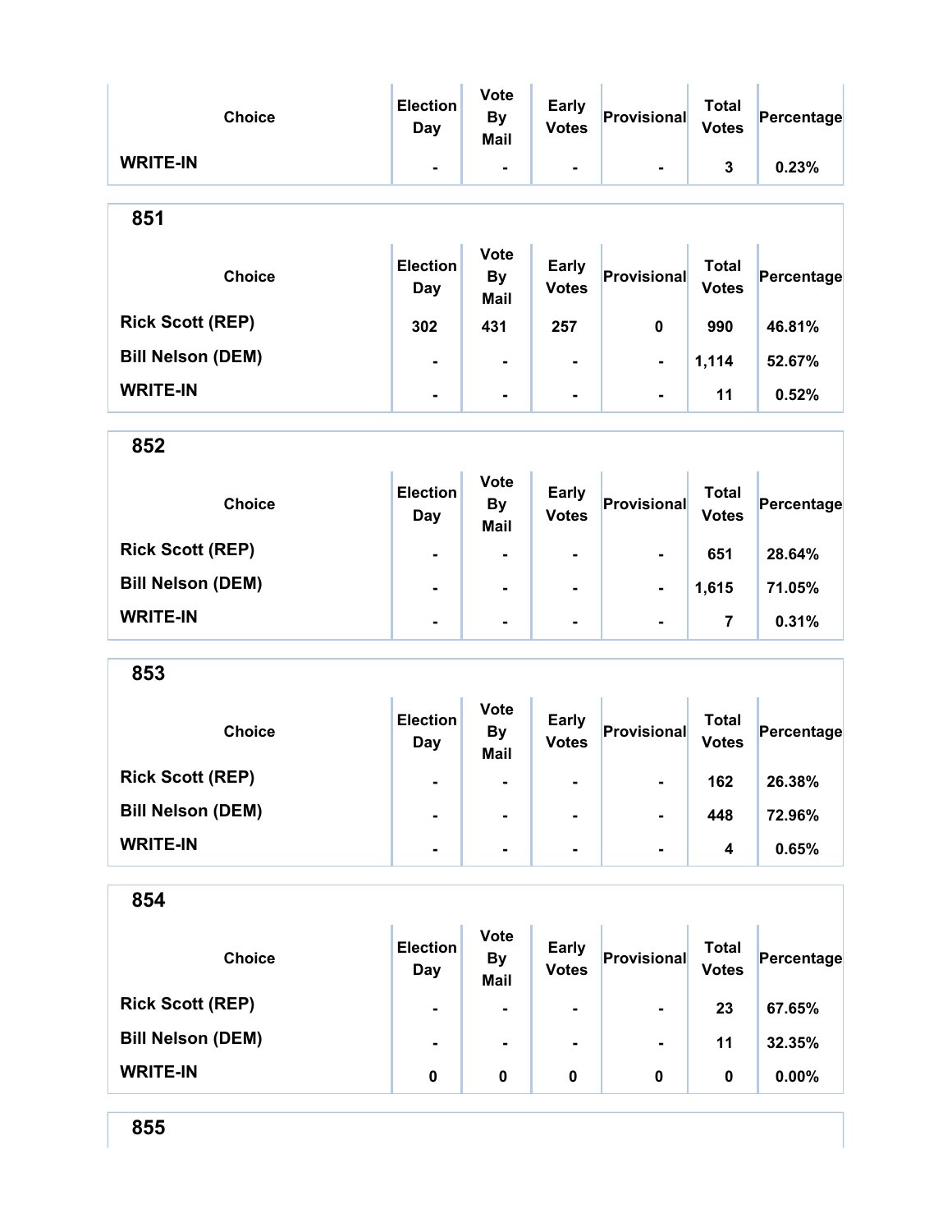| Choice | Election Day | Vote By Mail | Early Votes | Provisional | Total Votes | Percentage |
|---|---|---|---|---|---|---|
| WRITE-IN | - | - | - | - | 3 | 0.23% |

## 851

| Choice | Election Day | Vote By Mail | Early Votes | Provisional | Total Votes | Percentage |
|---|---|---|---|---|---|---|
| Rick Scott (REP) | 302 | 431 | 257 | 0 | 990 | 46.81% |
| Bill Nelson (DEM) | - | - | - | - | 1,114 | 52.67% |
| WRITE-IN | - | - | - | - | 11 | 0.52% |

## 852

| Choice | Election Day | Vote By Mail | Early Votes | Provisional | Total Votes | Percentage |
|---|---|---|---|---|---|---|
| Rick Scott (REP) | - | - | - | - | 651 | 28.64% |
| Bill Nelson (DEM) | - | - | - | - | 1,615 | 71.05% |
| WRITE-IN | - | - | - | - | 7 | 0.31% |

## 853

| Choice | Election Day | Vote By Mail | Early Votes | Provisional | Total Votes | Percentage |
|---|---|---|---|---|---|---|
| Rick Scott (REP) | - | - | - | - | 162 | 26.38% |
| Bill Nelson (DEM) | - | - | - | - | 448 | 72.96% |
| WRITE-IN | - | - | - | - | 4 | 0.65% |

## 854

| Choice | Election Day | Vote By Mail | Early Votes | Provisional | Total Votes | Percentage |
|---|---|---|---|---|---|---|
| Rick Scott (REP) | - | - | - | - | 23 | 67.65% |
| Bill Nelson (DEM) | - | - | - | - | 11 | 32.35% |
| WRITE-IN | 0 | 0 | 0 | 0 | 0 | 0.00% |

## 855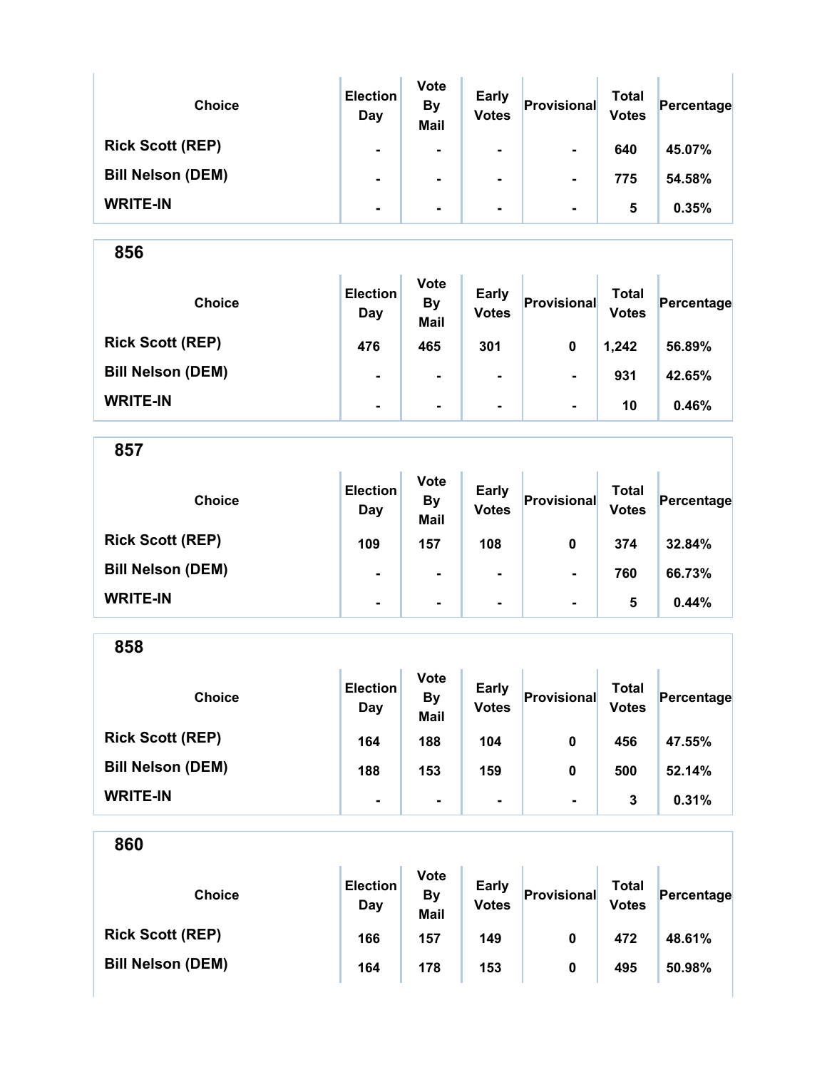| Choice | Election Day | Vote By Mail | Early Votes | Provisional | Total Votes | Percentage |
|---|---|---|---|---|---|---|
| Rick Scott (REP) | - | - | - | - | 640 | 45.07% |
| Bill Nelson (DEM) | - | - | - | - | 775 | 54.58% |
| WRITE-IN | - | - | - | - | 5 | 0.35% |

## 856

| Choice | Election Day | Vote By Mail | Early Votes | Provisional | Total Votes | Percentage |
|---|---|---|---|---|---|---|
| Rick Scott (REP) | 476 | 465 | 301 | 0 | 1,242 | 56.89% |
| Bill Nelson (DEM) | - | - | - | - | 931 | 42.65% |
| WRITE-IN | - | - | - | - | 10 | 0.46% |

## 857

| Choice | Election Day | Vote By Mail | Early Votes | Provisional | Total Votes | Percentage |
|---|---|---|---|---|---|---|
| Rick Scott (REP) | 109 | 157 | 108 | 0 | 374 | 32.84% |
| Bill Nelson (DEM) | - | - | - | - | 760 | 66.73% |
| WRITE-IN | - | - | - | - | 5 | 0.44% |

## 858

| Choice | Election Day | Vote By Mail | Early Votes | Provisional | Total Votes | Percentage |
|---|---|---|---|---|---|---|
| Rick Scott (REP) | 164 | 188 | 104 | 0 | 456 | 47.55% |
| Bill Nelson (DEM) | 188 | 153 | 159 | 0 | 500 | 52.14% |
| WRITE-IN | - | - | - | - | 3 | 0.31% |

## 860

| Choice | Election Day | Vote By Mail | Early Votes | Provisional | Total Votes | Percentage |
|---|---|---|---|---|---|---|
| Rick Scott (REP) | 166 | 157 | 149 | 0 | 472 | 48.61% |
| Bill Nelson (DEM) | 164 | 178 | 153 | 0 | 495 | 50.98% |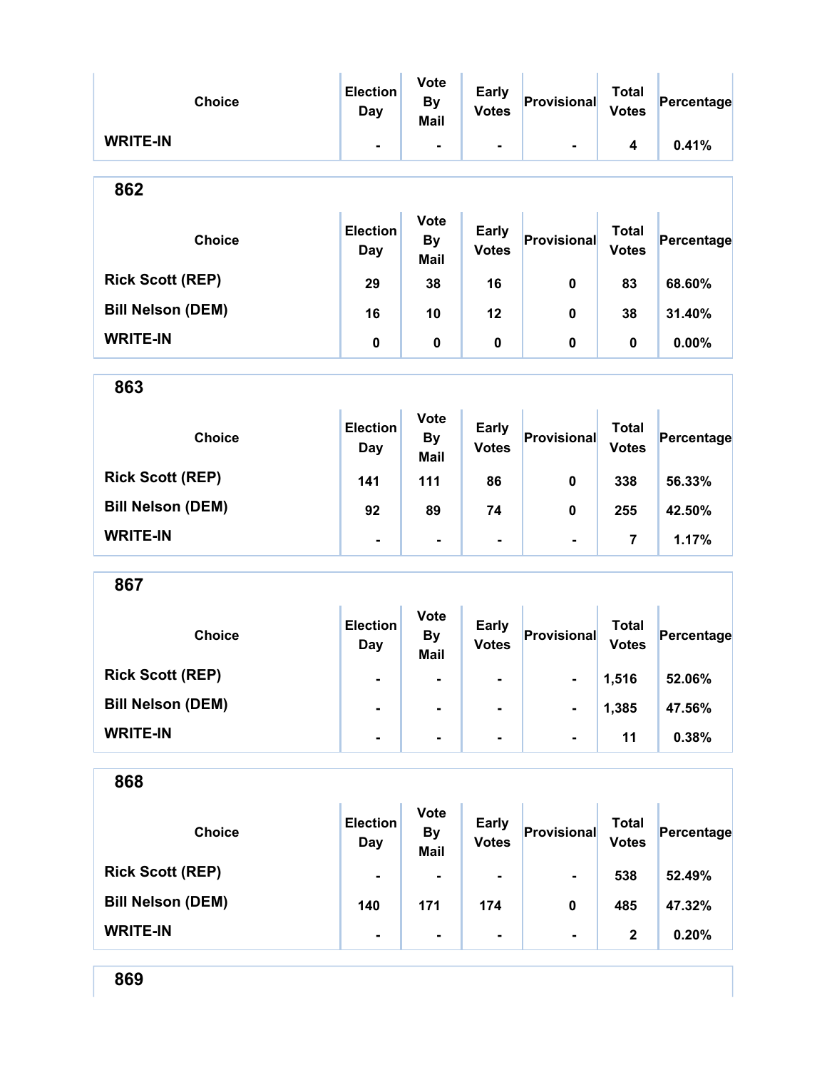| Choice | Election Day | Vote By Mail | Early Votes | Provisional | Total Votes | Percentage |
|---|---|---|---|---|---|---|
| WRITE-IN | - | - | - | - | 4 | 0.41% |

## 862

| Choice | Election Day | Vote By Mail | Early Votes | Provisional | Total Votes | Percentage |
|---|---|---|---|---|---|---|
| Rick Scott (REP) | 29 | 38 | 16 | 0 | 83 | 68.60% |
| Bill Nelson (DEM) | 16 | 10 | 12 | 0 | 38 | 31.40% |
| WRITE-IN | 0 | 0 | 0 | 0 | 0 | 0.00% |

## 863

| Choice | Election Day | Vote By Mail | Early Votes | Provisional | Total Votes | Percentage |
|---|---|---|---|---|---|---|
| Rick Scott (REP) | 141 | 111 | 86 | 0 | 338 | 56.33% |
| Bill Nelson (DEM) | 92 | 89 | 74 | 0 | 255 | 42.50% |
| WRITE-IN | - | - | - | - | 7 | 1.17% |

## 867

| Choice | Election Day | Vote By Mail | Early Votes | Provisional | Total Votes | Percentage |
|---|---|---|---|---|---|---|
| Rick Scott (REP) | - | - | - | - | 1,516 | 52.06% |
| Bill Nelson (DEM) | - | - | - | - | 1,385 | 47.56% |
| WRITE-IN | - | - | - | - | 11 | 0.38% |

## 868

| Choice | Election Day | Vote By Mail | Early Votes | Provisional | Total Votes | Percentage |
|---|---|---|---|---|---|---|
| Rick Scott (REP) | - | - | - | - | 538 | 52.49% |
| Bill Nelson (DEM) | 140 | 171 | 174 | 0 | 485 | 47.32% |
| WRITE-IN | - | - | - | - | 2 | 0.20% |

## 869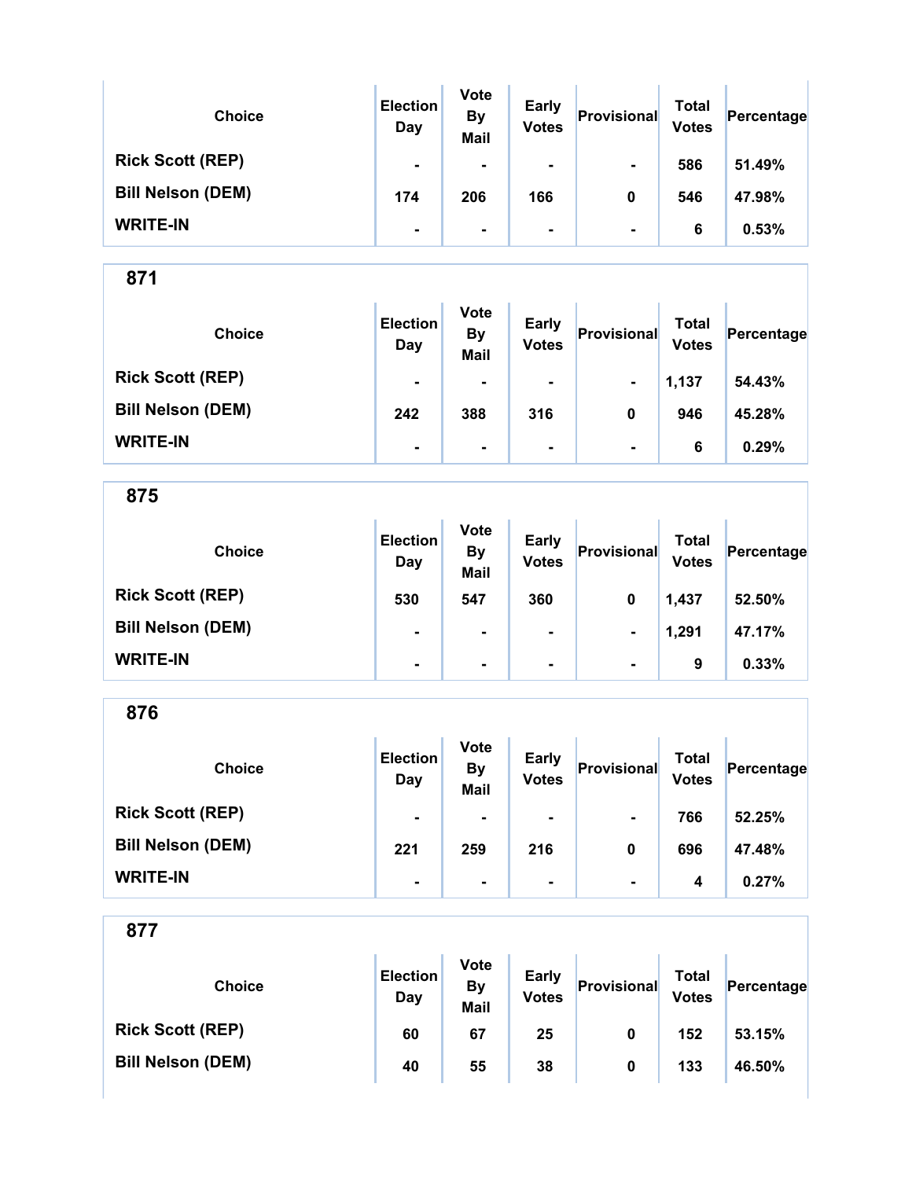| Choice | Election Day | Vote By Mail | Early Votes | Provisional | Total Votes | Percentage |
|---|---|---|---|---|---|---|
| Rick Scott (REP) | - | - | - | - | 586 | 51.49% |
| Bill Nelson (DEM) | 174 | 206 | 166 | 0 | 546 | 47.98% |
| WRITE-IN | - | - | - | - | 6 | 0.53% |

## 871

| Choice | Election Day | Vote By Mail | Early Votes | Provisional | Total Votes | Percentage |
|---|---|---|---|---|---|---|
| Rick Scott (REP) | - | - | - | - | 1,137 | 54.43% |
| Bill Nelson (DEM) | 242 | 388 | 316 | 0 | 946 | 45.28% |
| WRITE-IN | - | - | - | - | 6 | 0.29% |

## 875

| Choice | Election Day | Vote By Mail | Early Votes | Provisional | Total Votes | Percentage |
|---|---|---|---|---|---|---|
| Rick Scott (REP) | 530 | 547 | 360 | 0 | 1,437 | 52.50% |
| Bill Nelson (DEM) | - | - | - | - | 1,291 | 47.17% |
| WRITE-IN | - | - | - | - | 9 | 0.33% |

## 876

| Choice | Election Day | Vote By Mail | Early Votes | Provisional | Total Votes | Percentage |
|---|---|---|---|---|---|---|
| Rick Scott (REP) | - | - | - | - | 766 | 52.25% |
| Bill Nelson (DEM) | 221 | 259 | 216 | 0 | 696 | 47.48% |
| WRITE-IN | - | - | - | - | 4 | 0.27% |

## 877

| Choice | Election Day | Vote By Mail | Early Votes | Provisional | Total Votes | Percentage |
|---|---|---|---|---|---|---|
| Rick Scott (REP) | 60 | 67 | 25 | 0 | 152 | 53.15% |
| Bill Nelson (DEM) | 40 | 55 | 38 | 0 | 133 | 46.50% |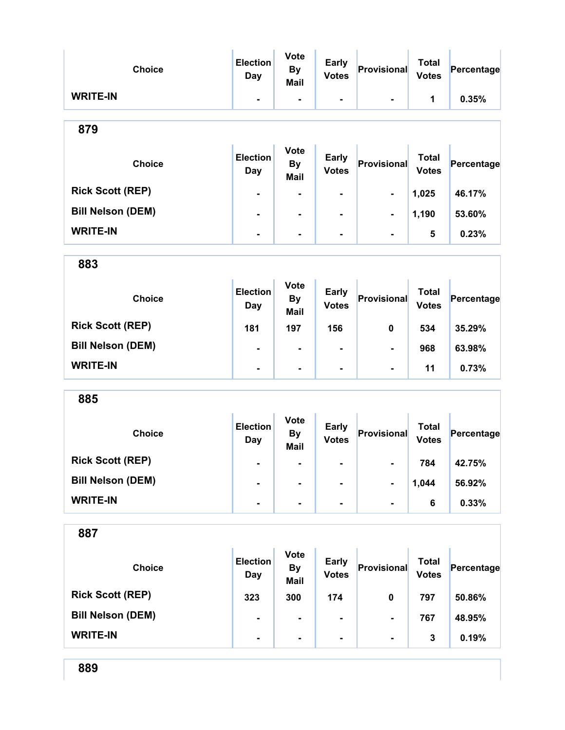| Choice | Election Day | Vote By Mail | Early Votes | Provisional | Total Votes | Percentage |
|---|---|---|---|---|---|---|
| WRITE-IN | - | - | - | - | 1 | 0.35% |

## 879

| Choice | Election Day | Vote By Mail | Early Votes | Provisional | Total Votes | Percentage |
|---|---|---|---|---|---|---|
| Rick Scott (REP) | - | - | - | - | 1,025 | 46.17% |
| Bill Nelson (DEM) | - | - | - | - | 1,190 | 53.60% |
| WRITE-IN | - | - | - | - | 5 | 0.23% |

## 883

| Choice | Election Day | Vote By Mail | Early Votes | Provisional | Total Votes | Percentage |
|---|---|---|---|---|---|---|
| Rick Scott (REP) | 181 | 197 | 156 | 0 | 534 | 35.29% |
| Bill Nelson (DEM) | - | - | - | - | 968 | 63.98% |
| WRITE-IN | - | - | - | - | 11 | 0.73% |

## 885

| Choice | Election Day | Vote By Mail | Early Votes | Provisional | Total Votes | Percentage |
|---|---|---|---|---|---|---|
| Rick Scott (REP) | - | - | - | - | 784 | 42.75% |
| Bill Nelson (DEM) | - | - | - | - | 1,044 | 56.92% |
| WRITE-IN | - | - | - | - | 6 | 0.33% |

## 887

| Choice | Election Day | Vote By Mail | Early Votes | Provisional | Total Votes | Percentage |
|---|---|---|---|---|---|---|
| Rick Scott (REP) | 323 | 300 | 174 | 0 | 797 | 50.86% |
| Bill Nelson (DEM) | - | - | - | - | 767 | 48.95% |
| WRITE-IN | - | - | - | - | 3 | 0.19% |

## 889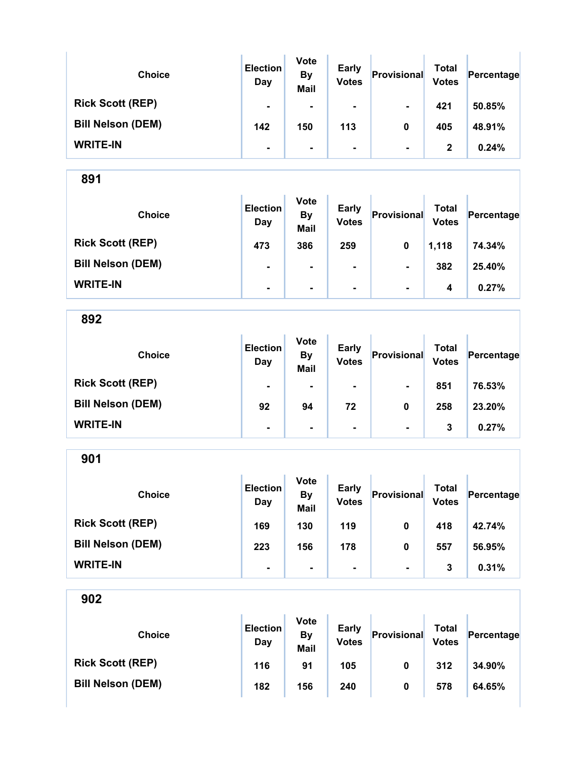| Choice | Election Day | Vote By Mail | Early Votes | Provisional | Total Votes | Percentage |
|---|---|---|---|---|---|---|
| Rick Scott (REP) | - | - | - | - | 421 | 50.85% |
| Bill Nelson (DEM) | 142 | 150 | 113 | 0 | 405 | 48.91% |
| WRITE-IN | - | - | - | - | 2 | 0.24% |

## 891

| Choice | Election Day | Vote By Mail | Early Votes | Provisional | Total Votes | Percentage |
|---|---|---|---|---|---|---|
| Rick Scott (REP) | 473 | 386 | 259 | 0 | 1,118 | 74.34% |
| Bill Nelson (DEM) | - | - | - | - | 382 | 25.40% |
| WRITE-IN | - | - | - | - | 4 | 0.27% |

## 892

| Choice | Election Day | Vote By Mail | Early Votes | Provisional | Total Votes | Percentage |
|---|---|---|---|---|---|---|
| Rick Scott (REP) | - | - | - | - | 851 | 76.53% |
| Bill Nelson (DEM) | 92 | 94 | 72 | 0 | 258 | 23.20% |
| WRITE-IN | - | - | - | - | 3 | 0.27% |

## 901

| Choice | Election Day | Vote By Mail | Early Votes | Provisional | Total Votes | Percentage |
|---|---|---|---|---|---|---|
| Rick Scott (REP) | 169 | 130 | 119 | 0 | 418 | 42.74% |
| Bill Nelson (DEM) | 223 | 156 | 178 | 0 | 557 | 56.95% |
| WRITE-IN | - | - | - | - | 3 | 0.31% |

## 902

| Choice | Election Day | Vote By Mail | Early Votes | Provisional | Total Votes | Percentage |
|---|---|---|---|---|---|---|
| Rick Scott (REP) | 116 | 91 | 105 | 0 | 312 | 34.90% |
| Bill Nelson (DEM) | 182 | 156 | 240 | 0 | 578 | 64.65% |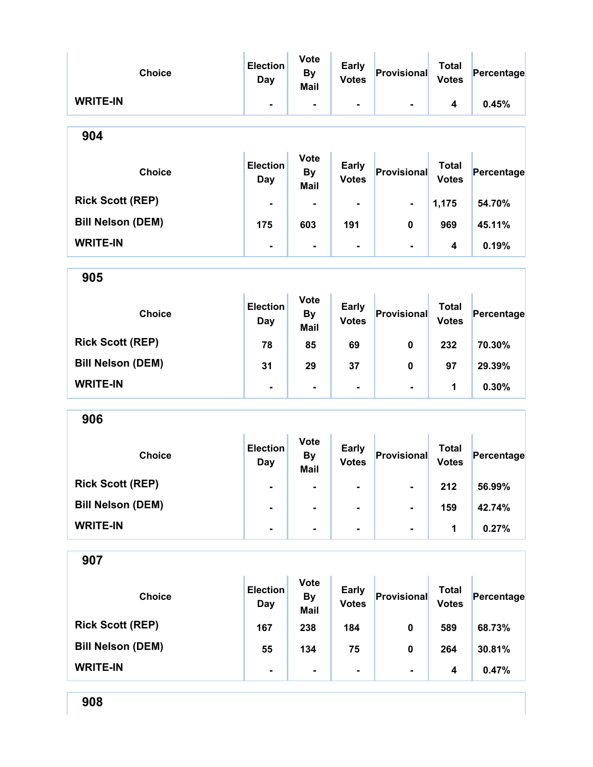| Choice | Election Day | Vote By Mail | Early Votes | Provisional | Total Votes | Percentage |
|---|---|---|---|---|---|---|
| WRITE-IN | - | - | - | - | 4 | 0.45% |

## 904

| Choice | Election Day | Vote By Mail | Early Votes | Provisional | Total Votes | Percentage |
|---|---|---|---|---|---|---|
| Rick Scott (REP) | - | - | - | - | 1,175 | 54.70% |
| Bill Nelson (DEM) | 175 | 603 | 191 | 0 | 969 | 45.11% |
| WRITE-IN | - | - | - | - | 4 | 0.19% |

## 905

| Choice | Election Day | Vote By Mail | Early Votes | Provisional | Total Votes | Percentage |
|---|---|---|---|---|---|---|
| Rick Scott (REP) | 78 | 85 | 69 | 0 | 232 | 70.30% |
| Bill Nelson (DEM) | 31 | 29 | 37 | 0 | 97 | 29.39% |
| WRITE-IN | - | - | - | - | 1 | 0.30% |

## 906

| Choice | Election Day | Vote By Mail | Early Votes | Provisional | Total Votes | Percentage |
|---|---|---|---|---|---|---|
| Rick Scott (REP) | - | - | - | - | 212 | 56.99% |
| Bill Nelson (DEM) | - | - | - | - | 159 | 42.74% |
| WRITE-IN | - | - | - | - | 1 | 0.27% |

## 907

| Choice | Election Day | Vote By Mail | Early Votes | Provisional | Total Votes | Percentage |
|---|---|---|---|---|---|---|
| Rick Scott (REP) | 167 | 238 | 184 | 0 | 589 | 68.73% |
| Bill Nelson (DEM) | 55 | 134 | 75 | 0 | 264 | 30.81% |
| WRITE-IN | - | - | - | - | 4 | 0.47% |

## 908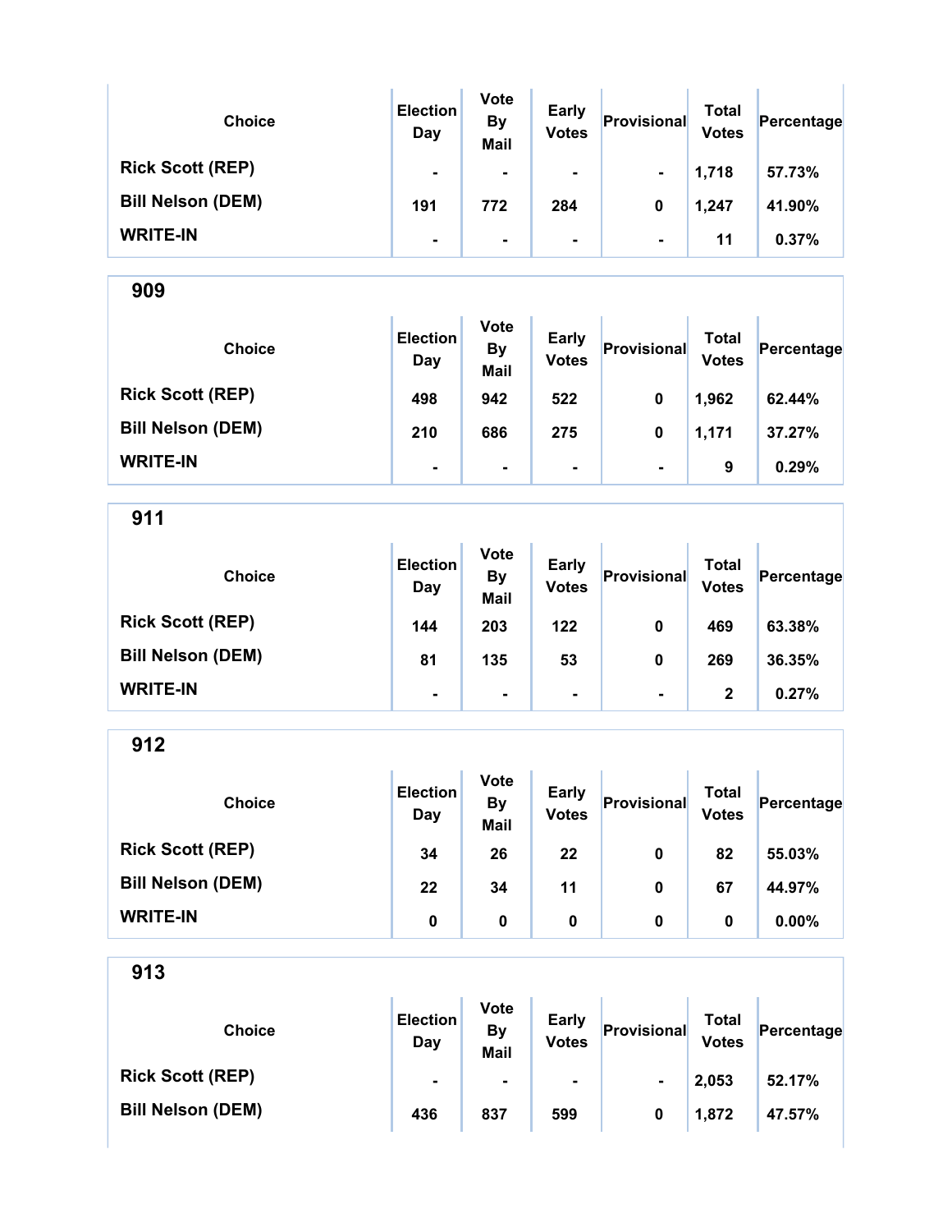| Choice | Election Day | Vote By Mail | Early Votes | Provisional | Total Votes | Percentage |
|---|---|---|---|---|---|---|
| Rick Scott (REP) | - | - | - | - | 1,718 | 57.73% |
| Bill Nelson (DEM) | 191 | 772 | 284 | 0 | 1,247 | 41.90% |
| WRITE-IN | - | - | - | - | 11 | 0.37% |

## 909

| Choice | Election Day | Vote By Mail | Early Votes | Provisional | Total Votes | Percentage |
|---|---|---|---|---|---|---|
| Rick Scott (REP) | 498 | 942 | 522 | 0 | 1,962 | 62.44% |
| Bill Nelson (DEM) | 210 | 686 | 275 | 0 | 1,171 | 37.27% |
| WRITE-IN | - | - | - | - | 9 | 0.29% |

## 911

| Choice | Election Day | Vote By Mail | Early Votes | Provisional | Total Votes | Percentage |
|---|---|---|---|---|---|---|
| Rick Scott (REP) | 144 | 203 | 122 | 0 | 469 | 63.38% |
| Bill Nelson (DEM) | 81 | 135 | 53 | 0 | 269 | 36.35% |
| WRITE-IN | - | - | - | - | 2 | 0.27% |

## 912

| Choice | Election Day | Vote By Mail | Early Votes | Provisional | Total Votes | Percentage |
|---|---|---|---|---|---|---|
| Rick Scott (REP) | 34 | 26 | 22 | 0 | 82 | 55.03% |
| Bill Nelson (DEM) | 22 | 34 | 11 | 0 | 67 | 44.97% |
| WRITE-IN | 0 | 0 | 0 | 0 | 0 | 0.00% |

## 913

| Choice | Election Day | Vote By Mail | Early Votes | Provisional | Total Votes | Percentage |
|---|---|---|---|---|---|---|
| Rick Scott (REP) | - | - | - | - | 2,053 | 52.17% |
| Bill Nelson (DEM) | 436 | 837 | 599 | 0 | 1,872 | 47.57% |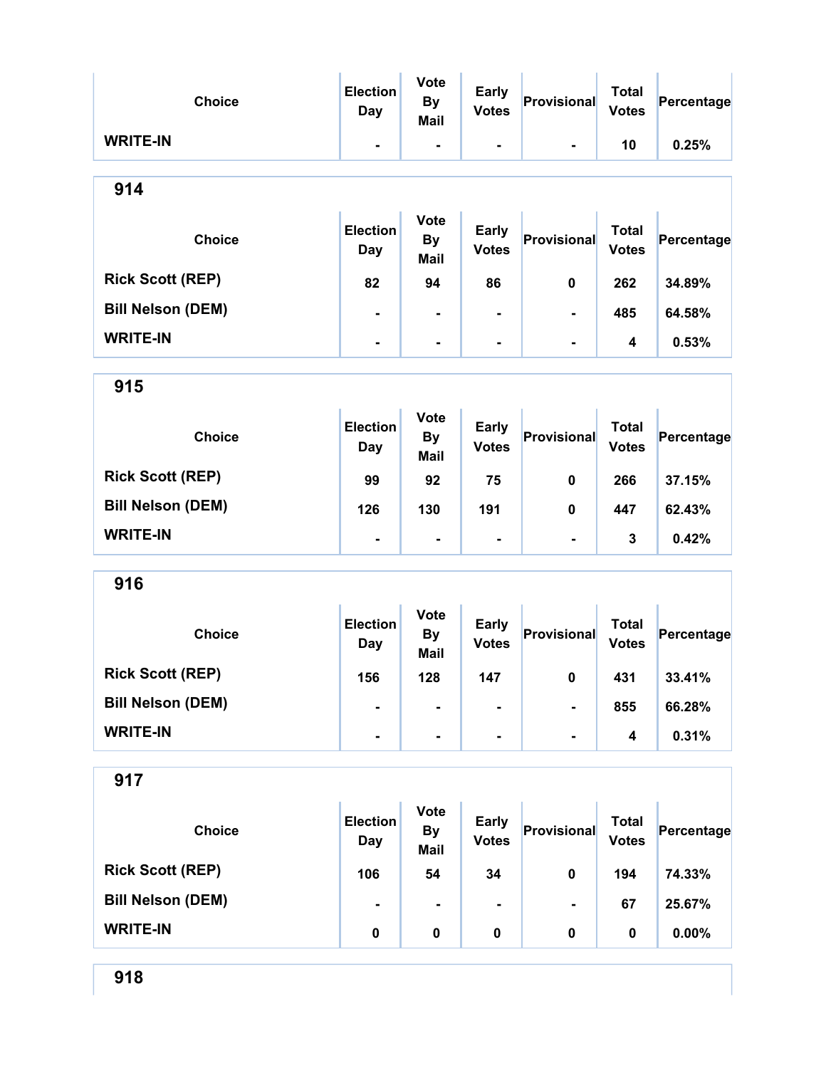| Choice | Election Day | Vote By Mail | Early Votes | Provisional | Total Votes | Percentage |
|---|---|---|---|---|---|---|
| WRITE-IN | - | - | - | - | 10 | 0.25% |

## 914

| Choice | Election Day | Vote By Mail | Early Votes | Provisional | Total Votes | Percentage |
|---|---|---|---|---|---|---|
| Rick Scott (REP) | 82 | 94 | 86 | 0 | 262 | 34.89% |
| Bill Nelson (DEM) | - | - | - | - | 485 | 64.58% |
| WRITE-IN | - | - | - | - | 4 | 0.53% |

## 915

| Choice | Election Day | Vote By Mail | Early Votes | Provisional | Total Votes | Percentage |
|---|---|---|---|---|---|---|
| Rick Scott (REP) | 99 | 92 | 75 | 0 | 266 | 37.15% |
| Bill Nelson (DEM) | 126 | 130 | 191 | 0 | 447 | 62.43% |
| WRITE-IN | - | - | - | - | 3 | 0.42% |

## 916

| Choice | Election Day | Vote By Mail | Early Votes | Provisional | Total Votes | Percentage |
|---|---|---|---|---|---|---|
| Rick Scott (REP) | 156 | 128 | 147 | 0 | 431 | 33.41% |
| Bill Nelson (DEM) | - | - | - | - | 855 | 66.28% |
| WRITE-IN | - | - | - | - | 4 | 0.31% |

## 917

| Choice | Election Day | Vote By Mail | Early Votes | Provisional | Total Votes | Percentage |
|---|---|---|---|---|---|---|
| Rick Scott (REP) | 106 | 54 | 34 | 0 | 194 | 74.33% |
| Bill Nelson (DEM) | - | - | - | - | 67 | 25.67% |
| WRITE-IN | 0 | 0 | 0 | 0 | 0 | 0.00% |

## 918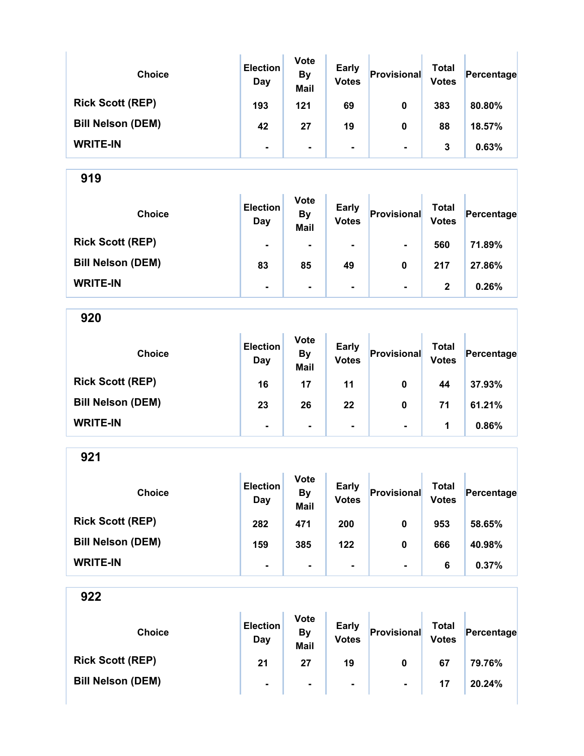| Choice | Election Day | Vote By Mail | Early Votes | Provisional | Total Votes | Percentage |
|---|---|---|---|---|---|---|
| Rick Scott (REP) | 193 | 121 | 69 | 0 | 383 | 80.80% |
| Bill Nelson (DEM) | 42 | 27 | 19 | 0 | 88 | 18.57% |
| WRITE-IN | - | - | - | - | 3 | 0.63% |

## 919

| Choice | Election Day | Vote By Mail | Early Votes | Provisional | Total Votes | Percentage |
|---|---|---|---|---|---|---|
| Rick Scott (REP) | - | - | - | - | 560 | 71.89% |
| Bill Nelson (DEM) | 83 | 85 | 49 | 0 | 217 | 27.86% |
| WRITE-IN | - | - | - | - | 2 | 0.26% |

## 920

| Choice | Election Day | Vote By Mail | Early Votes | Provisional | Total Votes | Percentage |
|---|---|---|---|---|---|---|
| Rick Scott (REP) | 16 | 17 | 11 | 0 | 44 | 37.93% |
| Bill Nelson (DEM) | 23 | 26 | 22 | 0 | 71 | 61.21% |
| WRITE-IN | - | - | - | - | 1 | 0.86% |

## 921

| Choice | Election Day | Vote By Mail | Early Votes | Provisional | Total Votes | Percentage |
|---|---|---|---|---|---|---|
| Rick Scott (REP) | 282 | 471 | 200 | 0 | 953 | 58.65% |
| Bill Nelson (DEM) | 159 | 385 | 122 | 0 | 666 | 40.98% |
| WRITE-IN | - | - | - | - | 6 | 0.37% |

## 922

| Choice | Election Day | Vote By Mail | Early Votes | Provisional | Total Votes | Percentage |
|---|---|---|---|---|---|---|
| Rick Scott (REP) | 21 | 27 | 19 | 0 | 67 | 79.76% |
| Bill Nelson (DEM) | - | - | - | - | 17 | 20.24% |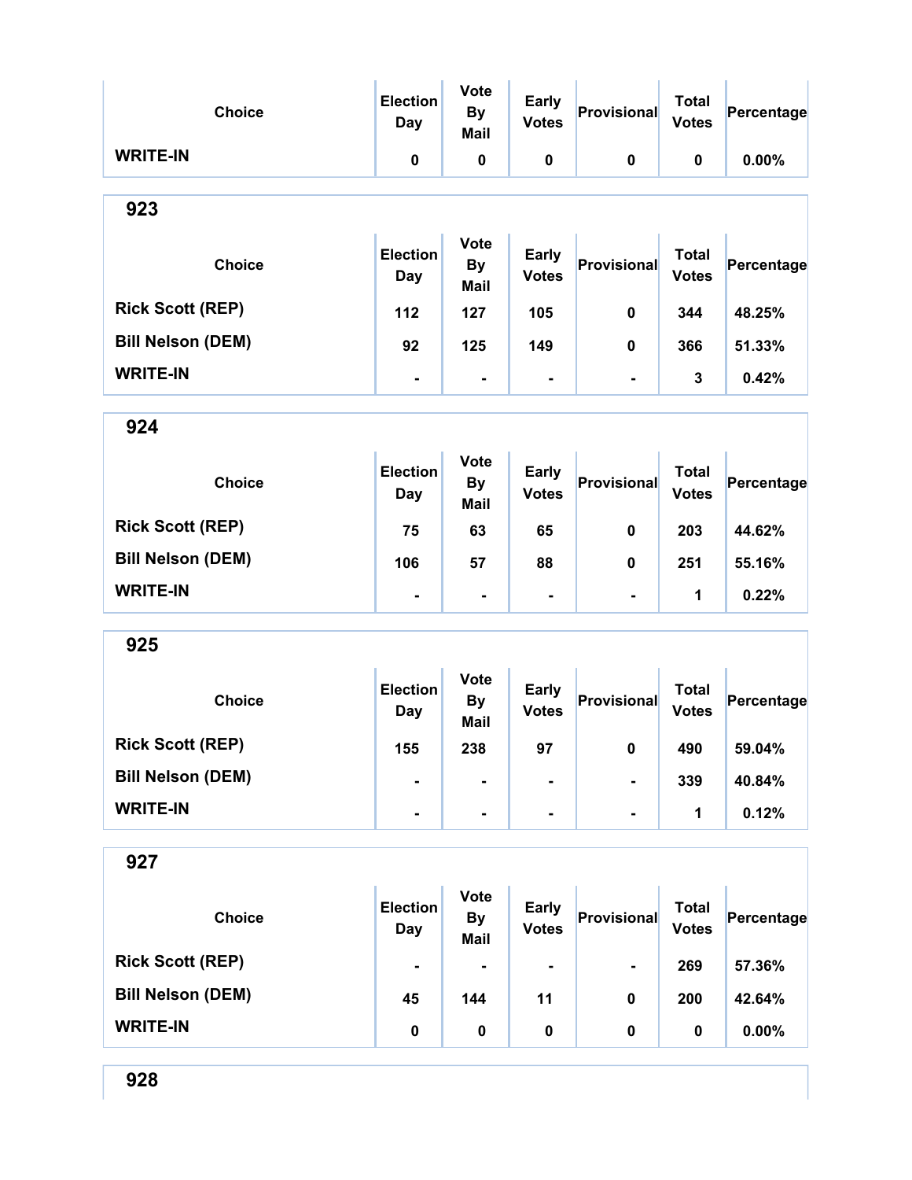| Choice | Election Day | Vote By Mail | Early Votes | Provisional | Total Votes | Percentage |
|---|---|---|---|---|---|---|
| **WRITE-IN** | 0 | 0 | 0 | 0 | 0 | 0.00% |

## 923

| Choice | Election Day | Vote By Mail | Early Votes | Provisional | Total Votes | Percentage |
|---|---|---|---|---|---|---|
| **Rick Scott (REP)** | 112 | 127 | 105 | 0 | 344 | 48.25% |
| **Bill Nelson (DEM)** | 92 | 125 | 149 | 0 | 366 | 51.33% |
| **WRITE-IN** | - | - | - | - | 3 | 0.42% |

## 924

| Choice | Election Day | Vote By Mail | Early Votes | Provisional | Total Votes | Percentage |
|---|---|---|---|---|---|---|
| **Rick Scott (REP)** | 75 | 63 | 65 | 0 | 203 | 44.62% |
| **Bill Nelson (DEM)** | 106 | 57 | 88 | 0 | 251 | 55.16% |
| **WRITE-IN** | - | - | - | - | 1 | 0.22% |

## 925

| Choice | Election Day | Vote By Mail | Early Votes | Provisional | Total Votes | Percentage |
|---|---|---|---|---|---|---|
| **Rick Scott (REP)** | 155 | 238 | 97 | 0 | 490 | 59.04% |
| **Bill Nelson (DEM)** | - | - | - | - | 339 | 40.84% |
| **WRITE-IN** | - | - | - | - | 1 | 0.12% |

## 927

| Choice | Election Day | Vote By Mail | Early Votes | Provisional | Total Votes | Percentage |
|---|---|---|---|---|---|---|
| **Rick Scott (REP)** | - | - | - | - | 269 | 57.36% |
| **Bill Nelson (DEM)** | 45 | 144 | 11 | 0 | 200 | 42.64% |
| **WRITE-IN** | 0 | 0 | 0 | 0 | 0 | 0.00% |

## 928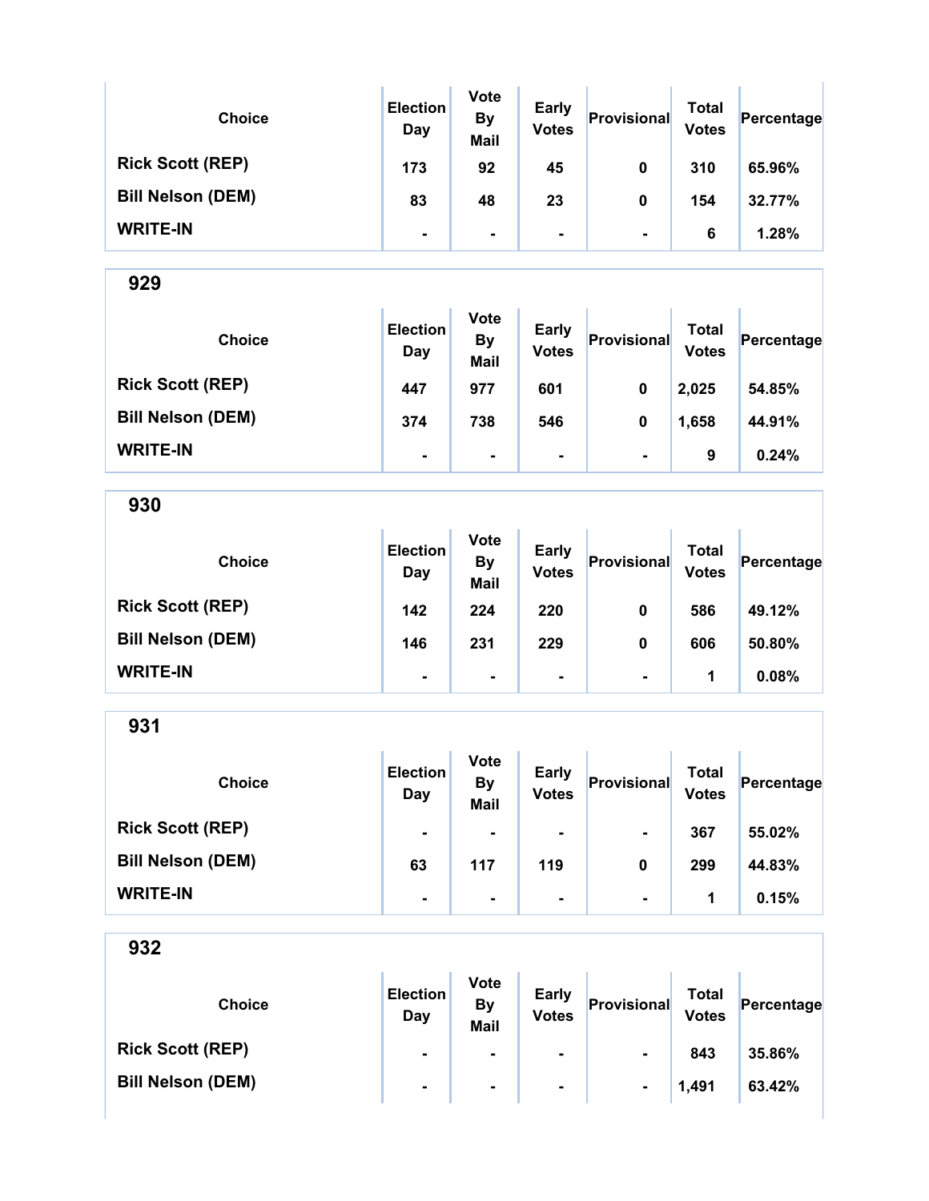| Choice | Election Day | Vote By Mail | Early Votes | Provisional | Total Votes | Percentage |
|---|---|---|---|---|---|---|
| Rick Scott (REP) | 173 | 92 | 45 | 0 | 310 | 65.96% |
| Bill Nelson (DEM) | 83 | 48 | 23 | 0 | 154 | 32.77% |
| WRITE-IN | - | - | - | - | 6 | 1.28% |

## 929

| Choice | Election Day | Vote By Mail | Early Votes | Provisional | Total Votes | Percentage |
|---|---|---|---|---|---|---|
| Rick Scott (REP) | 447 | 977 | 601 | 0 | 2,025 | 54.85% |
| Bill Nelson (DEM) | 374 | 738 | 546 | 0 | 1,658 | 44.91% |
| WRITE-IN | - | - | - | - | 9 | 0.24% |

## 930

| Choice | Election Day | Vote By Mail | Early Votes | Provisional | Total Votes | Percentage |
|---|---|---|---|---|---|---|
| Rick Scott (REP) | 142 | 224 | 220 | 0 | 586 | 49.12% |
| Bill Nelson (DEM) | 146 | 231 | 229 | 0 | 606 | 50.80% |
| WRITE-IN | - | - | - | - | 1 | 0.08% |

## 931

| Choice | Election Day | Vote By Mail | Early Votes | Provisional | Total Votes | Percentage |
|---|---|---|---|---|---|---|
| Rick Scott (REP) | - | - | - | - | 367 | 55.02% |
| Bill Nelson (DEM) | 63 | 117 | 119 | 0 | 299 | 44.83% |
| WRITE-IN | - | - | - | - | 1 | 0.15% |

## 932

| Choice | Election Day | Vote By Mail | Early Votes | Provisional | Total Votes | Percentage |
|---|---|---|---|---|---|---|
| Rick Scott (REP) | - | - | - | - | 843 | 35.86% |
| Bill Nelson (DEM) | - | - | - | - | 1,491 | 63.42% |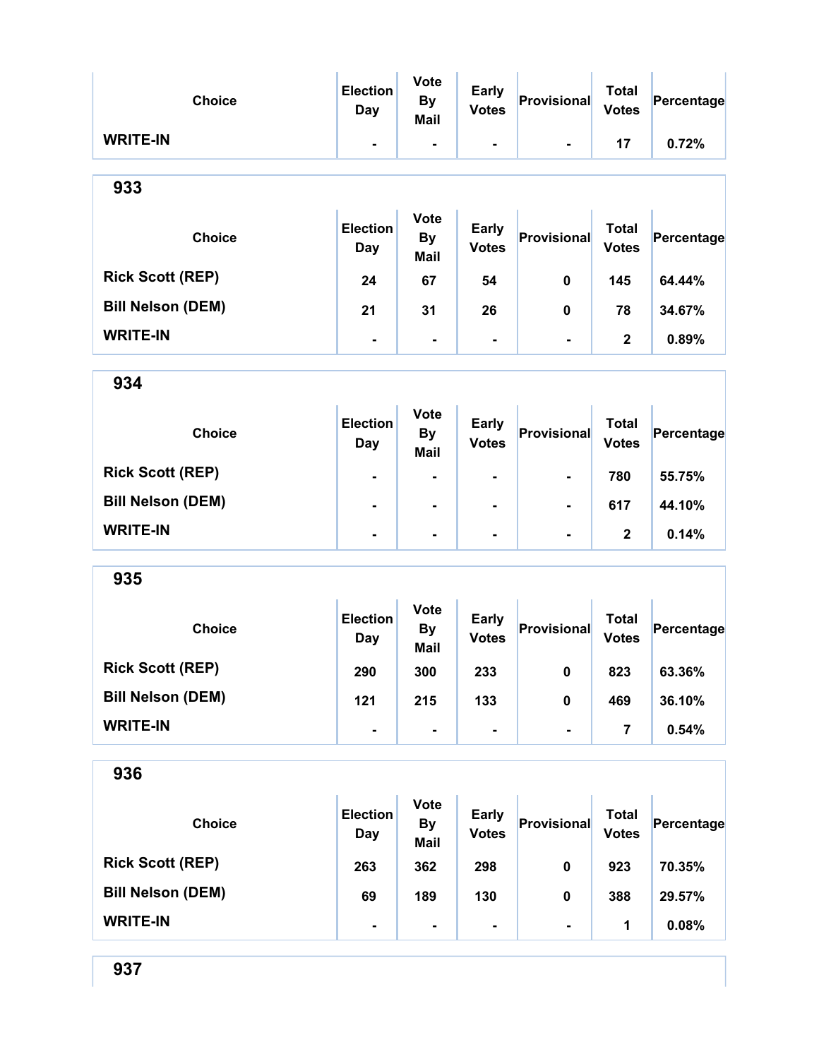| Choice | Election Day | Vote By Mail | Early Votes | Provisional | Total Votes | Percentage |
|---|---|---|---|---|---|---|
| WRITE-IN | - | - | - | - | 17 | 0.72% |

## 933

| Choice | Election Day | Vote By Mail | Early Votes | Provisional | Total Votes | Percentage |
|---|---|---|---|---|---|---|
| Rick Scott (REP) | 24 | 67 | 54 | 0 | 145 | 64.44% |
| Bill Nelson (DEM) | 21 | 31 | 26 | 0 | 78 | 34.67% |
| WRITE-IN | - | - | - | - | 2 | 0.89% |

## 934

| Choice | Election Day | Vote By Mail | Early Votes | Provisional | Total Votes | Percentage |
|---|---|---|---|---|---|---|
| Rick Scott (REP) | - | - | - | - | 780 | 55.75% |
| Bill Nelson (DEM) | - | - | - | - | 617 | 44.10% |
| WRITE-IN | - | - | - | - | 2 | 0.14% |

## 935

| Choice | Election Day | Vote By Mail | Early Votes | Provisional | Total Votes | Percentage |
|---|---|---|---|---|---|---|
| Rick Scott (REP) | 290 | 300 | 233 | 0 | 823 | 63.36% |
| Bill Nelson (DEM) | 121 | 215 | 133 | 0 | 469 | 36.10% |
| WRITE-IN | - | - | - | - | 7 | 0.54% |

## 936

| Choice | Election Day | Vote By Mail | Early Votes | Provisional | Total Votes | Percentage |
|---|---|---|---|---|---|---|
| Rick Scott (REP) | 263 | 362 | 298 | 0 | 923 | 70.35% |
| Bill Nelson (DEM) | 69 | 189 | 130 | 0 | 388 | 29.57% |
| WRITE-IN | - | - | - | - | 1 | 0.08% |

## 937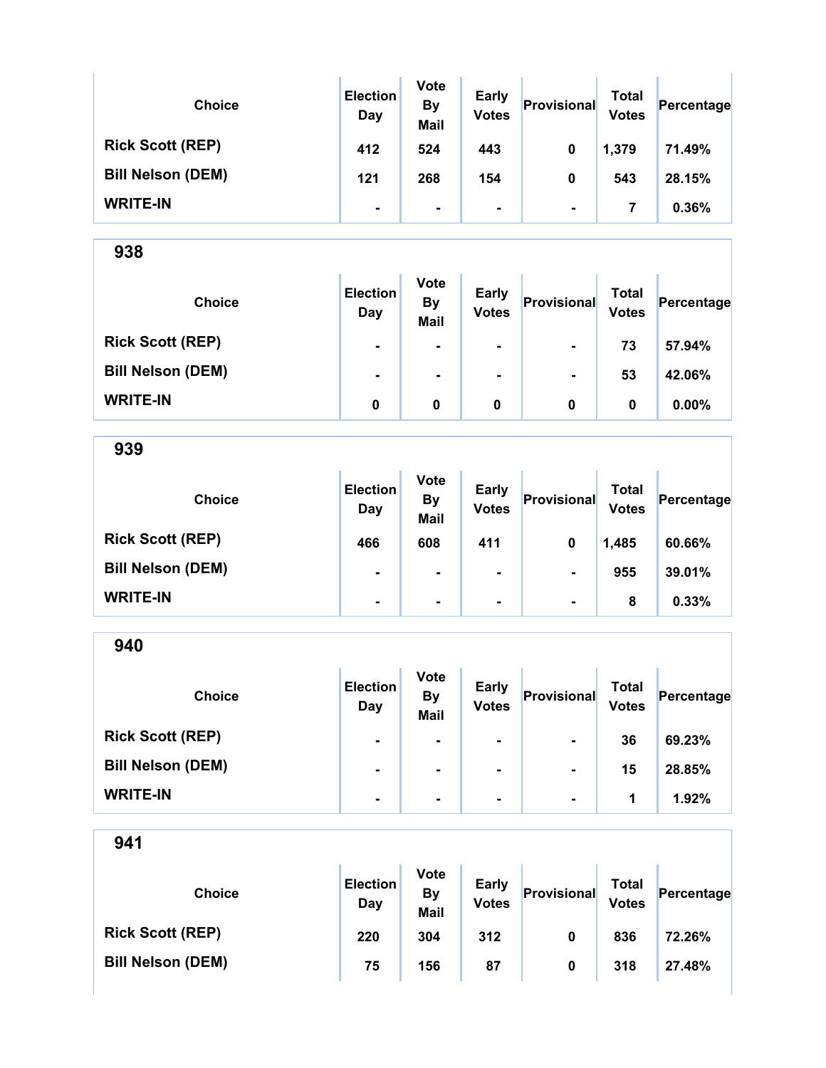| Choice | Election Day | Vote By Mail | Early Votes | Provisional | Total Votes | Percentage |
|---|---|---|---|---|---|---|
| Rick Scott (REP) | 412 | 524 | 443 | 0 | 1,379 | 71.49% |
| Bill Nelson (DEM) | 121 | 268 | 154 | 0 | 543 | 28.15% |
| WRITE-IN | - | - | - | - | 7 | 0.36% |

## 938

| Choice | Election Day | Vote By Mail | Early Votes | Provisional | Total Votes | Percentage |
|---|---|---|---|---|---|---|
| Rick Scott (REP) | - | - | - | - | 73 | 57.94% |
| Bill Nelson (DEM) | - | - | - | - | 53 | 42.06% |
| WRITE-IN | 0 | 0 | 0 | 0 | 0 | 0.00% |

## 939

| Choice | Election Day | Vote By Mail | Early Votes | Provisional | Total Votes | Percentage |
|---|---|---|---|---|---|---|
| Rick Scott (REP) | 466 | 608 | 411 | 0 | 1,485 | 60.66% |
| Bill Nelson (DEM) | - | - | - | - | 955 | 39.01% |
| WRITE-IN | - | - | - | - | 8 | 0.33% |

## 940

| Choice | Election Day | Vote By Mail | Early Votes | Provisional | Total Votes | Percentage |
|---|---|---|---|---|---|---|
| Rick Scott (REP) | - | - | - | - | 36 | 69.23% |
| Bill Nelson (DEM) | - | - | - | - | 15 | 28.85% |
| WRITE-IN | - | - | - | - | 1 | 1.92% |

## 941

| Choice | Election Day | Vote By Mail | Early Votes | Provisional | Total Votes | Percentage |
|---|---|---|---|---|---|---|
| Rick Scott (REP) | 220 | 304 | 312 | 0 | 836 | 72.26% |
| Bill Nelson (DEM) | 75 | 156 | 87 | 0 | 318 | 27.48% |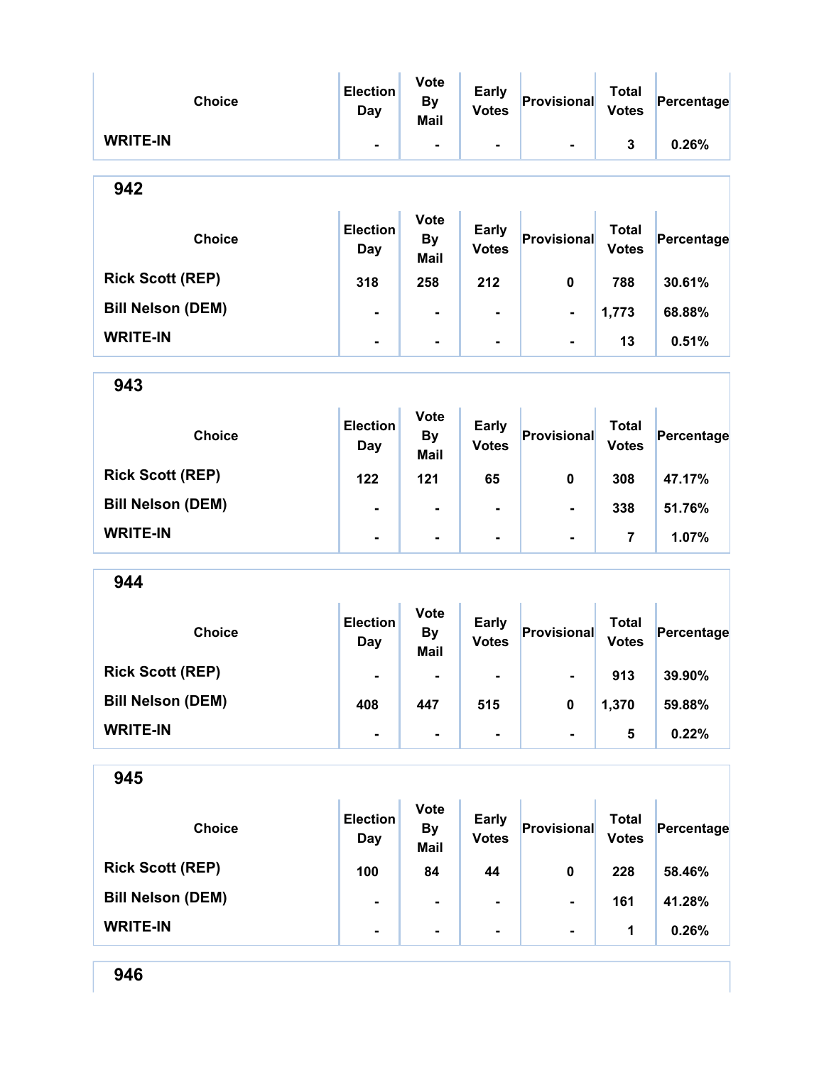| Choice | Election Day | Vote By Mail | Early Votes | Provisional | Total Votes | Percentage |
|---|---|---|---|---|---|---|
| WRITE-IN | - | - | - | - | 3 | 0.26% |

## 942

| Choice | Election Day | Vote By Mail | Early Votes | Provisional | Total Votes | Percentage |
|---|---|---|---|---|---|---|
| Rick Scott (REP) | 318 | 258 | 212 | 0 | 788 | 30.61% |
| Bill Nelson (DEM) | - | - | - | - | 1,773 | 68.88% |
| WRITE-IN | - | - | - | - | 13 | 0.51% |

## 943

| Choice | Election Day | Vote By Mail | Early Votes | Provisional | Total Votes | Percentage |
|---|---|---|---|---|---|---|
| Rick Scott (REP) | 122 | 121 | 65 | 0 | 308 | 47.17% |
| Bill Nelson (DEM) | - | - | - | - | 338 | 51.76% |
| WRITE-IN | - | - | - | - | 7 | 1.07% |

## 944

| Choice | Election Day | Vote By Mail | Early Votes | Provisional | Total Votes | Percentage |
|---|---|---|---|---|---|---|
| Rick Scott (REP) | - | - | - | - | 913 | 39.90% |
| Bill Nelson (DEM) | 408 | 447 | 515 | 0 | 1,370 | 59.88% |
| WRITE-IN | - | - | - | - | 5 | 0.22% |

## 945

| Choice | Election Day | Vote By Mail | Early Votes | Provisional | Total Votes | Percentage |
|---|---|---|---|---|---|---|
| Rick Scott (REP) | 100 | 84 | 44 | 0 | 228 | 58.46% |
| Bill Nelson (DEM) | - | - | - | - | 161 | 41.28% |
| WRITE-IN | - | - | - | - | 1 | 0.26% |

## 946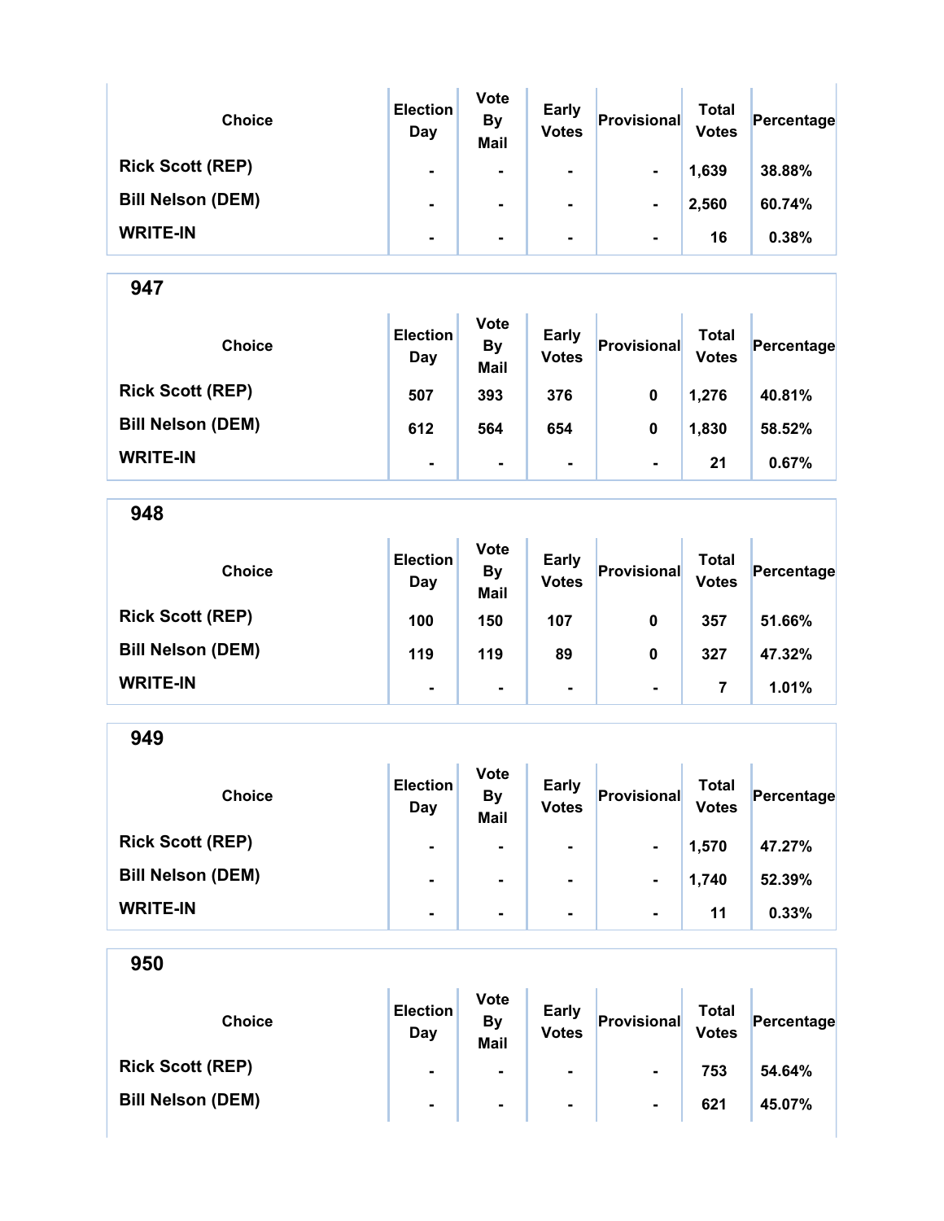| Choice | Election Day | Vote By Mail | Early Votes | Provisional | Total Votes | Percentage |
|---|---|---|---|---|---|---|
| Rick Scott (REP) | - | - | - | - | 1,639 | 38.88% |
| Bill Nelson (DEM) | - | - | - | - | 2,560 | 60.74% |
| WRITE-IN | - | - | - | - | 16 | 0.38% |

## 947

| Choice | Election Day | Vote By Mail | Early Votes | Provisional | Total Votes | Percentage |
|---|---|---|---|---|---|---|
| Rick Scott (REP) | 507 | 393 | 376 | 0 | 1,276 | 40.81% |
| Bill Nelson (DEM) | 612 | 564 | 654 | 0 | 1,830 | 58.52% |
| WRITE-IN | - | - | - | - | 21 | 0.67% |

## 948

| Choice | Election Day | Vote By Mail | Early Votes | Provisional | Total Votes | Percentage |
|---|---|---|---|---|---|---|
| Rick Scott (REP) | 100 | 150 | 107 | 0 | 357 | 51.66% |
| Bill Nelson (DEM) | 119 | 119 | 89 | 0 | 327 | 47.32% |
| WRITE-IN | - | - | - | - | 7 | 1.01% |

## 949

| Choice | Election Day | Vote By Mail | Early Votes | Provisional | Total Votes | Percentage |
|---|---|---|---|---|---|---|
| Rick Scott (REP) | - | - | - | - | 1,570 | 47.27% |
| Bill Nelson (DEM) | - | - | - | - | 1,740 | 52.39% |
| WRITE-IN | - | - | - | - | 11 | 0.33% |

## 950

| Choice | Election Day | Vote By Mail | Early Votes | Provisional | Total Votes | Percentage |
|---|---|---|---|---|---|---|
| Rick Scott (REP) | - | - | - | - | 753 | 54.64% |
| Bill Nelson (DEM) | - | - | - | - | 621 | 45.07% |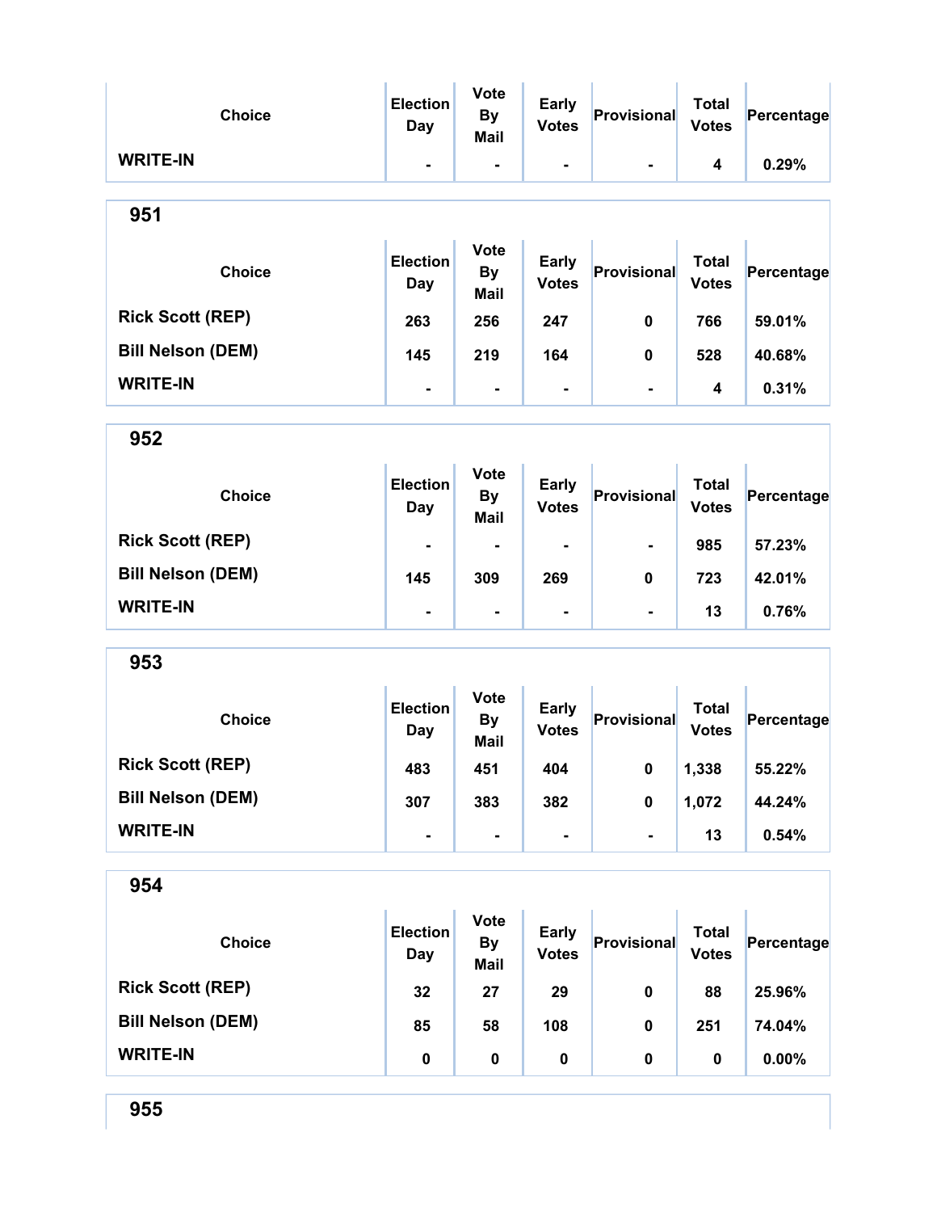| Choice | Election Day | Vote By Mail | Early Votes | Provisional | Total Votes | Percentage |
|---|---|---|---|---|---|---|
| WRITE-IN | - | - | - | - | 4 | 0.29% |

## 951

| Choice | Election Day | Vote By Mail | Early Votes | Provisional | Total Votes | Percentage |
|---|---|---|---|---|---|---|
| Rick Scott (REP) | 263 | 256 | 247 | 0 | 766 | 59.01% |
| Bill Nelson (DEM) | 145 | 219 | 164 | 0 | 528 | 40.68% |
| WRITE-IN | - | - | - | - | 4 | 0.31% |

## 952

| Choice | Election Day | Vote By Mail | Early Votes | Provisional | Total Votes | Percentage |
|---|---|---|---|---|---|---|
| Rick Scott (REP) | - | - | - | - | 985 | 57.23% |
| Bill Nelson (DEM) | 145 | 309 | 269 | 0 | 723 | 42.01% |
| WRITE-IN | - | - | - | - | 13 | 0.76% |

## 953

| Choice | Election Day | Vote By Mail | Early Votes | Provisional | Total Votes | Percentage |
|---|---|---|---|---|---|---|
| Rick Scott (REP) | 483 | 451 | 404 | 0 | 1,338 | 55.22% |
| Bill Nelson (DEM) | 307 | 383 | 382 | 0 | 1,072 | 44.24% |
| WRITE-IN | - | - | - | - | 13 | 0.54% |

## 954

| Choice | Election Day | Vote By Mail | Early Votes | Provisional | Total Votes | Percentage |
|---|---|---|---|---|---|---|
| Rick Scott (REP) | 32 | 27 | 29 | 0 | 88 | 25.96% |
| Bill Nelson (DEM) | 85 | 58 | 108 | 0 | 251 | 74.04% |
| WRITE-IN | 0 | 0 | 0 | 0 | 0 | 0.00% |

## 955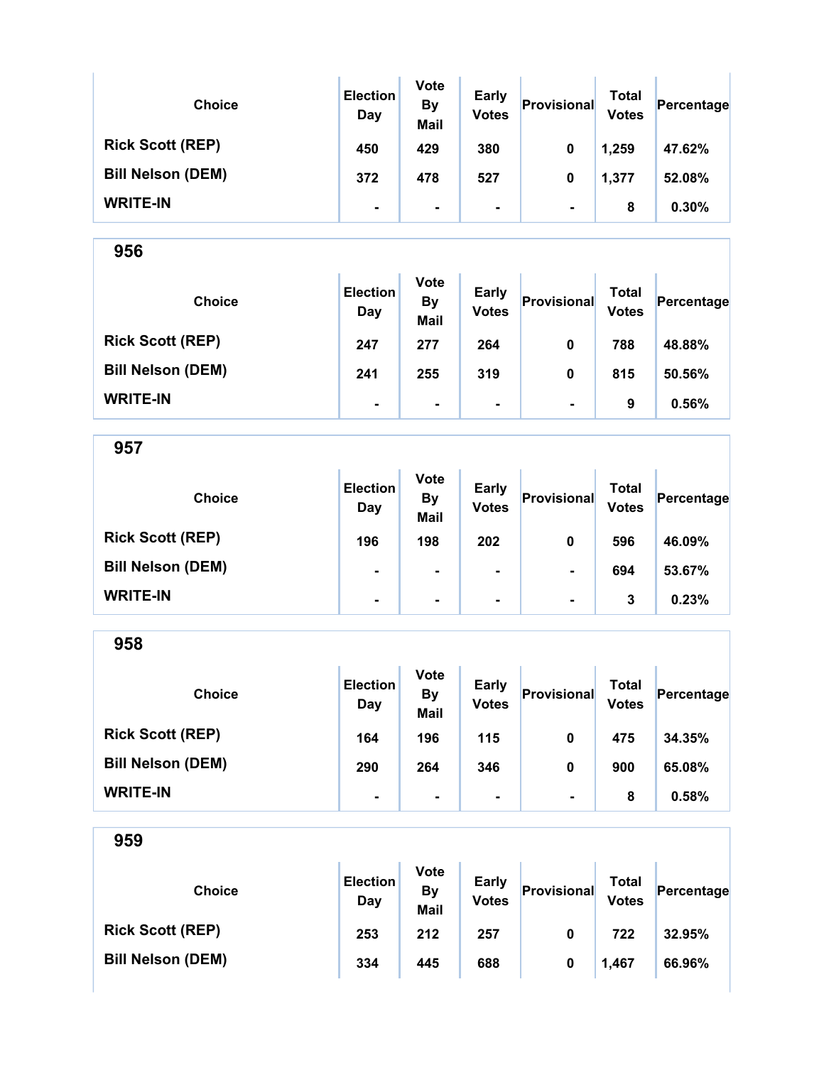| Choice | Election Day | Vote By Mail | Early Votes | Provisional | Total Votes | Percentage |
|---|---|---|---|---|---|---|
| Rick Scott (REP) | 450 | 429 | 380 | 0 | 1,259 | 47.62% |
| Bill Nelson (DEM) | 372 | 478 | 527 | 0 | 1,377 | 52.08% |
| WRITE-IN | - | - | - | - | 8 | 0.30% |

## 956

| Choice | Election Day | Vote By Mail | Early Votes | Provisional | Total Votes | Percentage |
|---|---|---|---|---|---|---|
| Rick Scott (REP) | 247 | 277 | 264 | 0 | 788 | 48.88% |
| Bill Nelson (DEM) | 241 | 255 | 319 | 0 | 815 | 50.56% |
| WRITE-IN | - | - | - | - | 9 | 0.56% |

## 957

| Choice | Election Day | Vote By Mail | Early Votes | Provisional | Total Votes | Percentage |
|---|---|---|---|---|---|---|
| Rick Scott (REP) | 196 | 198 | 202 | 0 | 596 | 46.09% |
| Bill Nelson (DEM) | - | - | - | - | 694 | 53.67% |
| WRITE-IN | - | - | - | - | 3 | 0.23% |

## 958

| Choice | Election Day | Vote By Mail | Early Votes | Provisional | Total Votes | Percentage |
|---|---|---|---|---|---|---|
| Rick Scott (REP) | 164 | 196 | 115 | 0 | 475 | 34.35% |
| Bill Nelson (DEM) | 290 | 264 | 346 | 0 | 900 | 65.08% |
| WRITE-IN | - | - | - | - | 8 | 0.58% |

## 959

| Choice | Election Day | Vote By Mail | Early Votes | Provisional | Total Votes | Percentage |
|---|---|---|---|---|---|---|
| Rick Scott (REP) | 253 | 212 | 257 | 0 | 722 | 32.95% |
| Bill Nelson (DEM) | 334 | 445 | 688 | 0 | 1,467 | 66.96% |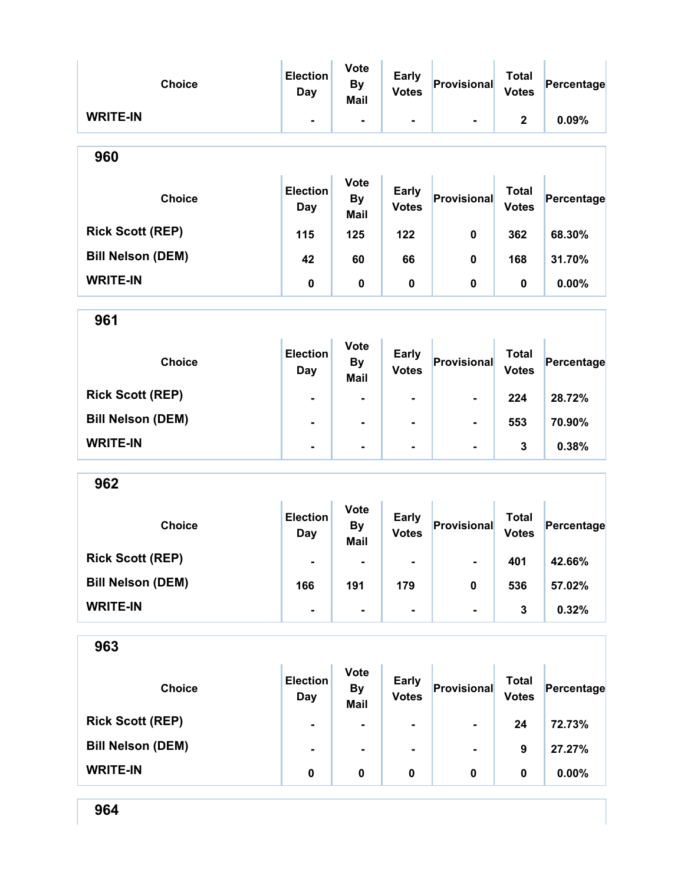| Choice | Election Day | Vote By Mail | Early Votes | Provisional | Total Votes | Percentage |
|---|---|---|---|---|---|---|
| WRITE-IN | - | - | - | - | 2 | 0.09% |

## 960

| Choice | Election Day | Vote By Mail | Early Votes | Provisional | Total Votes | Percentage |
|---|---|---|---|---|---|---|
| Rick Scott (REP) | 115 | 125 | 122 | 0 | 362 | 68.30% |
| Bill Nelson (DEM) | 42 | 60 | 66 | 0 | 168 | 31.70% |
| WRITE-IN | 0 | 0 | 0 | 0 | 0 | 0.00% |

## 961

| Choice | Election Day | Vote By Mail | Early Votes | Provisional | Total Votes | Percentage |
|---|---|---|---|---|---|---|
| Rick Scott (REP) | - | - | - | - | 224 | 28.72% |
| Bill Nelson (DEM) | - | - | - | - | 553 | 70.90% |
| WRITE-IN | - | - | - | - | 3 | 0.38% |

## 962

| Choice | Election Day | Vote By Mail | Early Votes | Provisional | Total Votes | Percentage |
|---|---|---|---|---|---|---|
| Rick Scott (REP) | - | - | - | - | 401 | 42.66% |
| Bill Nelson (DEM) | 166 | 191 | 179 | 0 | 536 | 57.02% |
| WRITE-IN | - | - | - | - | 3 | 0.32% |

## 963

| Choice | Election Day | Vote By Mail | Early Votes | Provisional | Total Votes | Percentage |
|---|---|---|---|---|---|---|
| Rick Scott (REP) | - | - | - | - | 24 | 72.73% |
| Bill Nelson (DEM) | - | - | - | - | 9 | 27.27% |
| WRITE-IN | 0 | 0 | 0 | 0 | 0 | 0.00% |

## 964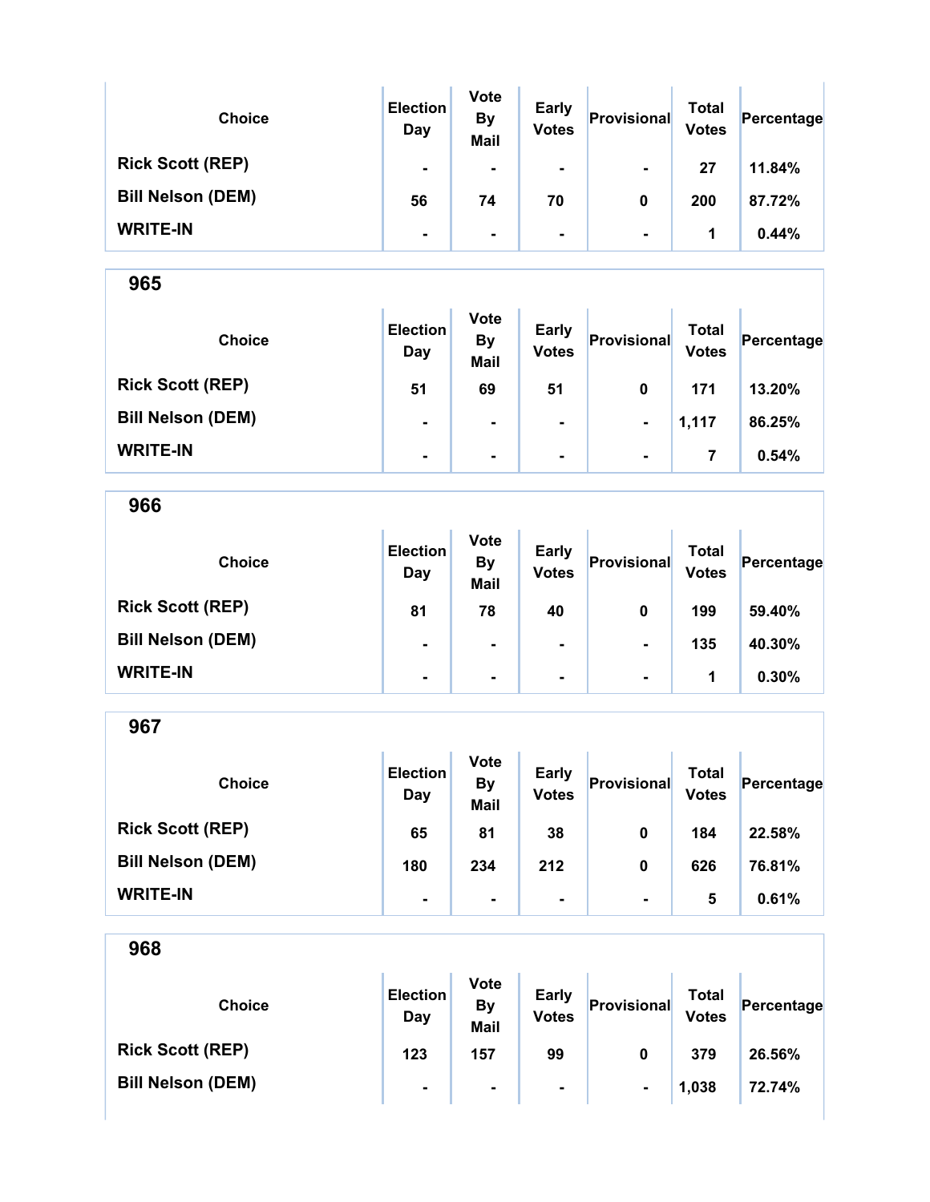| Choice | Election Day | Vote By Mail | Early Votes | Provisional | Total Votes | Percentage |
|---|---|---|---|---|---|---|
| Rick Scott (REP) | - | - | - | - | 27 | 11.84% |
| Bill Nelson (DEM) | 56 | 74 | 70 | 0 | 200 | 87.72% |
| WRITE-IN | - | - | - | - | 1 | 0.44% |

## 965

| Choice | Election Day | Vote By Mail | Early Votes | Provisional | Total Votes | Percentage |
|---|---|---|---|---|---|---|
| Rick Scott (REP) | 51 | 69 | 51 | 0 | 171 | 13.20% |
| Bill Nelson (DEM) | - | - | - | - | 1,117 | 86.25% |
| WRITE-IN | - | - | - | - | 7 | 0.54% |

## 966

| Choice | Election Day | Vote By Mail | Early Votes | Provisional | Total Votes | Percentage |
|---|---|---|---|---|---|---|
| Rick Scott (REP) | 81 | 78 | 40 | 0 | 199 | 59.40% |
| Bill Nelson (DEM) | - | - | - | - | 135 | 40.30% |
| WRITE-IN | - | - | - | - | 1 | 0.30% |

## 967

| Choice | Election Day | Vote By Mail | Early Votes | Provisional | Total Votes | Percentage |
|---|---|---|---|---|---|---|
| Rick Scott (REP) | 65 | 81 | 38 | 0 | 184 | 22.58% |
| Bill Nelson (DEM) | 180 | 234 | 212 | 0 | 626 | 76.81% |
| WRITE-IN | - | - | - | - | 5 | 0.61% |

## 968

| Choice | Election Day | Vote By Mail | Early Votes | Provisional | Total Votes | Percentage |
|---|---|---|---|---|---|---|
| Rick Scott (REP) | 123 | 157 | 99 | 0 | 379 | 26.56% |
| Bill Nelson (DEM) | - | - | - | - | 1,038 | 72.74% |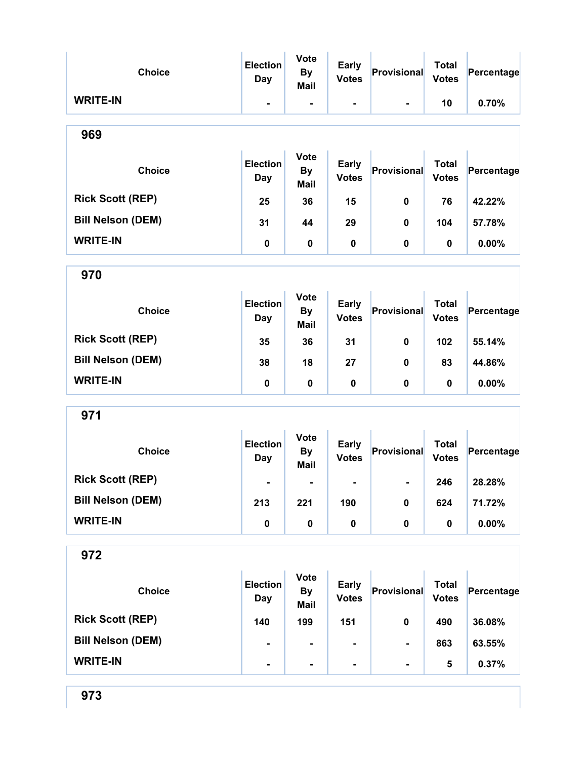| Choice | Election Day | Vote By Mail | Early Votes | Provisional | Total Votes | Percentage |
|---|---|---|---|---|---|---|
| WRITE-IN | - | - | - | - | 10 | 0.70% |

## 969

| Choice | Election Day | Vote By Mail | Early Votes | Provisional | Total Votes | Percentage |
|---|---|---|---|---|---|---|
| Rick Scott (REP) | 25 | 36 | 15 | 0 | 76 | 42.22% |
| Bill Nelson (DEM) | 31 | 44 | 29 | 0 | 104 | 57.78% |
| WRITE-IN | 0 | 0 | 0 | 0 | 0 | 0.00% |

## 970

| Choice | Election Day | Vote By Mail | Early Votes | Provisional | Total Votes | Percentage |
|---|---|---|---|---|---|---|
| Rick Scott (REP) | 35 | 36 | 31 | 0 | 102 | 55.14% |
| Bill Nelson (DEM) | 38 | 18 | 27 | 0 | 83 | 44.86% |
| WRITE-IN | 0 | 0 | 0 | 0 | 0 | 0.00% |

## 971

| Choice | Election Day | Vote By Mail | Early Votes | Provisional | Total Votes | Percentage |
|---|---|---|---|---|---|---|
| Rick Scott (REP) | - | - | - | - | 246 | 28.28% |
| Bill Nelson (DEM) | 213 | 221 | 190 | 0 | 624 | 71.72% |
| WRITE-IN | 0 | 0 | 0 | 0 | 0 | 0.00% |

## 972

| Choice | Election Day | Vote By Mail | Early Votes | Provisional | Total Votes | Percentage |
|---|---|---|---|---|---|---|
| Rick Scott (REP) | 140 | 199 | 151 | 0 | 490 | 36.08% |
| Bill Nelson (DEM) | - | - | - | - | 863 | 63.55% |
| WRITE-IN | - | - | - | - | 5 | 0.37% |

## 973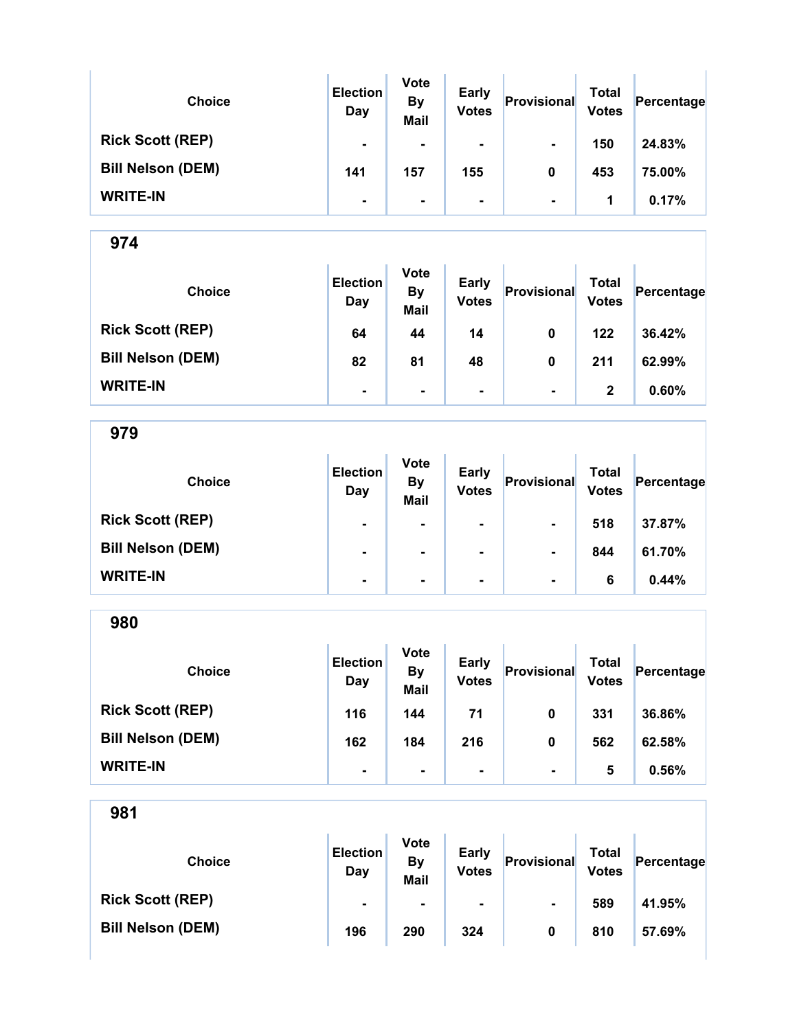| Choice | Election Day | Vote By Mail | Early Votes | Provisional | Total Votes | Percentage |
|---|---|---|---|---|---|---|
| Rick Scott (REP) | - | - | - | - | 150 | 24.83% |
| Bill Nelson (DEM) | 141 | 157 | 155 | 0 | 453 | 75.00% |
| WRITE-IN | - | - | - | - | 1 | 0.17% |

## 974

| Choice | Election Day | Vote By Mail | Early Votes | Provisional | Total Votes | Percentage |
|---|---|---|---|---|---|---|
| Rick Scott (REP) | 64 | 44 | 14 | 0 | 122 | 36.42% |
| Bill Nelson (DEM) | 82 | 81 | 48 | 0 | 211 | 62.99% |
| WRITE-IN | - | - | - | - | 2 | 0.60% |

## 979

| Choice | Election Day | Vote By Mail | Early Votes | Provisional | Total Votes | Percentage |
|---|---|---|---|---|---|---|
| Rick Scott (REP) | - | - | - | - | 518 | 37.87% |
| Bill Nelson (DEM) | - | - | - | - | 844 | 61.70% |
| WRITE-IN | - | - | - | - | 6 | 0.44% |

## 980

| Choice | Election Day | Vote By Mail | Early Votes | Provisional | Total Votes | Percentage |
|---|---|---|---|---|---|---|
| Rick Scott (REP) | 116 | 144 | 71 | 0 | 331 | 36.86% |
| Bill Nelson (DEM) | 162 | 184 | 216 | 0 | 562 | 62.58% |
| WRITE-IN | - | - | - | - | 5 | 0.56% |

## 981

| Choice | Election Day | Vote By Mail | Early Votes | Provisional | Total Votes | Percentage |
|---|---|---|---|---|---|---|
| Rick Scott (REP) | - | - | - | - | 589 | 41.95% |
| Bill Nelson (DEM) | 196 | 290 | 324 | 0 | 810 | 57.69% |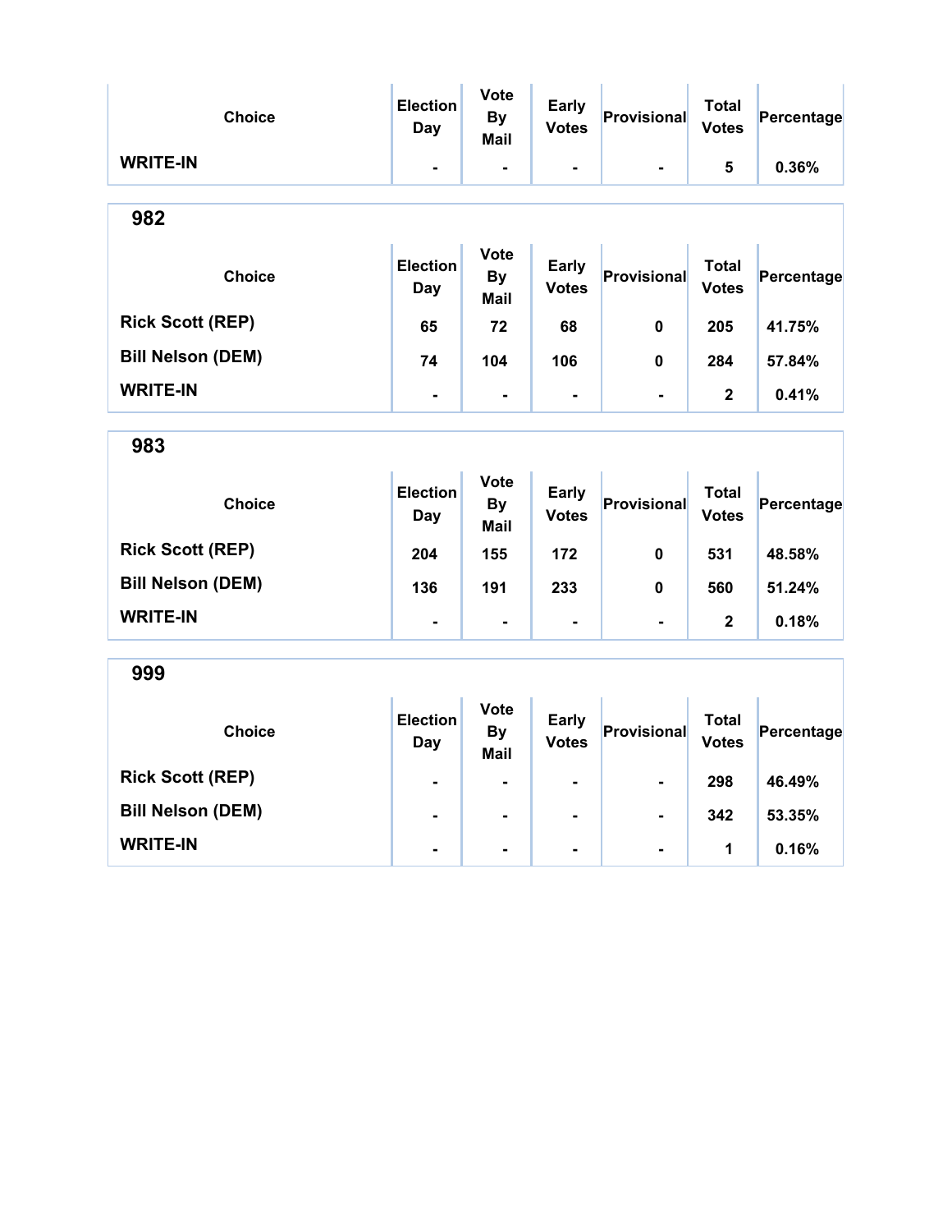| Choice | Election Day | Vote By Mail | Early Votes | Provisional | Total Votes | Percentage |
|---|---|---|---|---|---|---|
| WRITE-IN | - | - | - | - | 5 | 0.36% |

## 982

| Choice | Election Day | Vote By Mail | Early Votes | Provisional | Total Votes | Percentage |
|---|---|---|---|---|---|---|
| Rick Scott (REP) | 65 | 72 | 68 | 0 | 205 | 41.75% |
| Bill Nelson (DEM) | 74 | 104 | 106 | 0 | 284 | 57.84% |
| WRITE-IN | - | - | - | - | 2 | 0.41% |

## 983

| Choice | Election Day | Vote By Mail | Early Votes | Provisional | Total Votes | Percentage |
|---|---|---|---|---|---|---|
| Rick Scott (REP) | 204 | 155 | 172 | 0 | 531 | 48.58% |
| Bill Nelson (DEM) | 136 | 191 | 233 | 0 | 560 | 51.24% |
| WRITE-IN | - | - | - | - | 2 | 0.18% |

## 999

| Choice | Election Day | Vote By Mail | Early Votes | Provisional | Total Votes | Percentage |
|---|---|---|---|---|---|---|
| Rick Scott (REP) | - | - | - | - | 298 | 46.49% |
| Bill Nelson (DEM) | - | - | - | - | 342 | 53.35% |
| WRITE-IN | - | - | - | - | 1 | 0.16% |